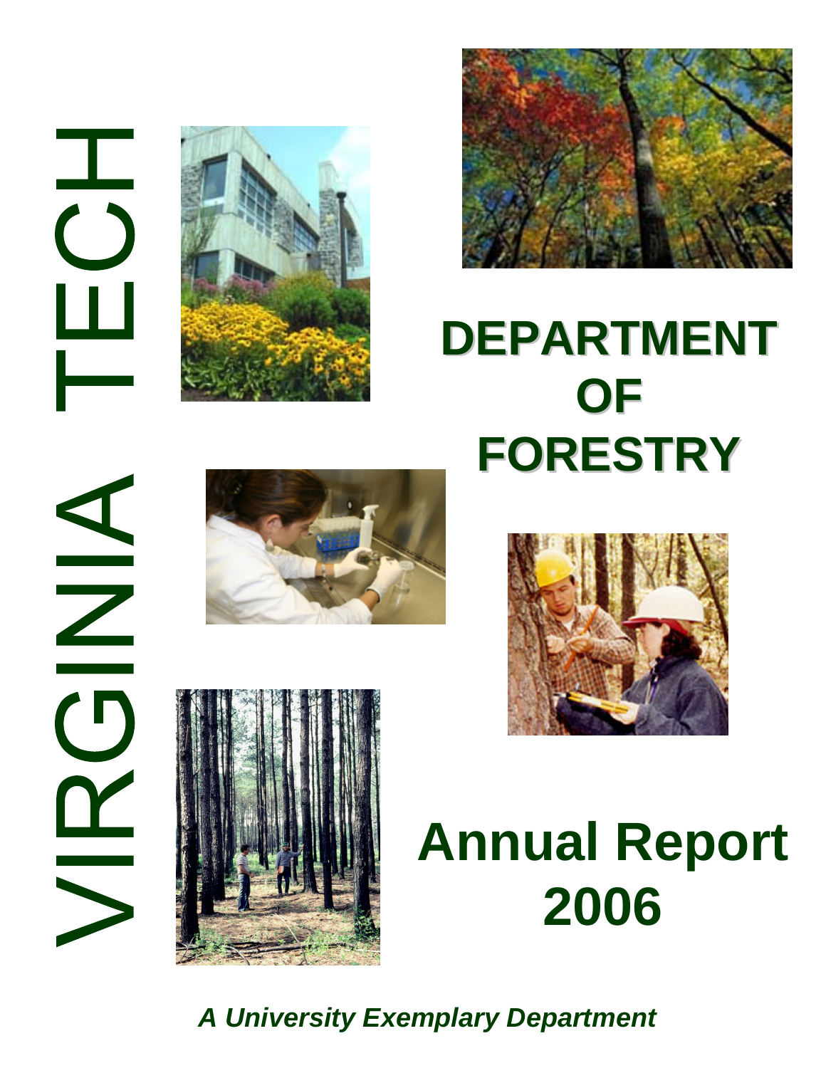VIRGINIA TECH

# DEPARTMENT OF FORESTRY

# Annual Report 2006

***A University Exemplary Department***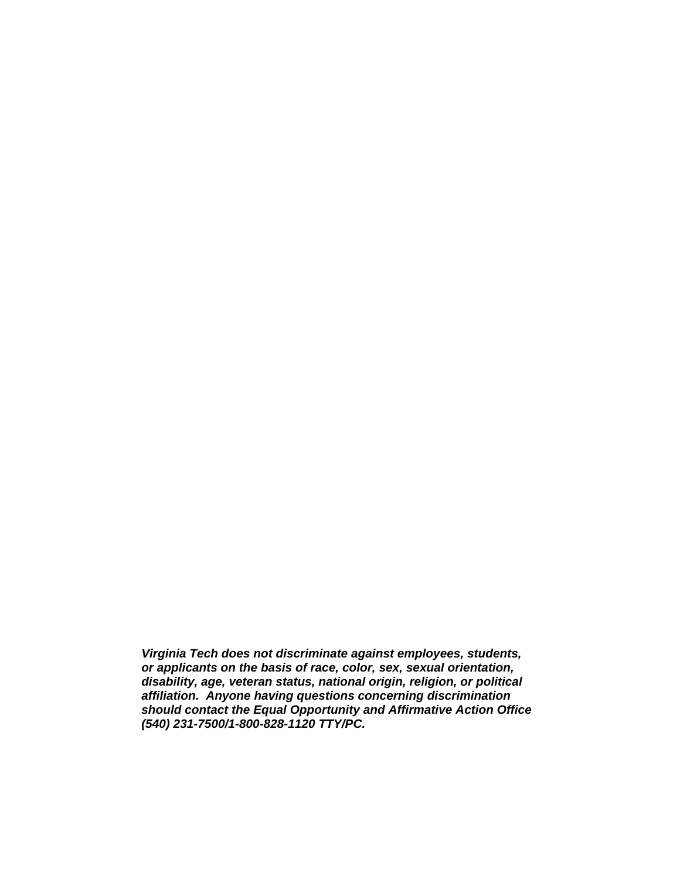***Virginia Tech does not discriminate against employees, students, or applicants on the basis of race, color, sex, sexual orientation, disability, age, veteran status, national origin, religion, or political affiliation. Anyone having questions concerning discrimination should contact the Equal Opportunity and Affirmative Action Office (540) 231-7500/1-800-828-1120 TTY/PC.***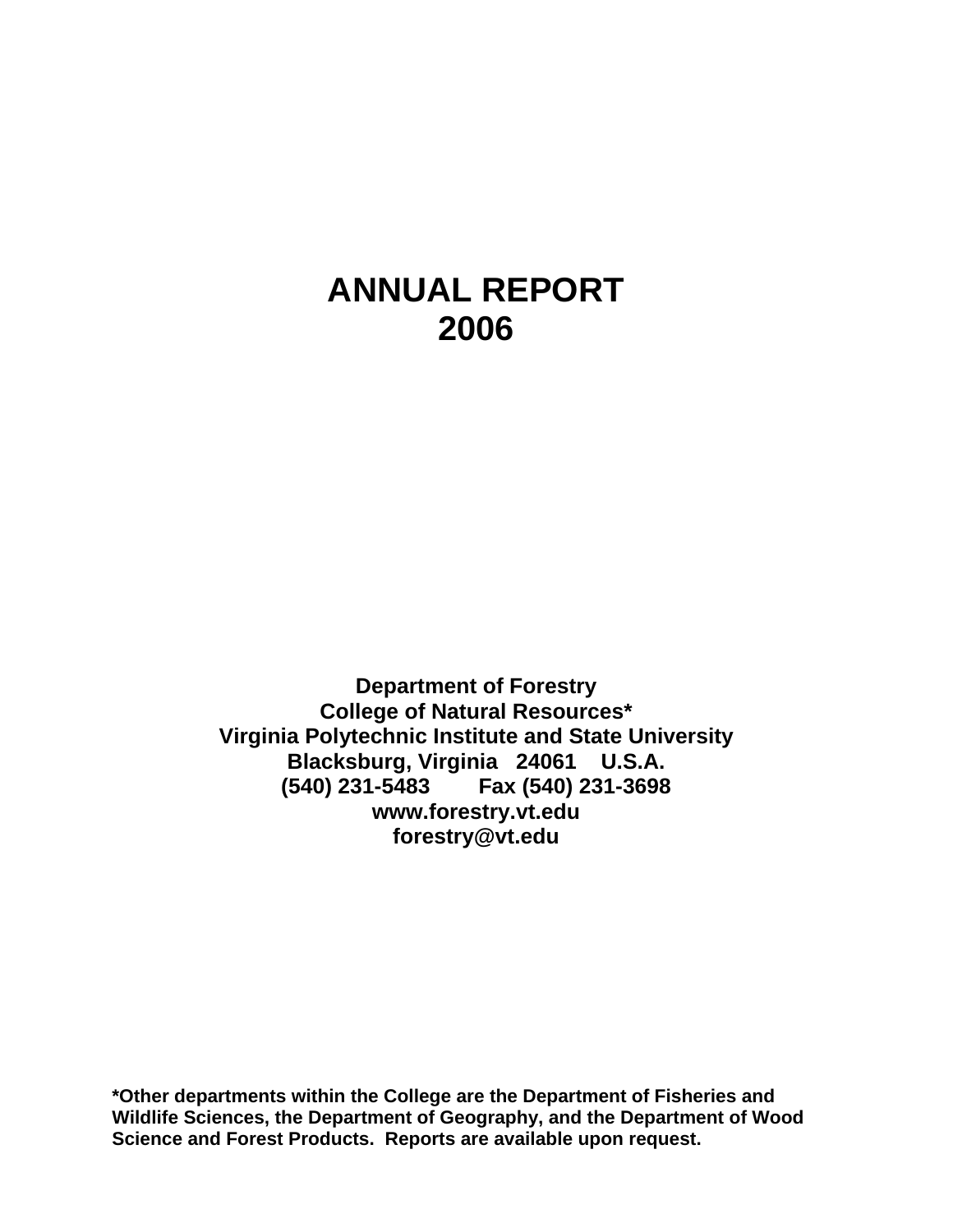# ANNUAL REPORT
# 2006

**Department of Forestry**
**College of Natural Resources***
**Virginia Polytechnic Institute and State University**
**Blacksburg, Virginia 24061 U.S.A.**
**(540) 231-5483 Fax (540) 231-3698**
**www.forestry.vt.edu**
**forestry@vt.edu**

**\*Other departments within the College are the Department of Fisheries and Wildlife Sciences, the Department of Geography, and the Department of Wood Science and Forest Products. Reports are available upon request.**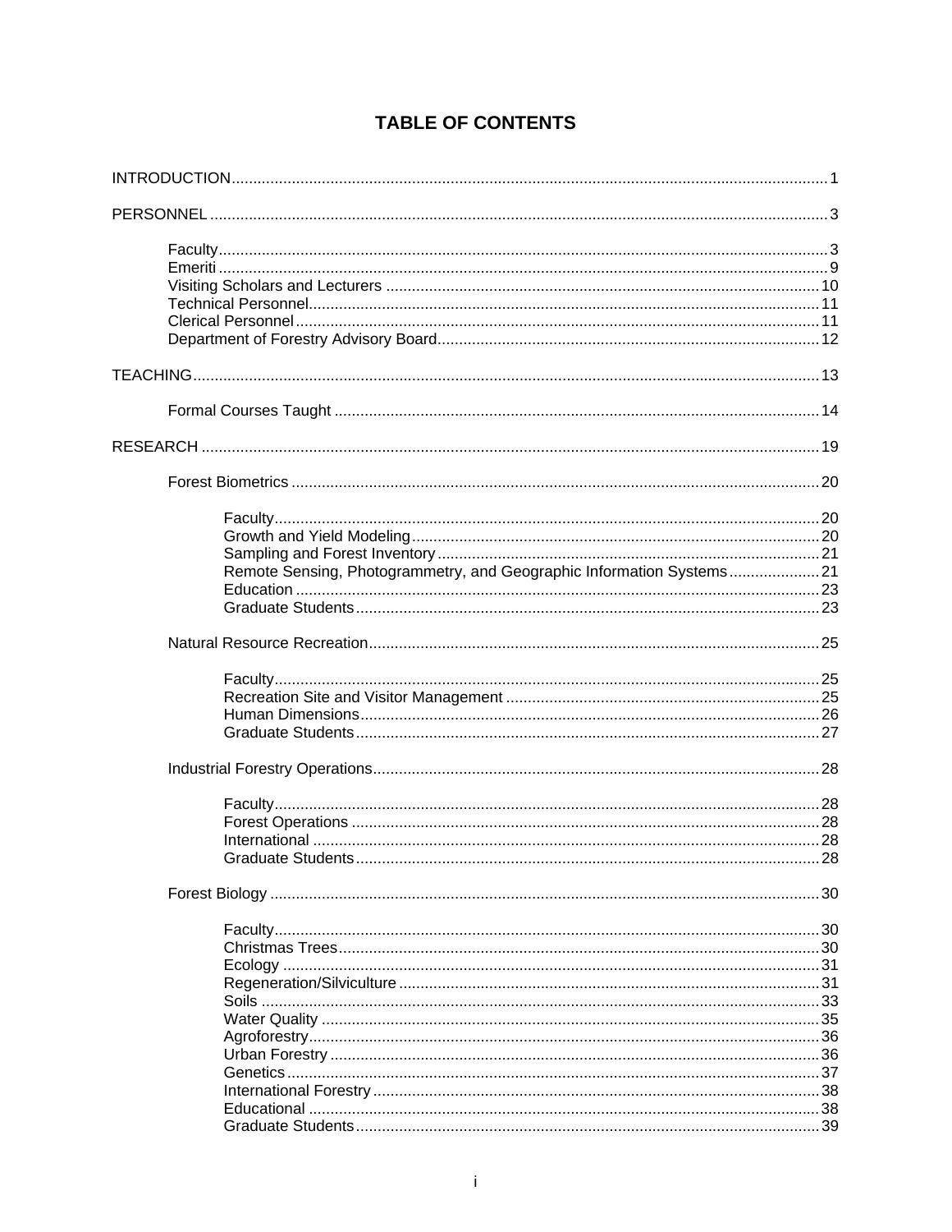# TABLE OF CONTENTS

INTRODUCTION ... 1

PERSONNEL ... 3

- Faculty ... 3
- Emeriti ... 9
- Visiting Scholars and Lecturers ... 10
- Technical Personnel ... 11
- Clerical Personnel ... 11
- Department of Forestry Advisory Board ... 12

TEACHING ... 13

- Formal Courses Taught ... 14

RESEARCH ... 19

- Forest Biometrics ... 20
  - Faculty ... 20
  - Growth and Yield Modeling ... 20
  - Sampling and Forest Inventory ... 21
  - Remote Sensing, Photogrammetry, and Geographic Information Systems ... 21
  - Education ... 23
  - Graduate Students ... 23
- Natural Resource Recreation ... 25
  - Faculty ... 25
  - Recreation Site and Visitor Management ... 25
  - Human Dimensions ... 26
  - Graduate Students ... 27
- Industrial Forestry Operations ... 28
  - Faculty ... 28
  - Forest Operations ... 28
  - International ... 28
  - Graduate Students ... 28
- Forest Biology ... 30
  - Faculty ... 30
  - Christmas Trees ... 30
  - Ecology ... 31
  - Regeneration/Silviculture ... 31
  - Soils ... 33
  - Water Quality ... 35
  - Agroforestry ... 36
  - Urban Forestry ... 36
  - Genetics ... 37
  - International Forestry ... 38
  - Educational ... 38
  - Graduate Students ... 39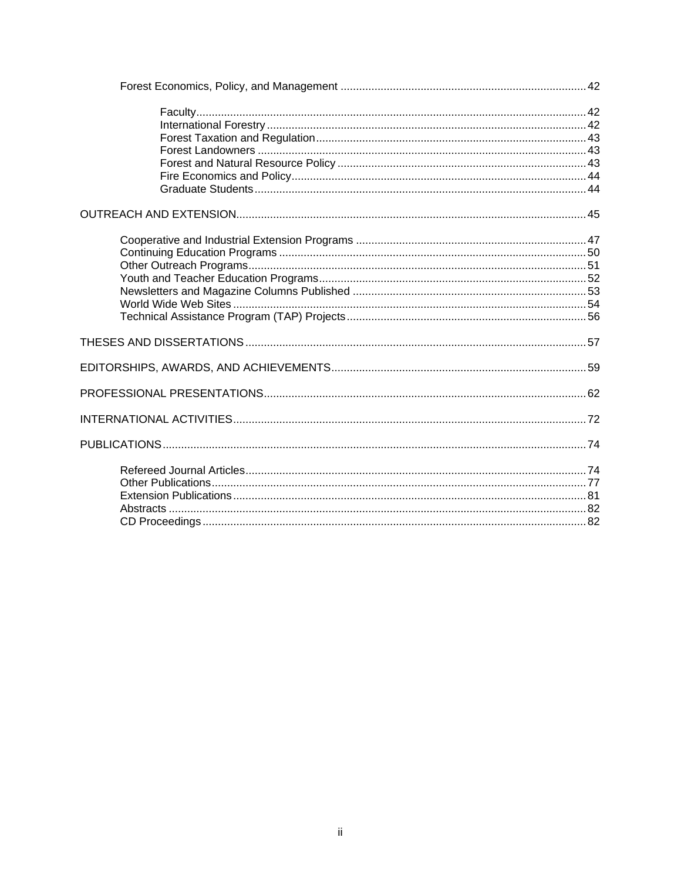Forest Economics, Policy, and Management ....... 42

- Faculty ....... 42
- International Forestry ....... 42
- Forest Taxation and Regulation ....... 43
- Forest Landowners ....... 43
- Forest and Natural Resource Policy ....... 43
- Fire Economics and Policy ....... 44
- Graduate Students ....... 44

OUTREACH AND EXTENSION ....... 45

- Cooperative and Industrial Extension Programs ....... 47
- Continuing Education Programs ....... 50
- Other Outreach Programs ....... 51
- Youth and Teacher Education Programs ....... 52
- Newsletters and Magazine Columns Published ....... 53
- World Wide Web Sites ....... 54
- Technical Assistance Program (TAP) Projects ....... 56

THESES AND DISSERTATIONS ....... 57

EDITORSHIPS, AWARDS, AND ACHIEVEMENTS ....... 59

PROFESSIONAL PRESENTATIONS ....... 62

INTERNATIONAL ACTIVITIES ....... 72

PUBLICATIONS ....... 74

- Refereed Journal Articles ....... 74
- Other Publications ....... 77
- Extension Publications ....... 81
- Abstracts ....... 82
- CD Proceedings ....... 82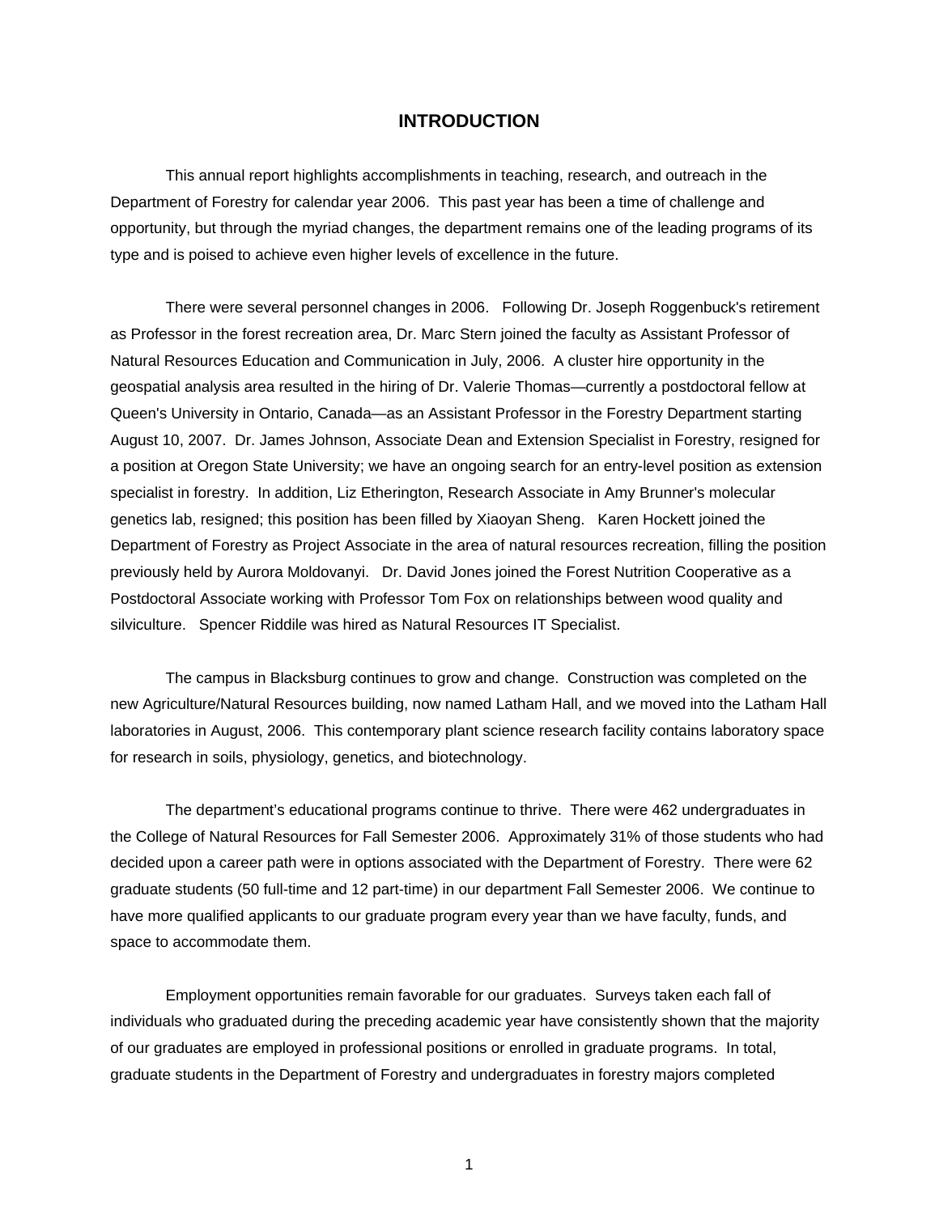# INTRODUCTION

This annual report highlights accomplishments in teaching, research, and outreach in the Department of Forestry for calendar year 2006. This past year has been a time of challenge and opportunity, but through the myriad changes, the department remains one of the leading programs of its type and is poised to achieve even higher levels of excellence in the future.

There were several personnel changes in 2006. Following Dr. Joseph Roggenbuck's retirement as Professor in the forest recreation area, Dr. Marc Stern joined the faculty as Assistant Professor of Natural Resources Education and Communication in July, 2006. A cluster hire opportunity in the geospatial analysis area resulted in the hiring of Dr. Valerie Thomas—currently a postdoctoral fellow at Queen's University in Ontario, Canada—as an Assistant Professor in the Forestry Department starting August 10, 2007. Dr. James Johnson, Associate Dean and Extension Specialist in Forestry, resigned for a position at Oregon State University; we have an ongoing search for an entry-level position as extension specialist in forestry. In addition, Liz Etherington, Research Associate in Amy Brunner's molecular genetics lab, resigned; this position has been filled by Xiaoyan Sheng. Karen Hockett joined the Department of Forestry as Project Associate in the area of natural resources recreation, filling the position previously held by Aurora Moldovanyi. Dr. David Jones joined the Forest Nutrition Cooperative as a Postdoctoral Associate working with Professor Tom Fox on relationships between wood quality and silviculture. Spencer Riddile was hired as Natural Resources IT Specialist.

The campus in Blacksburg continues to grow and change. Construction was completed on the new Agriculture/Natural Resources building, now named Latham Hall, and we moved into the Latham Hall laboratories in August, 2006. This contemporary plant science research facility contains laboratory space for research in soils, physiology, genetics, and biotechnology.

The department's educational programs continue to thrive. There were 462 undergraduates in the College of Natural Resources for Fall Semester 2006. Approximately 31% of those students who had decided upon a career path were in options associated with the Department of Forestry. There were 62 graduate students (50 full-time and 12 part-time) in our department Fall Semester 2006. We continue to have more qualified applicants to our graduate program every year than we have faculty, funds, and space to accommodate them.

Employment opportunities remain favorable for our graduates. Surveys taken each fall of individuals who graduated during the preceding academic year have consistently shown that the majority of our graduates are employed in professional positions or enrolled in graduate programs. In total, graduate students in the Department of Forestry and undergraduates in forestry majors completed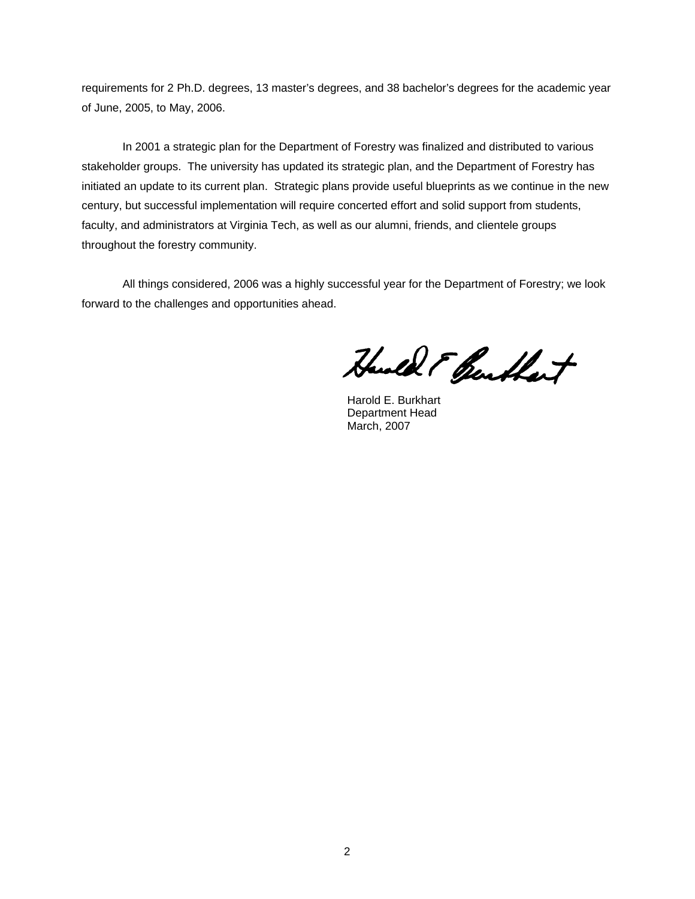requirements for 2 Ph.D. degrees, 13 master's degrees, and 38 bachelor's degrees for the academic year of June, 2005, to May, 2006.

In 2001 a strategic plan for the Department of Forestry was finalized and distributed to various stakeholder groups. The university has updated its strategic plan, and the Department of Forestry has initiated an update to its current plan. Strategic plans provide useful blueprints as we continue in the new century, but successful implementation will require concerted effort and solid support from students, faculty, and administrators at Virginia Tech, as well as our alumni, friends, and clientele groups throughout the forestry community.

All things considered, 2006 was a highly successful year for the Department of Forestry; we look forward to the challenges and opportunities ahead.

Harold E. Burkhart
Department Head
March, 2007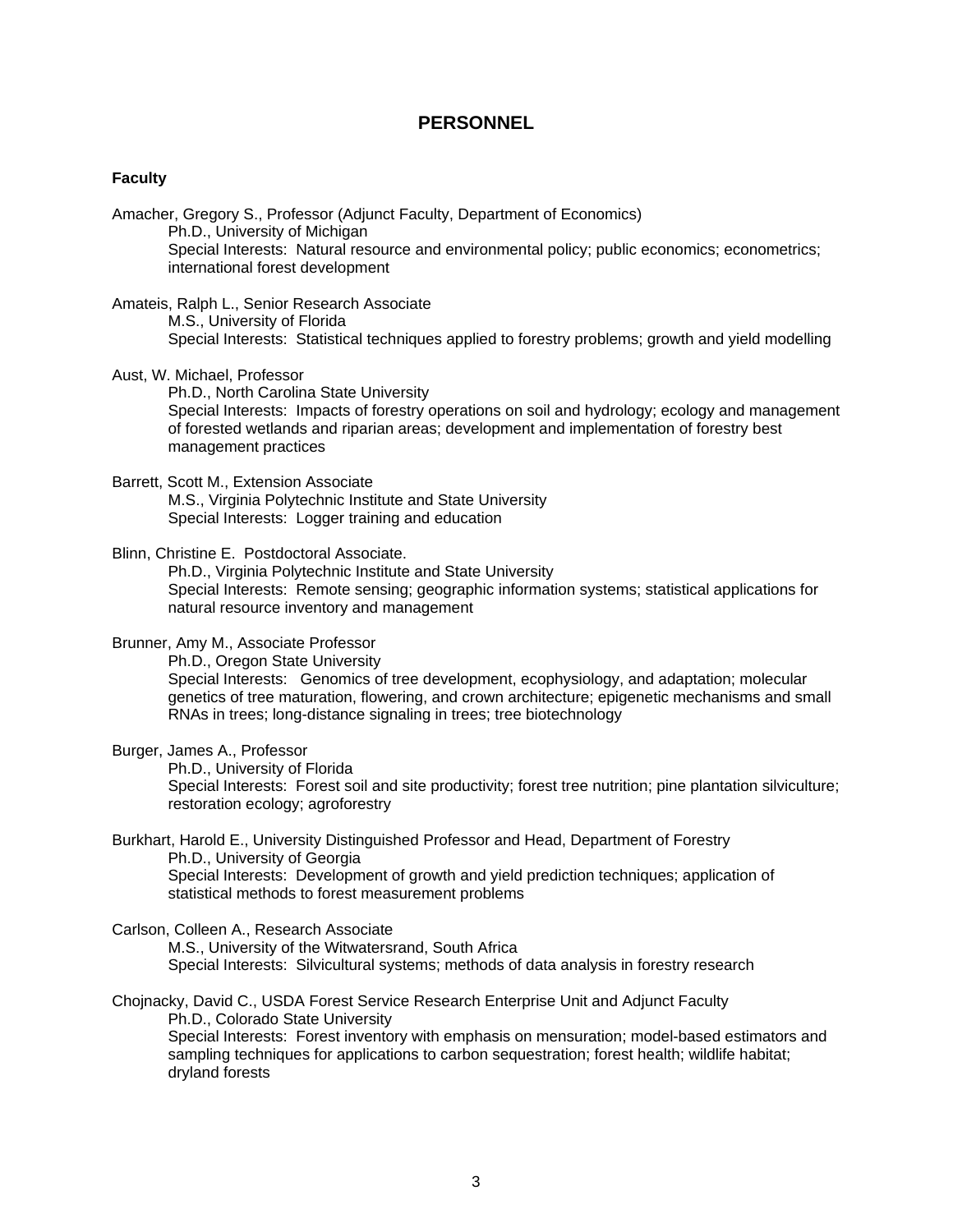# PERSONNEL

## Faculty

Amacher, Gregory S., Professor (Adjunct Faculty, Department of Economics)
Ph.D., University of Michigan
Special Interests: Natural resource and environmental policy; public economics; econometrics; international forest development

Amateis, Ralph L., Senior Research Associate
M.S., University of Florida
Special Interests: Statistical techniques applied to forestry problems; growth and yield modelling

Aust, W. Michael, Professor
Ph.D., North Carolina State University
Special Interests: Impacts of forestry operations on soil and hydrology; ecology and management of forested wetlands and riparian areas; development and implementation of forestry best management practices

Barrett, Scott M., Extension Associate
M.S., Virginia Polytechnic Institute and State University
Special Interests: Logger training and education

Blinn, Christine E. Postdoctoral Associate.
Ph.D., Virginia Polytechnic Institute and State University
Special Interests: Remote sensing; geographic information systems; statistical applications for natural resource inventory and management

Brunner, Amy M., Associate Professor
Ph.D., Oregon State University
Special Interests: Genomics of tree development, ecophysiology, and adaptation; molecular genetics of tree maturation, flowering, and crown architecture; epigenetic mechanisms and small RNAs in trees; long-distance signaling in trees; tree biotechnology

Burger, James A., Professor
Ph.D., University of Florida
Special Interests: Forest soil and site productivity; forest tree nutrition; pine plantation silviculture; restoration ecology; agroforestry

Burkhart, Harold E., University Distinguished Professor and Head, Department of Forestry
Ph.D., University of Georgia
Special Interests: Development of growth and yield prediction techniques; application of statistical methods to forest measurement problems

Carlson, Colleen A., Research Associate
M.S., University of the Witwatersrand, South Africa
Special Interests: Silvicultural systems; methods of data analysis in forestry research

Chojnacky, David C., USDA Forest Service Research Enterprise Unit and Adjunct Faculty
Ph.D., Colorado State University
Special Interests: Forest inventory with emphasis on mensuration; model-based estimators and sampling techniques for applications to carbon sequestration; forest health; wildlife habitat; dryland forests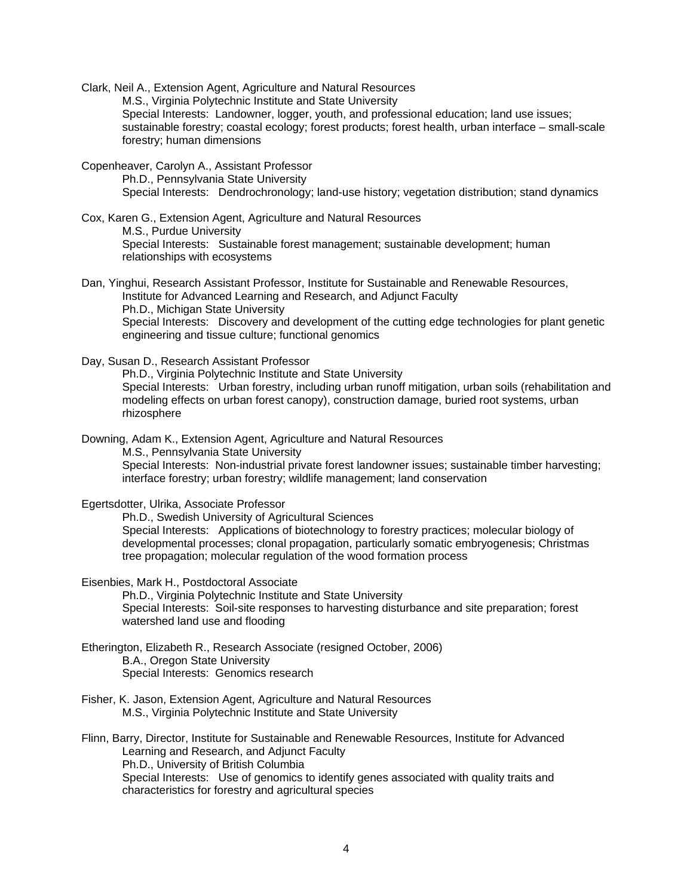Clark, Neil A., Extension Agent, Agriculture and Natural Resources
M.S., Virginia Polytechnic Institute and State University
Special Interests: Landowner, logger, youth, and professional education; land use issues; sustainable forestry; coastal ecology; forest products; forest health, urban interface – small-scale forestry; human dimensions

Copenheaver, Carolyn A., Assistant Professor
Ph.D., Pennsylvania State University
Special Interests: Dendrochronology; land-use history; vegetation distribution; stand dynamics

Cox, Karen G., Extension Agent, Agriculture and Natural Resources
M.S., Purdue University
Special Interests: Sustainable forest management; sustainable development; human relationships with ecosystems

Dan, Yinghui, Research Assistant Professor, Institute for Sustainable and Renewable Resources, Institute for Advanced Learning and Research, and Adjunct Faculty
Ph.D., Michigan State University
Special Interests: Discovery and development of the cutting edge technologies for plant genetic engineering and tissue culture; functional genomics

Day, Susan D., Research Assistant Professor
Ph.D., Virginia Polytechnic Institute and State University
Special Interests: Urban forestry, including urban runoff mitigation, urban soils (rehabilitation and modeling effects on urban forest canopy), construction damage, buried root systems, urban rhizosphere

Downing, Adam K., Extension Agent, Agriculture and Natural Resources
M.S., Pennsylvania State University
Special Interests: Non-industrial private forest landowner issues; sustainable timber harvesting; interface forestry; urban forestry; wildlife management; land conservation

Egertsdotter, Ulrika, Associate Professor
Ph.D., Swedish University of Agricultural Sciences
Special Interests: Applications of biotechnology to forestry practices; molecular biology of developmental processes; clonal propagation, particularly somatic embryogenesis; Christmas tree propagation; molecular regulation of the wood formation process

Eisenbies, Mark H., Postdoctoral Associate
Ph.D., Virginia Polytechnic Institute and State University
Special Interests: Soil-site responses to harvesting disturbance and site preparation; forest watershed land use and flooding

Etherington, Elizabeth R., Research Associate (resigned October, 2006)
B.A., Oregon State University
Special Interests: Genomics research

Fisher, K. Jason, Extension Agent, Agriculture and Natural Resources
M.S., Virginia Polytechnic Institute and State University

Flinn, Barry, Director, Institute for Sustainable and Renewable Resources, Institute for Advanced Learning and Research, and Adjunct Faculty
Ph.D., University of British Columbia
Special Interests: Use of genomics to identify genes associated with quality traits and characteristics for forestry and agricultural species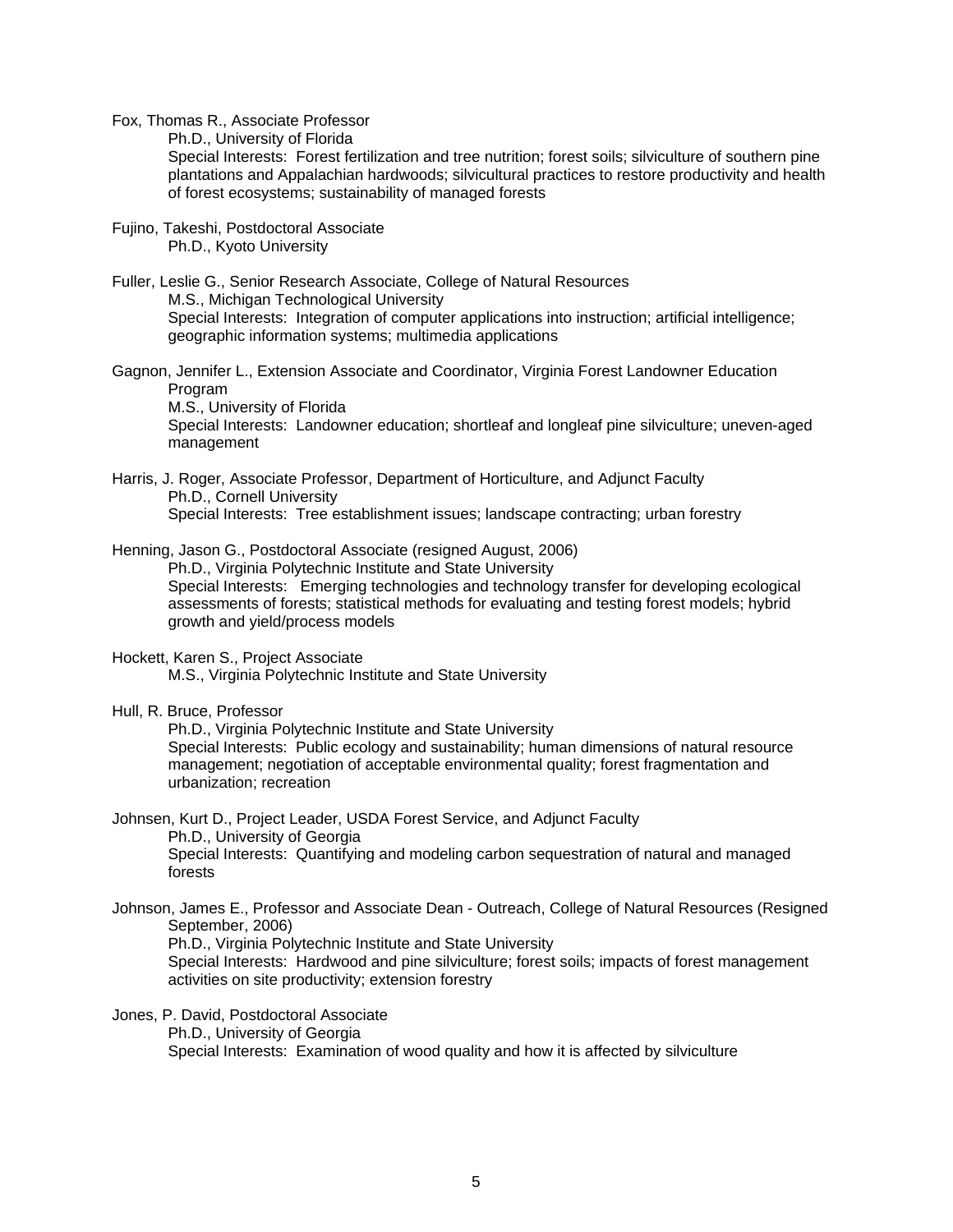Fox, Thomas R., Associate Professor
Ph.D., University of Florida
Special Interests: Forest fertilization and tree nutrition; forest soils; silviculture of southern pine plantations and Appalachian hardwoods; silvicultural practices to restore productivity and health of forest ecosystems; sustainability of managed forests

Fujino, Takeshi, Postdoctoral Associate
Ph.D., Kyoto University

Fuller, Leslie G., Senior Research Associate, College of Natural Resources
M.S., Michigan Technological University
Special Interests: Integration of computer applications into instruction; artificial intelligence; geographic information systems; multimedia applications

Gagnon, Jennifer L., Extension Associate and Coordinator, Virginia Forest Landowner Education Program
M.S., University of Florida
Special Interests: Landowner education; shortleaf and longleaf pine silviculture; uneven-aged management

Harris, J. Roger, Associate Professor, Department of Horticulture, and Adjunct Faculty
Ph.D., Cornell University
Special Interests: Tree establishment issues; landscape contracting; urban forestry

Henning, Jason G., Postdoctoral Associate (resigned August, 2006)
Ph.D., Virginia Polytechnic Institute and State University
Special Interests: Emerging technologies and technology transfer for developing ecological assessments of forests; statistical methods for evaluating and testing forest models; hybrid growth and yield/process models

Hockett, Karen S., Project Associate
M.S., Virginia Polytechnic Institute and State University

Hull, R. Bruce, Professor
Ph.D., Virginia Polytechnic Institute and State University
Special Interests: Public ecology and sustainability; human dimensions of natural resource management; negotiation of acceptable environmental quality; forest fragmentation and urbanization; recreation

Johnsen, Kurt D., Project Leader, USDA Forest Service, and Adjunct Faculty
Ph.D., University of Georgia
Special Interests: Quantifying and modeling carbon sequestration of natural and managed forests

Johnson, James E., Professor and Associate Dean - Outreach, College of Natural Resources (Resigned September, 2006)
Ph.D., Virginia Polytechnic Institute and State University
Special Interests: Hardwood and pine silviculture; forest soils; impacts of forest management activities on site productivity; extension forestry

Jones, P. David, Postdoctoral Associate
Ph.D., University of Georgia
Special Interests: Examination of wood quality and how it is affected by silviculture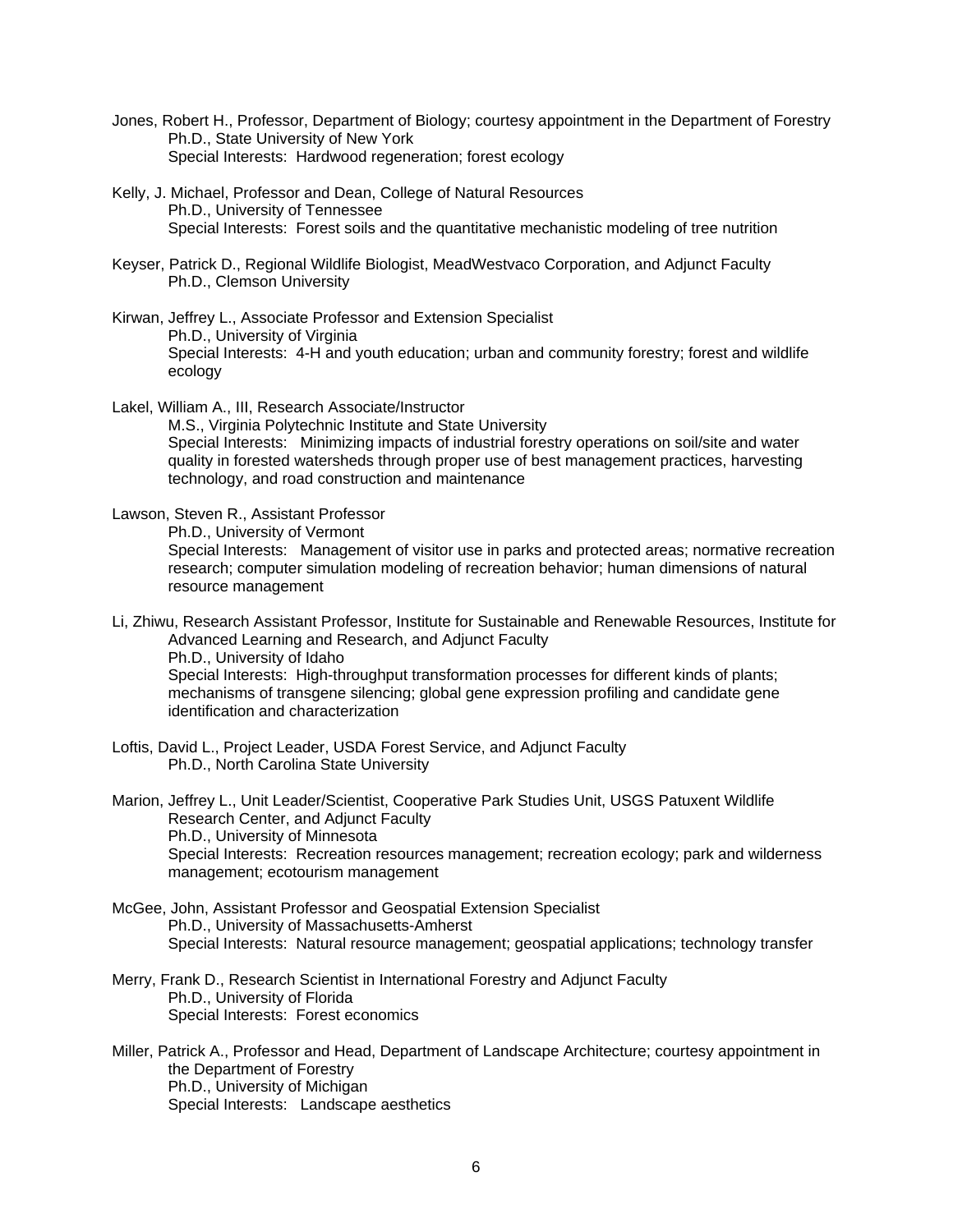Jones, Robert H., Professor, Department of Biology; courtesy appointment in the Department of Forestry
Ph.D., State University of New York
Special Interests: Hardwood regeneration; forest ecology

Kelly, J. Michael, Professor and Dean, College of Natural Resources
Ph.D., University of Tennessee
Special Interests: Forest soils and the quantitative mechanistic modeling of tree nutrition

Keyser, Patrick D., Regional Wildlife Biologist, MeadWestvaco Corporation, and Adjunct Faculty
Ph.D., Clemson University

Kirwan, Jeffrey L., Associate Professor and Extension Specialist
Ph.D., University of Virginia
Special Interests: 4-H and youth education; urban and community forestry; forest and wildlife ecology

Lakel, William A., III, Research Associate/Instructor
M.S., Virginia Polytechnic Institute and State University
Special Interests: Minimizing impacts of industrial forestry operations on soil/site and water quality in forested watersheds through proper use of best management practices, harvesting technology, and road construction and maintenance

Lawson, Steven R., Assistant Professor
Ph.D., University of Vermont
Special Interests: Management of visitor use in parks and protected areas; normative recreation research; computer simulation modeling of recreation behavior; human dimensions of natural resource management

Li, Zhiwu, Research Assistant Professor, Institute for Sustainable and Renewable Resources, Institute for Advanced Learning and Research, and Adjunct Faculty
Ph.D., University of Idaho
Special Interests: High-throughput transformation processes for different kinds of plants; mechanisms of transgene silencing; global gene expression profiling and candidate gene identification and characterization

Loftis, David L., Project Leader, USDA Forest Service, and Adjunct Faculty
Ph.D., North Carolina State University

Marion, Jeffrey L., Unit Leader/Scientist, Cooperative Park Studies Unit, USGS Patuxent Wildlife Research Center, and Adjunct Faculty
Ph.D., University of Minnesota
Special Interests: Recreation resources management; recreation ecology; park and wilderness management; ecotourism management

McGee, John, Assistant Professor and Geospatial Extension Specialist
Ph.D., University of Massachusetts-Amherst
Special Interests: Natural resource management; geospatial applications; technology transfer

Merry, Frank D., Research Scientist in International Forestry and Adjunct Faculty
Ph.D., University of Florida
Special Interests: Forest economics

Miller, Patrick A., Professor and Head, Department of Landscape Architecture; courtesy appointment in the Department of Forestry
Ph.D., University of Michigan
Special Interests: Landscape aesthetics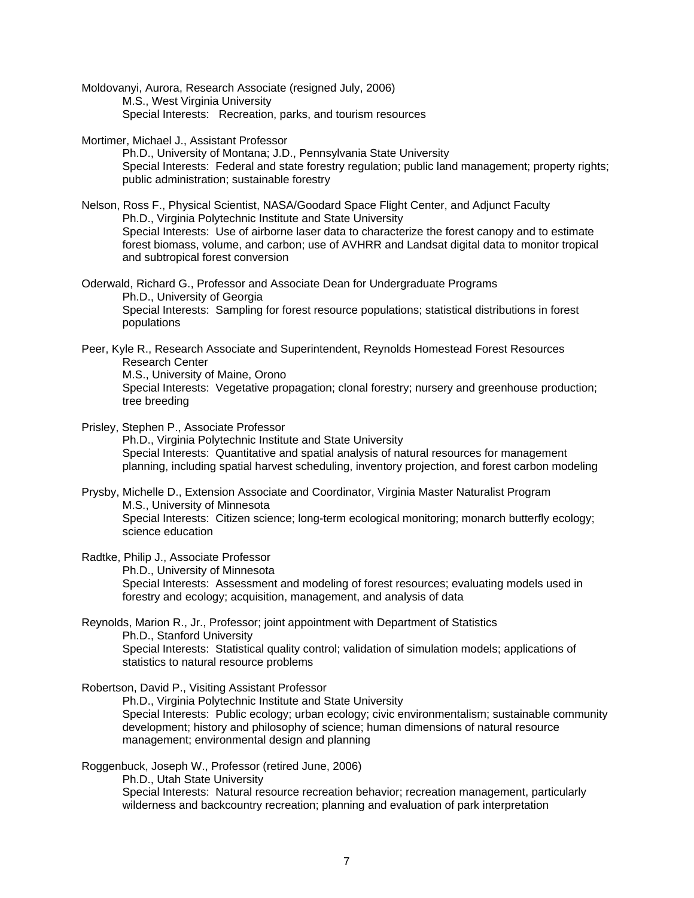Moldovanyi, Aurora, Research Associate (resigned July, 2006)
M.S., West Virginia University
Special Interests: Recreation, parks, and tourism resources

Mortimer, Michael J., Assistant Professor
Ph.D., University of Montana; J.D., Pennsylvania State University
Special Interests: Federal and state forestry regulation; public land management; property rights; public administration; sustainable forestry

Nelson, Ross F., Physical Scientist, NASA/Goodard Space Flight Center, and Adjunct Faculty
Ph.D., Virginia Polytechnic Institute and State University
Special Interests: Use of airborne laser data to characterize the forest canopy and to estimate forest biomass, volume, and carbon; use of AVHRR and Landsat digital data to monitor tropical and subtropical forest conversion

Oderwald, Richard G., Professor and Associate Dean for Undergraduate Programs
Ph.D., University of Georgia
Special Interests: Sampling for forest resource populations; statistical distributions in forest populations

Peer, Kyle R., Research Associate and Superintendent, Reynolds Homestead Forest Resources Research Center
M.S., University of Maine, Orono
Special Interests: Vegetative propagation; clonal forestry; nursery and greenhouse production; tree breeding

Prisley, Stephen P., Associate Professor
Ph.D., Virginia Polytechnic Institute and State University
Special Interests: Quantitative and spatial analysis of natural resources for management planning, including spatial harvest scheduling, inventory projection, and forest carbon modeling

Prysby, Michelle D., Extension Associate and Coordinator, Virginia Master Naturalist Program
M.S., University of Minnesota
Special Interests: Citizen science; long-term ecological monitoring; monarch butterfly ecology; science education

Radtke, Philip J., Associate Professor
Ph.D., University of Minnesota
Special Interests: Assessment and modeling of forest resources; evaluating models used in forestry and ecology; acquisition, management, and analysis of data

Reynolds, Marion R., Jr., Professor; joint appointment with Department of Statistics
Ph.D., Stanford University
Special Interests: Statistical quality control; validation of simulation models; applications of statistics to natural resource problems

Robertson, David P., Visiting Assistant Professor
Ph.D., Virginia Polytechnic Institute and State University
Special Interests: Public ecology; urban ecology; civic environmentalism; sustainable community development; history and philosophy of science; human dimensions of natural resource management; environmental design and planning

Roggenbuck, Joseph W., Professor (retired June, 2006)
Ph.D., Utah State University
Special Interests: Natural resource recreation behavior; recreation management, particularly wilderness and backcountry recreation; planning and evaluation of park interpretation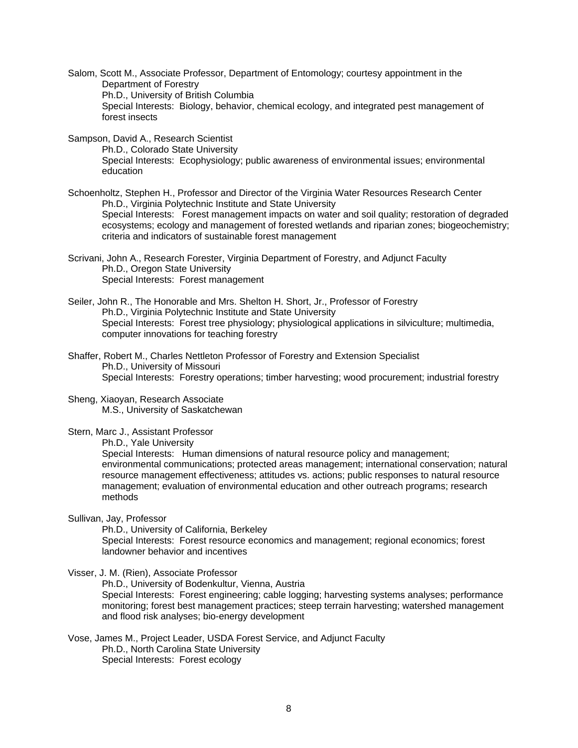Salom, Scott M., Associate Professor, Department of Entomology; courtesy appointment in the Department of Forestry
Ph.D., University of British Columbia
Special Interests: Biology, behavior, chemical ecology, and integrated pest management of forest insects

Sampson, David A., Research Scientist
Ph.D., Colorado State University
Special Interests: Ecophysiology; public awareness of environmental issues; environmental education

Schoenholtz, Stephen H., Professor and Director of the Virginia Water Resources Research Center
Ph.D., Virginia Polytechnic Institute and State University
Special Interests: Forest management impacts on water and soil quality; restoration of degraded ecosystems; ecology and management of forested wetlands and riparian zones; biogeochemistry; criteria and indicators of sustainable forest management

Scrivani, John A., Research Forester, Virginia Department of Forestry, and Adjunct Faculty
Ph.D., Oregon State University
Special Interests: Forest management

Seiler, John R., The Honorable and Mrs. Shelton H. Short, Jr., Professor of Forestry
Ph.D., Virginia Polytechnic Institute and State University
Special Interests: Forest tree physiology; physiological applications in silviculture; multimedia, computer innovations for teaching forestry

Shaffer, Robert M., Charles Nettleton Professor of Forestry and Extension Specialist
Ph.D., University of Missouri
Special Interests: Forestry operations; timber harvesting; wood procurement; industrial forestry

Sheng, Xiaoyan, Research Associate
M.S., University of Saskatchewan

Stern, Marc J., Assistant Professor
Ph.D., Yale University
Special Interests: Human dimensions of natural resource policy and management; environmental communications; protected areas management; international conservation; natural resource management effectiveness; attitudes vs. actions; public responses to natural resource management; evaluation of environmental education and other outreach programs; research methods

Sullivan, Jay, Professor
Ph.D., University of California, Berkeley
Special Interests: Forest resource economics and management; regional economics; forest landowner behavior and incentives

Visser, J. M. (Rien), Associate Professor
Ph.D., University of Bodenkultur, Vienna, Austria
Special Interests: Forest engineering; cable logging; harvesting systems analyses; performance monitoring; forest best management practices; steep terrain harvesting; watershed management and flood risk analyses; bio-energy development

Vose, James M., Project Leader, USDA Forest Service, and Adjunct Faculty
Ph.D., North Carolina State University
Special Interests: Forest ecology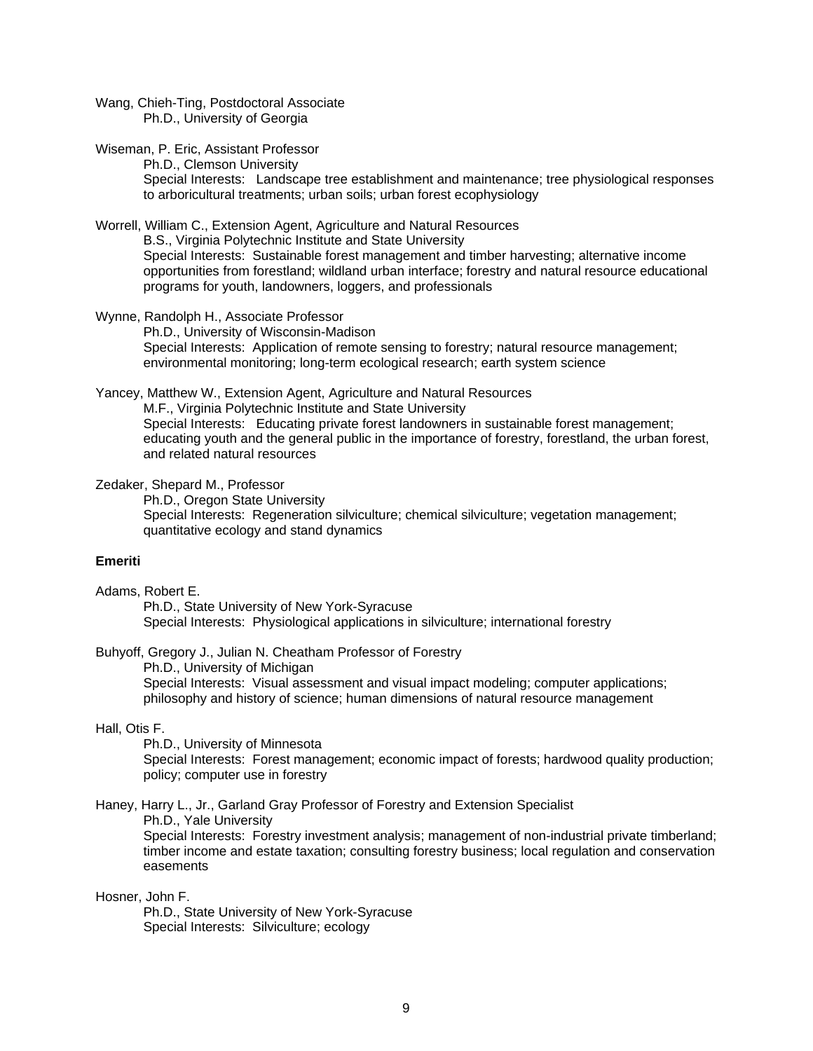Wang, Chieh-Ting, Postdoctoral Associate
Ph.D., University of Georgia

Wiseman, P. Eric, Assistant Professor
Ph.D., Clemson University
Special Interests: Landscape tree establishment and maintenance; tree physiological responses to arboricultural treatments; urban soils; urban forest ecophysiology

Worrell, William C., Extension Agent, Agriculture and Natural Resources
B.S., Virginia Polytechnic Institute and State University
Special Interests: Sustainable forest management and timber harvesting; alternative income opportunities from forestland; wildland urban interface; forestry and natural resource educational programs for youth, landowners, loggers, and professionals

Wynne, Randolph H., Associate Professor
Ph.D., University of Wisconsin-Madison
Special Interests: Application of remote sensing to forestry; natural resource management; environmental monitoring; long-term ecological research; earth system science

Yancey, Matthew W., Extension Agent, Agriculture and Natural Resources
M.F., Virginia Polytechnic Institute and State University
Special Interests: Educating private forest landowners in sustainable forest management; educating youth and the general public in the importance of forestry, forestland, the urban forest, and related natural resources

Zedaker, Shepard M., Professor
Ph.D., Oregon State University
Special Interests: Regeneration silviculture; chemical silviculture; vegetation management; quantitative ecology and stand dynamics

**Emeriti**

Adams, Robert E.
Ph.D., State University of New York-Syracuse
Special Interests: Physiological applications in silviculture; international forestry

Buhyoff, Gregory J., Julian N. Cheatham Professor of Forestry
Ph.D., University of Michigan
Special Interests: Visual assessment and visual impact modeling; computer applications; philosophy and history of science; human dimensions of natural resource management

Hall, Otis F.
Ph.D., University of Minnesota
Special Interests: Forest management; economic impact of forests; hardwood quality production; policy; computer use in forestry

Haney, Harry L., Jr., Garland Gray Professor of Forestry and Extension Specialist
Ph.D., Yale University
Special Interests: Forestry investment analysis; management of non-industrial private timberland; timber income and estate taxation; consulting forestry business; local regulation and conservation easements

Hosner, John F.
Ph.D., State University of New York-Syracuse
Special Interests: Silviculture; ecology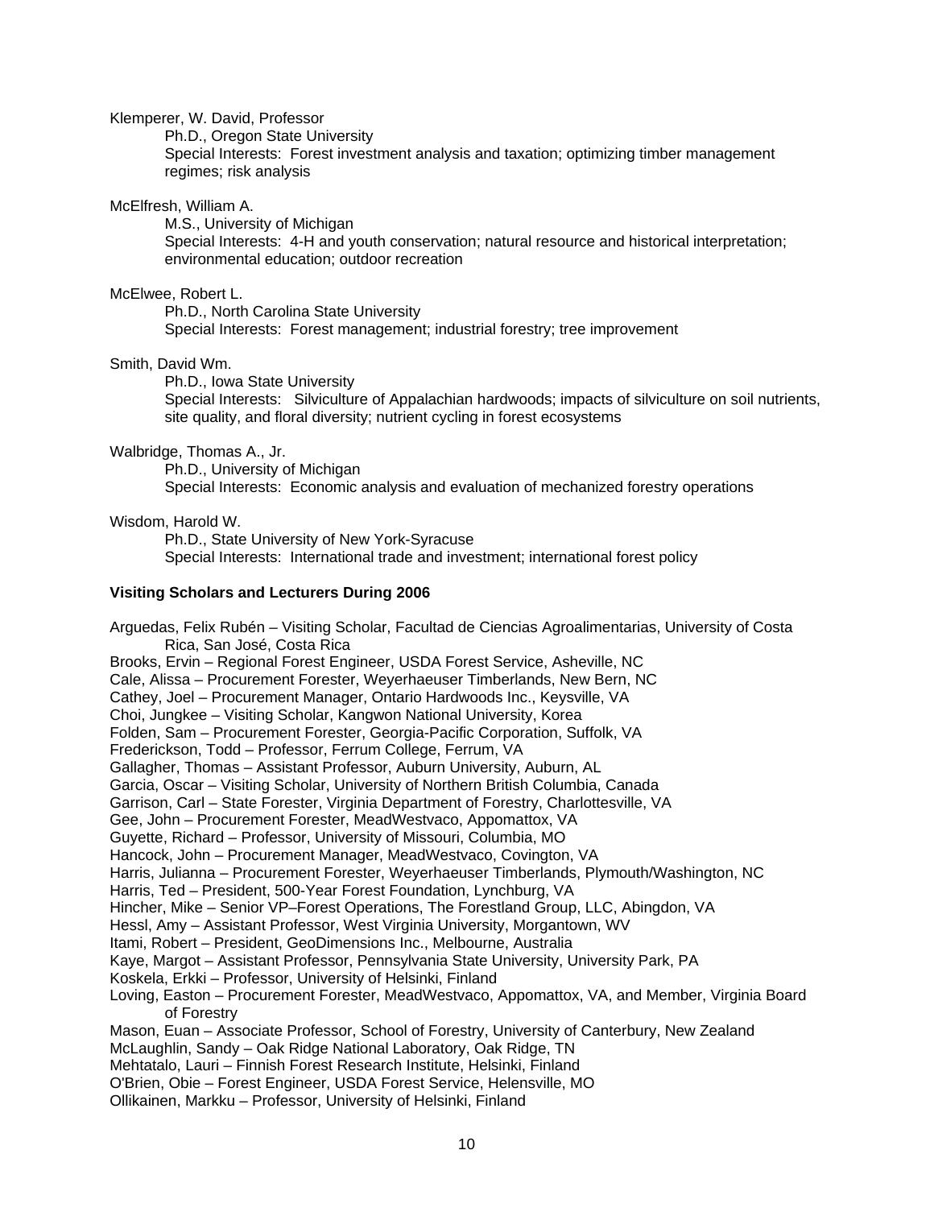Klemperer, W. David, Professor

Ph.D., Oregon State University

Special Interests: Forest investment analysis and taxation; optimizing timber management regimes; risk analysis

McElfresh, William A.

M.S., University of Michigan

Special Interests: 4-H and youth conservation; natural resource and historical interpretation; environmental education; outdoor recreation

McElwee, Robert L.

Ph.D., North Carolina State University

Special Interests: Forest management; industrial forestry; tree improvement

Smith, David Wm.

Ph.D., Iowa State University

Special Interests: Silviculture of Appalachian hardwoods; impacts of silviculture on soil nutrients, site quality, and floral diversity; nutrient cycling in forest ecosystems

Walbridge, Thomas A., Jr.

Ph.D., University of Michigan

Special Interests: Economic analysis and evaluation of mechanized forestry operations

Wisdom, Harold W.

Ph.D., State University of New York-Syracuse

Special Interests: International trade and investment; international forest policy

**Visiting Scholars and Lecturers During 2006**

Arguedas, Felix Rubén – Visiting Scholar, Facultad de Ciencias Agroalimentarias, University of Costa Rica, San José, Costa Rica
Brooks, Ervin – Regional Forest Engineer, USDA Forest Service, Asheville, NC
Cale, Alissa – Procurement Forester, Weyerhaeuser Timberlands, New Bern, NC
Cathey, Joel – Procurement Manager, Ontario Hardwoods Inc., Keysville, VA
Choi, Jungkee – Visiting Scholar, Kangwon National University, Korea
Folden, Sam – Procurement Forester, Georgia-Pacific Corporation, Suffolk, VA
Frederickson, Todd – Professor, Ferrum College, Ferrum, VA
Gallagher, Thomas – Assistant Professor, Auburn University, Auburn, AL
Garcia, Oscar – Visiting Scholar, University of Northern British Columbia, Canada
Garrison, Carl – State Forester, Virginia Department of Forestry, Charlottesville, VA
Gee, John – Procurement Forester, MeadWestvaco, Appomattox, VA
Guyette, Richard – Professor, University of Missouri, Columbia, MO
Hancock, John – Procurement Manager, MeadWestvaco, Covington, VA
Harris, Julianna – Procurement Forester, Weyerhaeuser Timberlands, Plymouth/Washington, NC
Harris, Ted – President, 500-Year Forest Foundation, Lynchburg, VA
Hincher, Mike – Senior VP–Forest Operations, The Forestland Group, LLC, Abingdon, VA
Hessl, Amy – Assistant Professor, West Virginia University, Morgantown, WV
Itami, Robert – President, GeoDimensions Inc., Melbourne, Australia
Kaye, Margot – Assistant Professor, Pennsylvania State University, University Park, PA
Koskela, Erkki – Professor, University of Helsinki, Finland
Loving, Easton – Procurement Forester, MeadWestvaco, Appomattox, VA, and Member, Virginia Board of Forestry
Mason, Euan – Associate Professor, School of Forestry, University of Canterbury, New Zealand
McLaughlin, Sandy – Oak Ridge National Laboratory, Oak Ridge, TN
Mehtatalo, Lauri – Finnish Forest Research Institute, Helsinki, Finland
O'Brien, Obie – Forest Engineer, USDA Forest Service, Helensville, MO
Ollikainen, Markku – Professor, University of Helsinki, Finland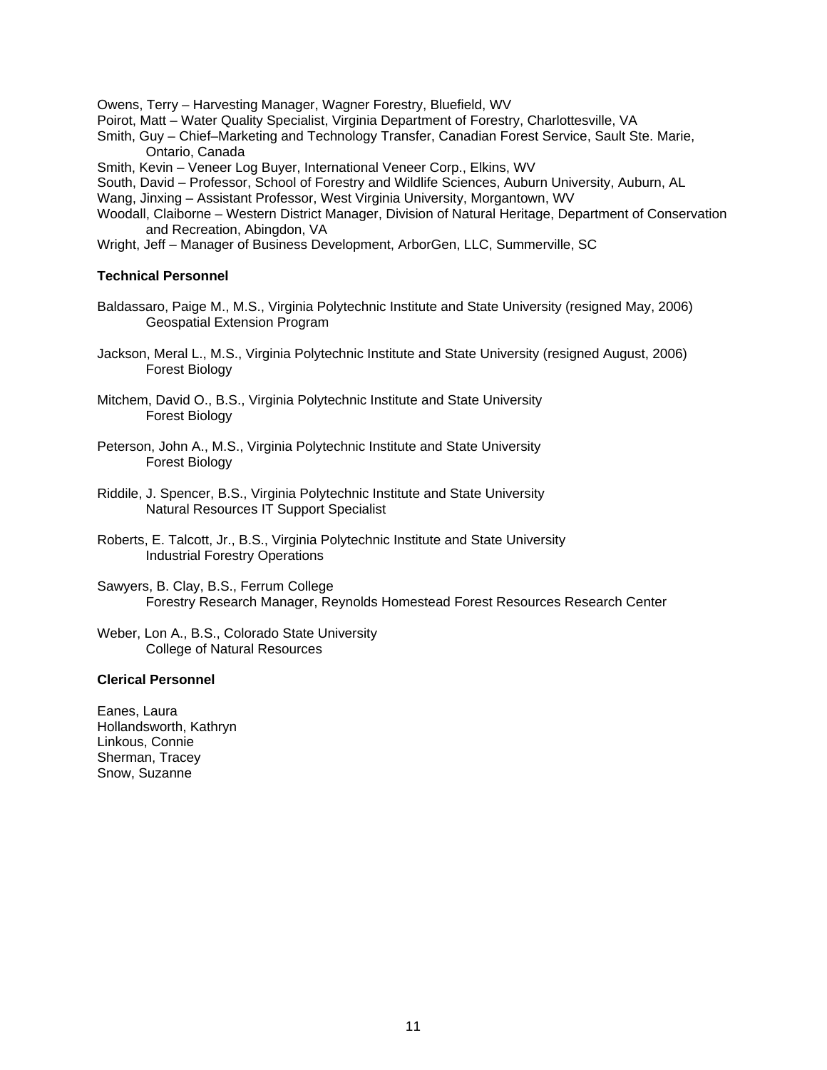Owens, Terry – Harvesting Manager, Wagner Forestry, Bluefield, WV
Poirot, Matt – Water Quality Specialist, Virginia Department of Forestry, Charlottesville, VA
Smith, Guy – Chief–Marketing and Technology Transfer, Canadian Forest Service, Sault Ste. Marie, Ontario, Canada
Smith, Kevin – Veneer Log Buyer, International Veneer Corp., Elkins, WV
South, David – Professor, School of Forestry and Wildlife Sciences, Auburn University, Auburn, AL
Wang, Jinxing – Assistant Professor, West Virginia University, Morgantown, WV
Woodall, Claiborne – Western District Manager, Division of Natural Heritage, Department of Conservation and Recreation, Abingdon, VA
Wright, Jeff – Manager of Business Development, ArborGen, LLC, Summerville, SC

**Technical Personnel**

Baldassaro, Paige M., M.S., Virginia Polytechnic Institute and State University (resigned May, 2006)
Geospatial Extension Program

Jackson, Meral L., M.S., Virginia Polytechnic Institute and State University (resigned August, 2006)
Forest Biology

Mitchem, David O., B.S., Virginia Polytechnic Institute and State University
Forest Biology

Peterson, John A., M.S., Virginia Polytechnic Institute and State University
Forest Biology

Riddile, J. Spencer, B.S., Virginia Polytechnic Institute and State University
Natural Resources IT Support Specialist

Roberts, E. Talcott, Jr., B.S., Virginia Polytechnic Institute and State University
Industrial Forestry Operations

Sawyers, B. Clay, B.S., Ferrum College
Forestry Research Manager, Reynolds Homestead Forest Resources Research Center

Weber, Lon A., B.S., Colorado State University
College of Natural Resources

**Clerical Personnel**

Eanes, Laura
Hollandsworth, Kathryn
Linkous, Connie
Sherman, Tracey
Snow, Suzanne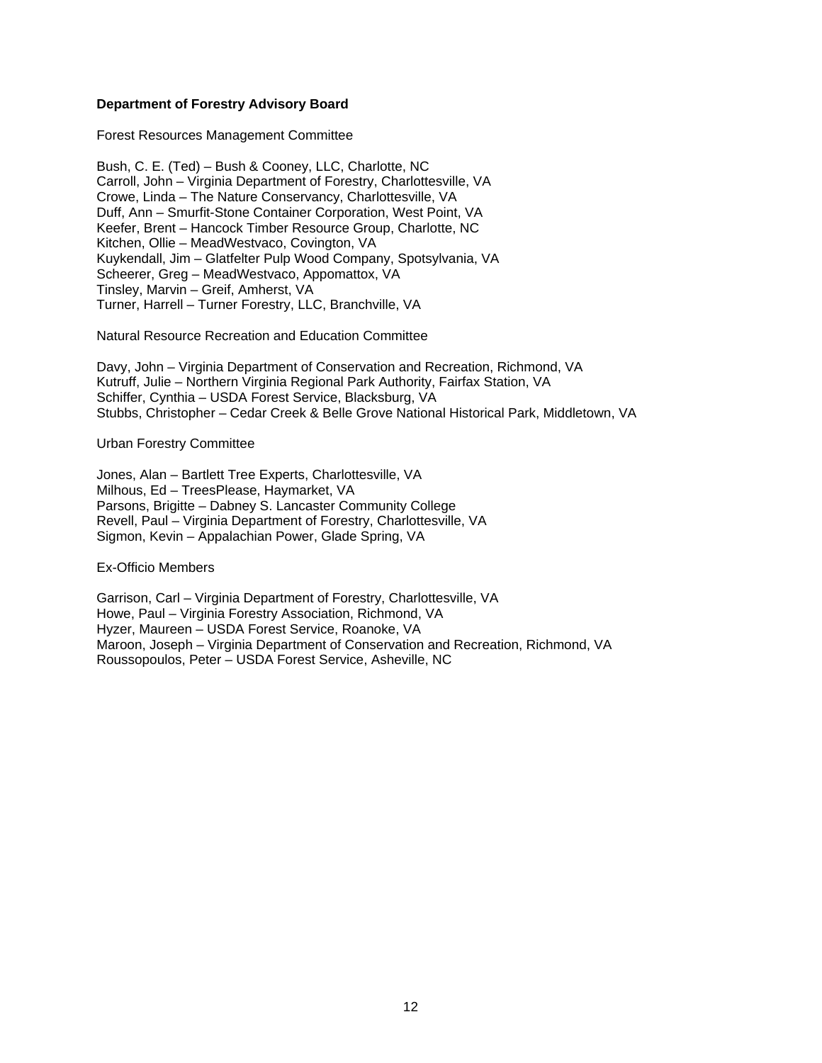**Department of Forestry Advisory Board**

Forest Resources Management Committee

Bush, C. E. (Ted) – Bush & Cooney, LLC, Charlotte, NC
Carroll, John – Virginia Department of Forestry, Charlottesville, VA
Crowe, Linda – The Nature Conservancy, Charlottesville, VA
Duff, Ann – Smurfit-Stone Container Corporation, West Point, VA
Keefer, Brent – Hancock Timber Resource Group, Charlotte, NC
Kitchen, Ollie – MeadWestvaco, Covington, VA
Kuykendall, Jim – Glatfelter Pulp Wood Company, Spotsylvania, VA
Scheerer, Greg – MeadWestvaco, Appomattox, VA
Tinsley, Marvin – Greif, Amherst, VA
Turner, Harrell – Turner Forestry, LLC, Branchville, VA

Natural Resource Recreation and Education Committee

Davy, John – Virginia Department of Conservation and Recreation, Richmond, VA
Kutruff, Julie – Northern Virginia Regional Park Authority, Fairfax Station, VA
Schiffer, Cynthia – USDA Forest Service, Blacksburg, VA
Stubbs, Christopher – Cedar Creek & Belle Grove National Historical Park, Middletown, VA

Urban Forestry Committee

Jones, Alan – Bartlett Tree Experts, Charlottesville, VA
Milhous, Ed – TreesPlease, Haymarket, VA
Parsons, Brigitte – Dabney S. Lancaster Community College
Revell, Paul – Virginia Department of Forestry, Charlottesville, VA
Sigmon, Kevin – Appalachian Power, Glade Spring, VA

Ex-Officio Members

Garrison, Carl – Virginia Department of Forestry, Charlottesville, VA
Howe, Paul – Virginia Forestry Association, Richmond, VA
Hyzer, Maureen – USDA Forest Service, Roanoke, VA
Maroon, Joseph – Virginia Department of Conservation and Recreation, Richmond, VA
Roussopoulos, Peter – USDA Forest Service, Asheville, NC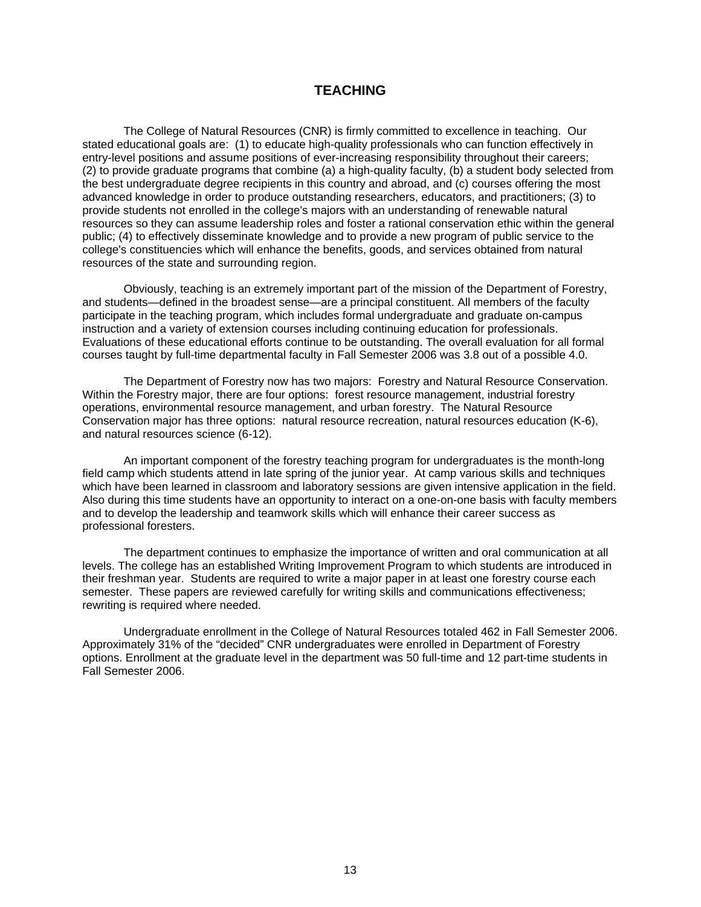# TEACHING

The College of Natural Resources (CNR) is firmly committed to excellence in teaching. Our stated educational goals are: (1) to educate high-quality professionals who can function effectively in entry-level positions and assume positions of ever-increasing responsibility throughout their careers; (2) to provide graduate programs that combine (a) a high-quality faculty, (b) a student body selected from the best undergraduate degree recipients in this country and abroad, and (c) courses offering the most advanced knowledge in order to produce outstanding researchers, educators, and practitioners; (3) to provide students not enrolled in the college's majors with an understanding of renewable natural resources so they can assume leadership roles and foster a rational conservation ethic within the general public; (4) to effectively disseminate knowledge and to provide a new program of public service to the college's constituencies which will enhance the benefits, goods, and services obtained from natural resources of the state and surrounding region.

Obviously, teaching is an extremely important part of the mission of the Department of Forestry, and students—defined in the broadest sense—are a principal constituent. All members of the faculty participate in the teaching program, which includes formal undergraduate and graduate on-campus instruction and a variety of extension courses including continuing education for professionals. Evaluations of these educational efforts continue to be outstanding. The overall evaluation for all formal courses taught by full-time departmental faculty in Fall Semester 2006 was 3.8 out of a possible 4.0.

The Department of Forestry now has two majors: Forestry and Natural Resource Conservation. Within the Forestry major, there are four options: forest resource management, industrial forestry operations, environmental resource management, and urban forestry. The Natural Resource Conservation major has three options: natural resource recreation, natural resources education (K-6), and natural resources science (6-12).

An important component of the forestry teaching program for undergraduates is the month-long field camp which students attend in late spring of the junior year. At camp various skills and techniques which have been learned in classroom and laboratory sessions are given intensive application in the field. Also during this time students have an opportunity to interact on a one-on-one basis with faculty members and to develop the leadership and teamwork skills which will enhance their career success as professional foresters.

The department continues to emphasize the importance of written and oral communication at all levels. The college has an established Writing Improvement Program to which students are introduced in their freshman year. Students are required to write a major paper in at least one forestry course each semester. These papers are reviewed carefully for writing skills and communications effectiveness; rewriting is required where needed.

Undergraduate enrollment in the College of Natural Resources totaled 462 in Fall Semester 2006. Approximately 31% of the "decided" CNR undergraduates were enrolled in Department of Forestry options. Enrollment at the graduate level in the department was 50 full-time and 12 part-time students in Fall Semester 2006.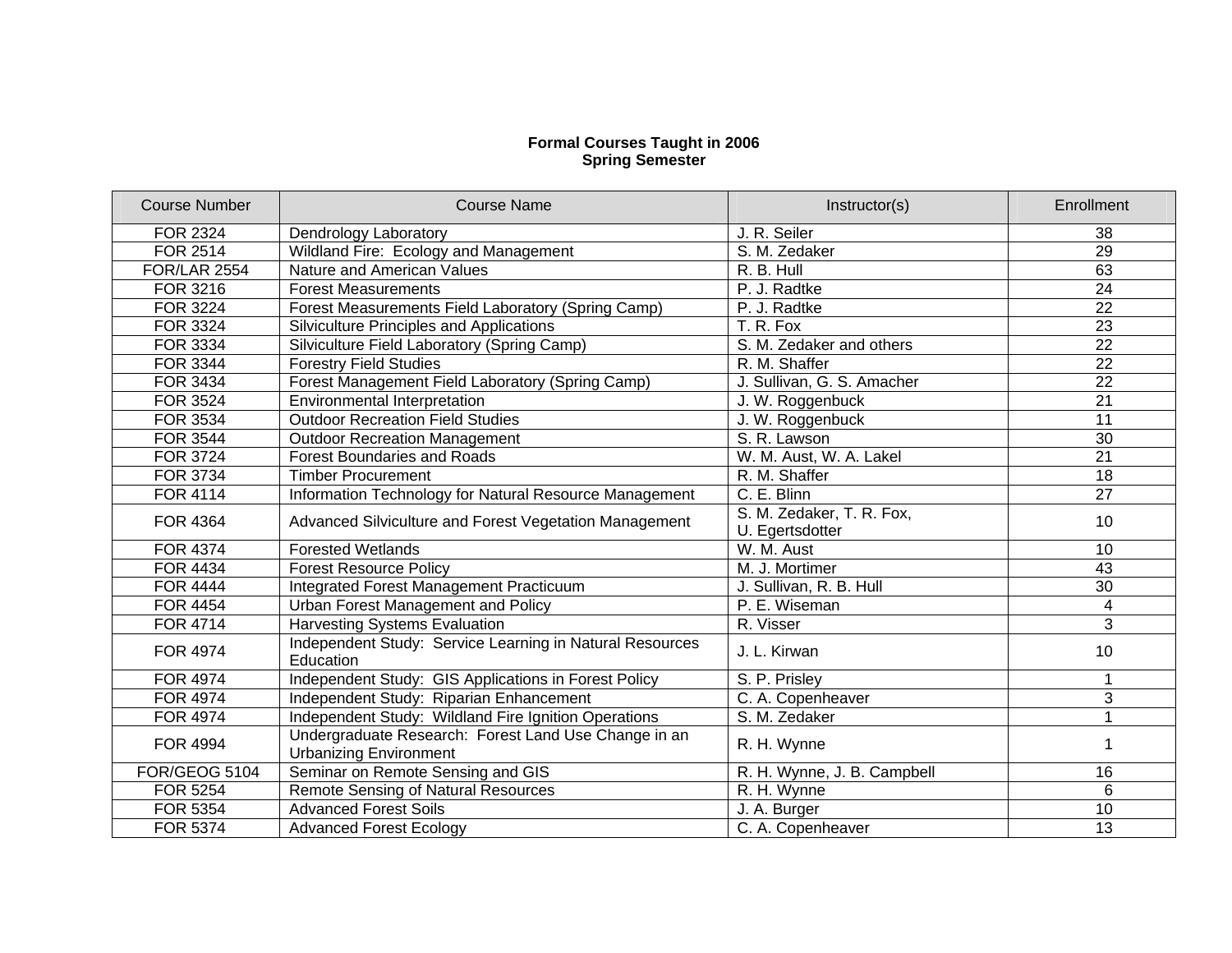**Formal Courses Taught in 2006**
**Spring Semester**

| Course Number | Course Name | Instructor(s) | Enrollment |
|---|---|---|---|
| FOR 2324 | Dendrology Laboratory | J. R. Seiler | 38 |
| FOR 2514 | Wildland Fire: Ecology and Management | S. M. Zedaker | 29 |
| FOR/LAR 2554 | Nature and American Values | R. B. Hull | 63 |
| FOR 3216 | Forest Measurements | P. J. Radtke | 24 |
| FOR 3224 | Forest Measurements Field Laboratory (Spring Camp) | P. J. Radtke | 22 |
| FOR 3324 | Silviculture Principles and Applications | T. R. Fox | 23 |
| FOR 3334 | Silviculture Field Laboratory (Spring Camp) | S. M. Zedaker and others | 22 |
| FOR 3344 | Forestry Field Studies | R. M. Shaffer | 22 |
| FOR 3434 | Forest Management Field Laboratory (Spring Camp) | J. Sullivan, G. S. Amacher | 22 |
| FOR 3524 | Environmental Interpretation | J. W. Roggenbuck | 21 |
| FOR 3534 | Outdoor Recreation Field Studies | J. W. Roggenbuck | 11 |
| FOR 3544 | Outdoor Recreation Management | S. R. Lawson | 30 |
| FOR 3724 | Forest Boundaries and Roads | W. M. Aust, W. A. Lakel | 21 |
| FOR 3734 | Timber Procurement | R. M. Shaffer | 18 |
| FOR 4114 | Information Technology for Natural Resource Management | C. E. Blinn | 27 |
| FOR 4364 | Advanced Silviculture and Forest Vegetation Management | S. M. Zedaker, T. R. Fox, U. Egertsdotter | 10 |
| FOR 4374 | Forested Wetlands | W. M. Aust | 10 |
| FOR 4434 | Forest Resource Policy | M. J. Mortimer | 43 |
| FOR 4444 | Integrated Forest Management Practicuum | J. Sullivan, R. B. Hull | 30 |
| FOR 4454 | Urban Forest Management and Policy | P. E. Wiseman | 4 |
| FOR 4714 | Harvesting Systems Evaluation | R. Visser | 3 |
| FOR 4974 | Independent Study: Service Learning in Natural Resources Education | J. L. Kirwan | 10 |
| FOR 4974 | Independent Study: GIS Applications in Forest Policy | S. P. Prisley | 1 |
| FOR 4974 | Independent Study: Riparian Enhancement | C. A. Copenheaver | 3 |
| FOR 4974 | Independent Study: Wildland Fire Ignition Operations | S. M. Zedaker | 1 |
| FOR 4994 | Undergraduate Research: Forest Land Use Change in an Urbanizing Environment | R. H. Wynne | 1 |
| FOR/GEOG 5104 | Seminar on Remote Sensing and GIS | R. H. Wynne, J. B. Campbell | 16 |
| FOR 5254 | Remote Sensing of Natural Resources | R. H. Wynne | 6 |
| FOR 5354 | Advanced Forest Soils | J. A. Burger | 10 |
| FOR 5374 | Advanced Forest Ecology | C. A. Copenheaver | 13 |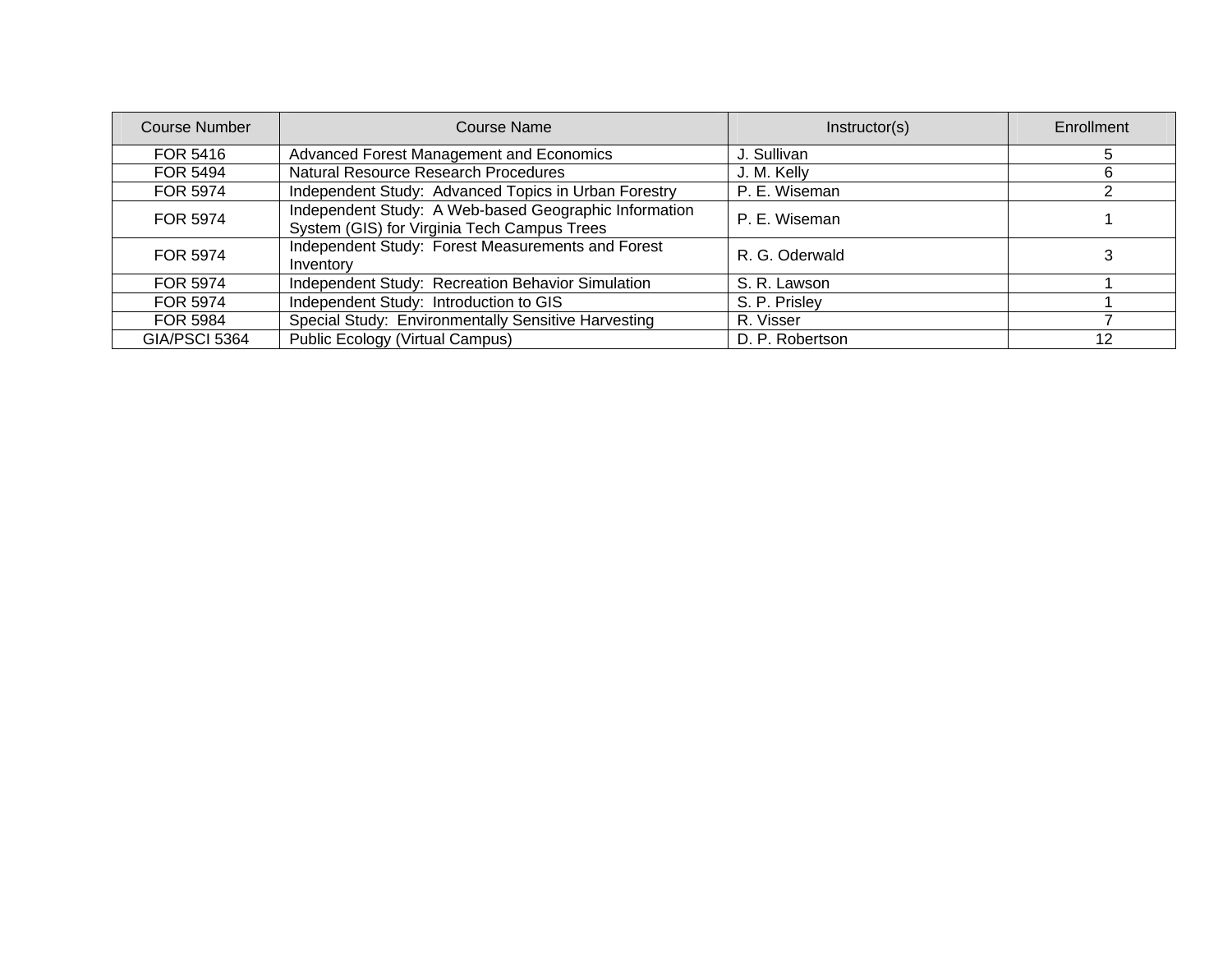| Course Number | Course Name | Instructor(s) | Enrollment |
| --- | --- | --- | --- |
| FOR 5416 | Advanced Forest Management and Economics | J. Sullivan | 5 |
| FOR 5494 | Natural Resource Research Procedures | J. M. Kelly | 6 |
| FOR 5974 | Independent Study:  Advanced Topics in Urban Forestry | P. E. Wiseman | 2 |
| FOR 5974 | Independent Study:  A Web-based Geographic Information System (GIS) for Virginia Tech Campus Trees | P. E. Wiseman | 1 |
| FOR 5974 | Independent Study:  Forest Measurements and Forest Inventory | R. G. Oderwald | 3 |
| FOR 5974 | Independent Study:  Recreation Behavior Simulation | S. R. Lawson | 1 |
| FOR 5974 | Independent Study:  Introduction to GIS | S. P. Prisley | 1 |
| FOR 5984 | Special Study:  Environmentally Sensitive Harvesting | R. Visser | 7 |
| GIA/PSCI 5364 | Public Ecology (Virtual Campus) | D. P. Robertson | 12 |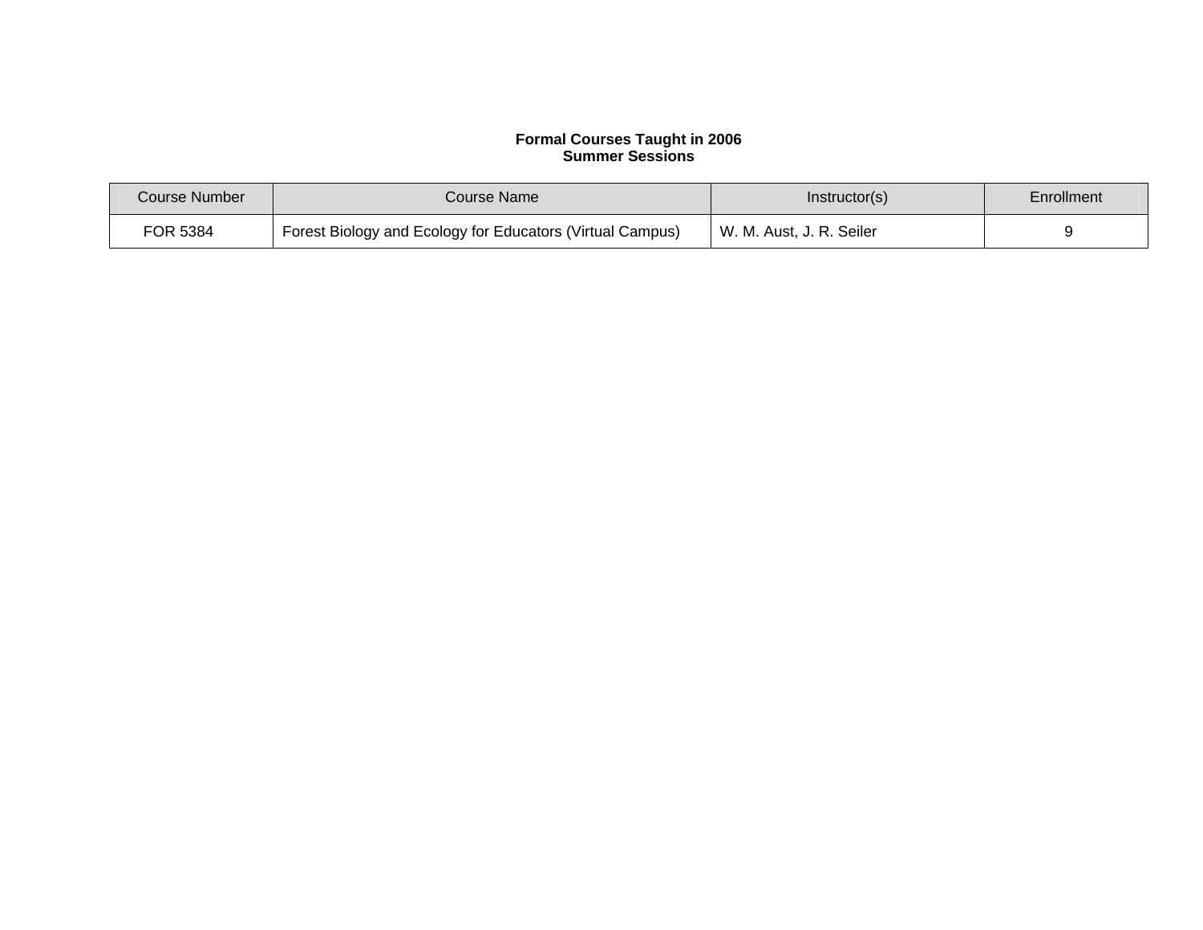**Formal Courses Taught in 2006**
**Summer Sessions**

| Course Number | Course Name | Instructor(s) | Enrollment |
|---|---|---|---|
| FOR 5384 | Forest Biology and Ecology for Educators (Virtual Campus) | W. M. Aust, J. R. Seiler | 9 |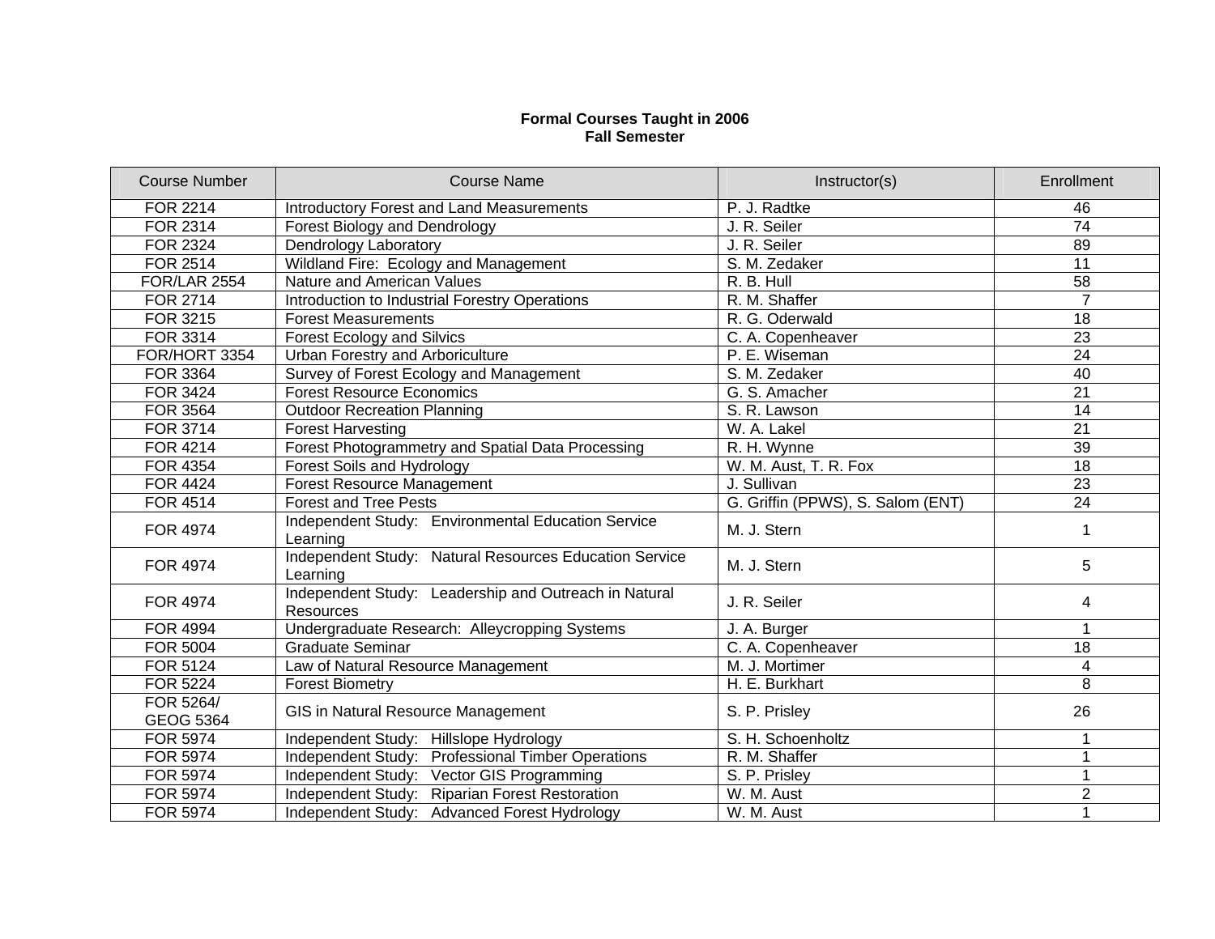## Formal Courses Taught in 2006
## Fall Semester

| Course Number | Course Name | Instructor(s) | Enrollment |
|---|---|---|---|
| FOR 2214 | Introductory Forest and Land Measurements | P. J. Radtke | 46 |
| FOR 2314 | Forest Biology and Dendrology | J. R. Seiler | 74 |
| FOR 2324 | Dendrology Laboratory | J. R. Seiler | 89 |
| FOR 2514 | Wildland Fire:  Ecology and Management | S. M. Zedaker | 11 |
| FOR/LAR 2554 | Nature and American Values | R. B. Hull | 58 |
| FOR 2714 | Introduction to Industrial Forestry Operations | R. M. Shaffer | 7 |
| FOR 3215 | Forest Measurements | R. G. Oderwald | 18 |
| FOR 3314 | Forest Ecology and Silvics | C. A. Copenheaver | 23 |
| FOR/HORT 3354 | Urban Forestry and Arboriculture | P. E. Wiseman | 24 |
| FOR 3364 | Survey of Forest Ecology and Management | S. M. Zedaker | 40 |
| FOR 3424 | Forest Resource Economics | G. S. Amacher | 21 |
| FOR 3564 | Outdoor Recreation Planning | S. R. Lawson | 14 |
| FOR 3714 | Forest Harvesting | W. A. Lakel | 21 |
| FOR 4214 | Forest Photogrammetry and Spatial Data Processing | R. H. Wynne | 39 |
| FOR 4354 | Forest Soils and Hydrology | W. M. Aust, T. R. Fox | 18 |
| FOR 4424 | Forest Resource Management | J. Sullivan | 23 |
| FOR 4514 | Forest and Tree Pests | G. Griffin (PPWS), S. Salom (ENT) | 24 |
| FOR 4974 | Independent Study:   Environmental Education Service Learning | M. J. Stern | 1 |
| FOR 4974 | Independent Study:   Natural Resources Education Service Learning | M. J. Stern | 5 |
| FOR 4974 | Independent Study:   Leadership and Outreach in Natural Resources | J. R. Seiler | 4 |
| FOR 4994 | Undergraduate Research:  Alleycropping Systems | J. A. Burger | 1 |
| FOR 5004 | Graduate Seminar | C. A. Copenheaver | 18 |
| FOR 5124 | Law of Natural Resource Management | M. J. Mortimer | 4 |
| FOR 5224 | Forest Biometry | H. E. Burkhart | 8 |
| FOR 5264/ GEOG 5364 | GIS in Natural Resource Management | S. P. Prisley | 26 |
| FOR 5974 | Independent Study:   Hillslope Hydrology | S. H. Schoenholtz | 1 |
| FOR 5974 | Independent Study:   Professional Timber Operations | R. M. Shaffer | 1 |
| FOR 5974 | Independent Study:   Vector GIS Programming | S. P. Prisley | 1 |
| FOR 5974 | Independent Study:   Riparian Forest Restoration | W. M. Aust | 2 |
| FOR 5974 | Independent Study:   Advanced Forest Hydrology | W. M. Aust | 1 |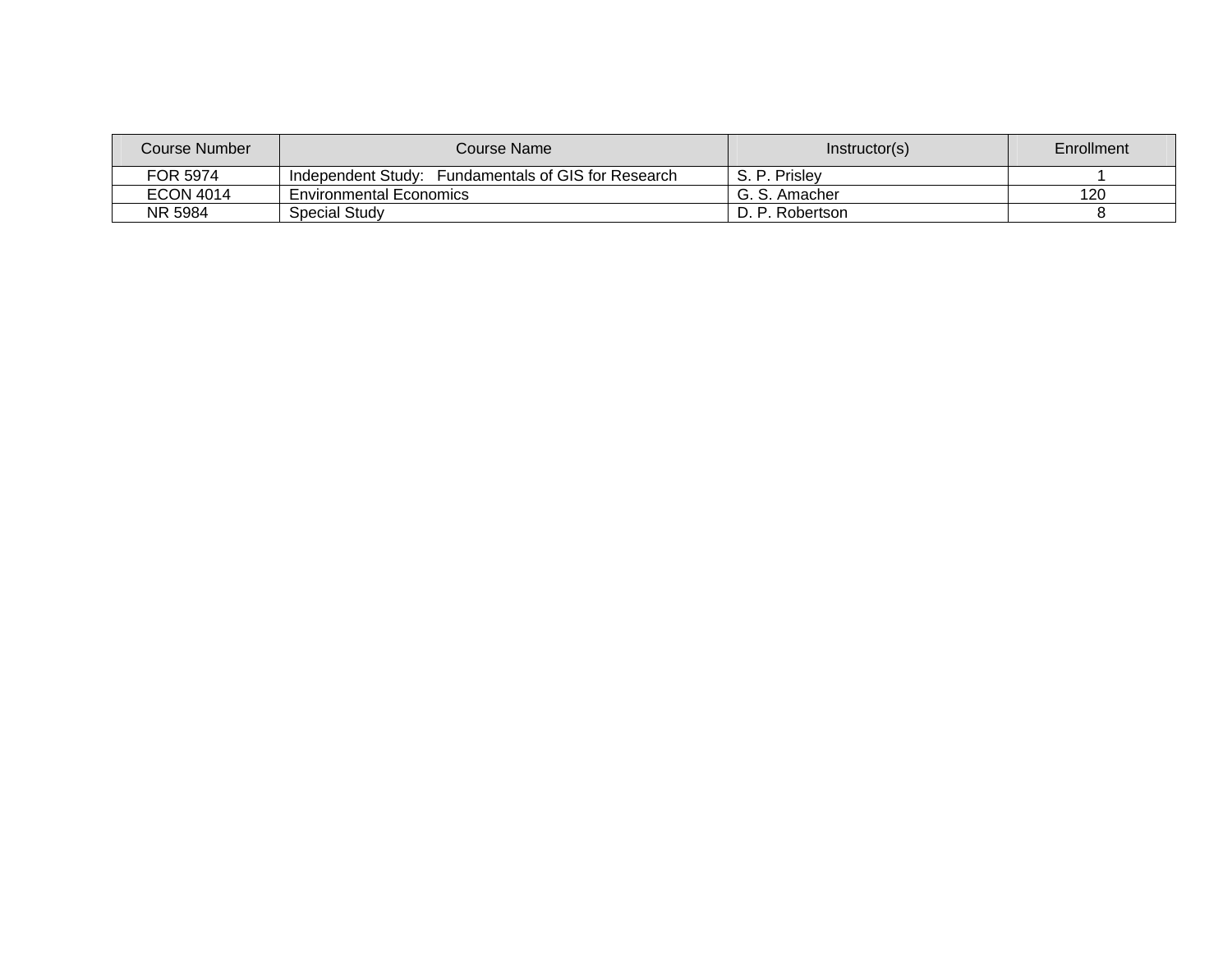| Course Number | Course Name | Instructor(s) | Enrollment |
| --- | --- | --- | --- |
| FOR 5974 | Independent Study:   Fundamentals of GIS for Research | S. P. Prisley | 1 |
| ECON 4014 | Environmental Economics | G. S. Amacher | 120 |
| NR 5984 | Special Study | D. P. Robertson | 8 |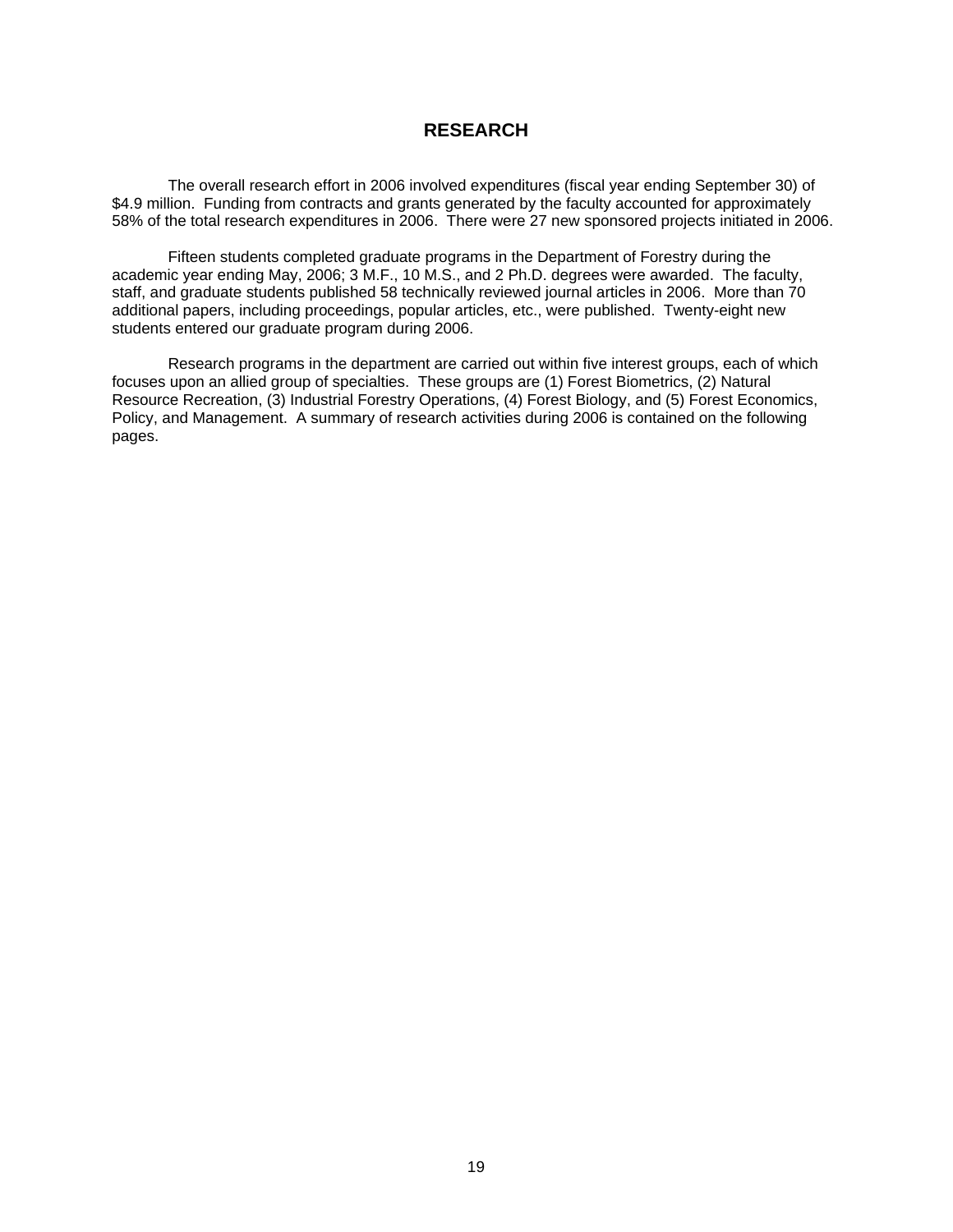# RESEARCH

The overall research effort in 2006 involved expenditures (fiscal year ending September 30) of $4.9 million. Funding from contracts and grants generated by the faculty accounted for approximately 58% of the total research expenditures in 2006. There were 27 new sponsored projects initiated in 2006.

Fifteen students completed graduate programs in the Department of Forestry during the academic year ending May, 2006; 3 M.F., 10 M.S., and 2 Ph.D. degrees were awarded. The faculty, staff, and graduate students published 58 technically reviewed journal articles in 2006. More than 70 additional papers, including proceedings, popular articles, etc., were published. Twenty-eight new students entered our graduate program during 2006.

Research programs in the department are carried out within five interest groups, each of which focuses upon an allied group of specialties. These groups are (1) Forest Biometrics, (2) Natural Resource Recreation, (3) Industrial Forestry Operations, (4) Forest Biology, and (5) Forest Economics, Policy, and Management. A summary of research activities during 2006 is contained on the following pages.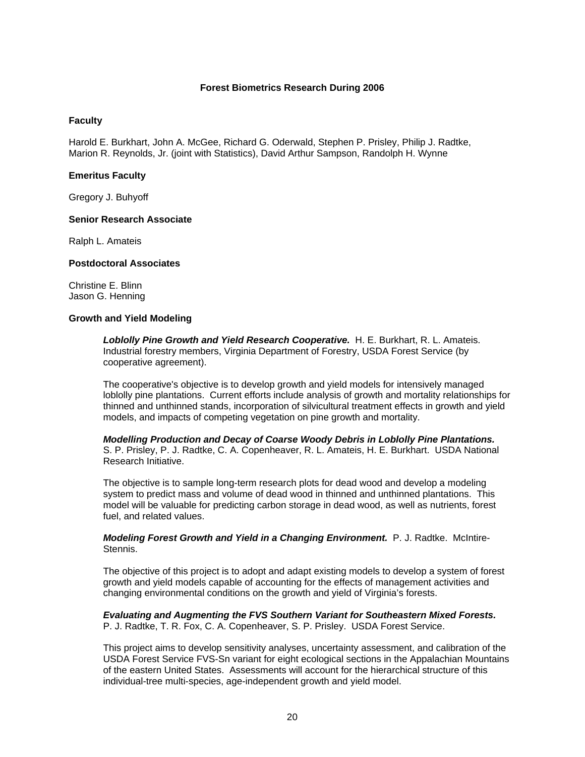# Forest Biometrics Research During 2006

## Faculty

Harold E. Burkhart, John A. McGee, Richard G. Oderwald, Stephen P. Prisley, Philip J. Radtke, Marion R. Reynolds, Jr. (joint with Statistics), David Arthur Sampson, Randolph H. Wynne

## Emeritus Faculty

Gregory J. Buhyoff

## Senior Research Associate

Ralph L. Amateis

## Postdoctoral Associates

Christine E. Blinn
Jason G. Henning

## Growth and Yield Modeling

***Loblolly Pine Growth and Yield Research Cooperative.*** H. E. Burkhart, R. L. Amateis. Industrial forestry members, Virginia Department of Forestry, USDA Forest Service (by cooperative agreement).

The cooperative's objective is to develop growth and yield models for intensively managed loblolly pine plantations. Current efforts include analysis of growth and mortality relationships for thinned and unthinned stands, incorporation of silvicultural treatment effects in growth and yield models, and impacts of competing vegetation on pine growth and mortality.

***Modelling Production and Decay of Coarse Woody Debris in Loblolly Pine Plantations.*** S. P. Prisley, P. J. Radtke, C. A. Copenheaver, R. L. Amateis, H. E. Burkhart. USDA National Research Initiative.

The objective is to sample long-term research plots for dead wood and develop a modeling system to predict mass and volume of dead wood in thinned and unthinned plantations. This model will be valuable for predicting carbon storage in dead wood, as well as nutrients, forest fuel, and related values.

***Modeling Forest Growth and Yield in a Changing Environment.*** P. J. Radtke. McIntire-Stennis.

The objective of this project is to adopt and adapt existing models to develop a system of forest growth and yield models capable of accounting for the effects of management activities and changing environmental conditions on the growth and yield of Virginia's forests.

***Evaluating and Augmenting the FVS Southern Variant for Southeastern Mixed Forests.*** P. J. Radtke, T. R. Fox, C. A. Copenheaver, S. P. Prisley. USDA Forest Service.

This project aims to develop sensitivity analyses, uncertainty assessment, and calibration of the USDA Forest Service FVS-Sn variant for eight ecological sections in the Appalachian Mountains of the eastern United States. Assessments will account for the hierarchical structure of this individual-tree multi-species, age-independent growth and yield model.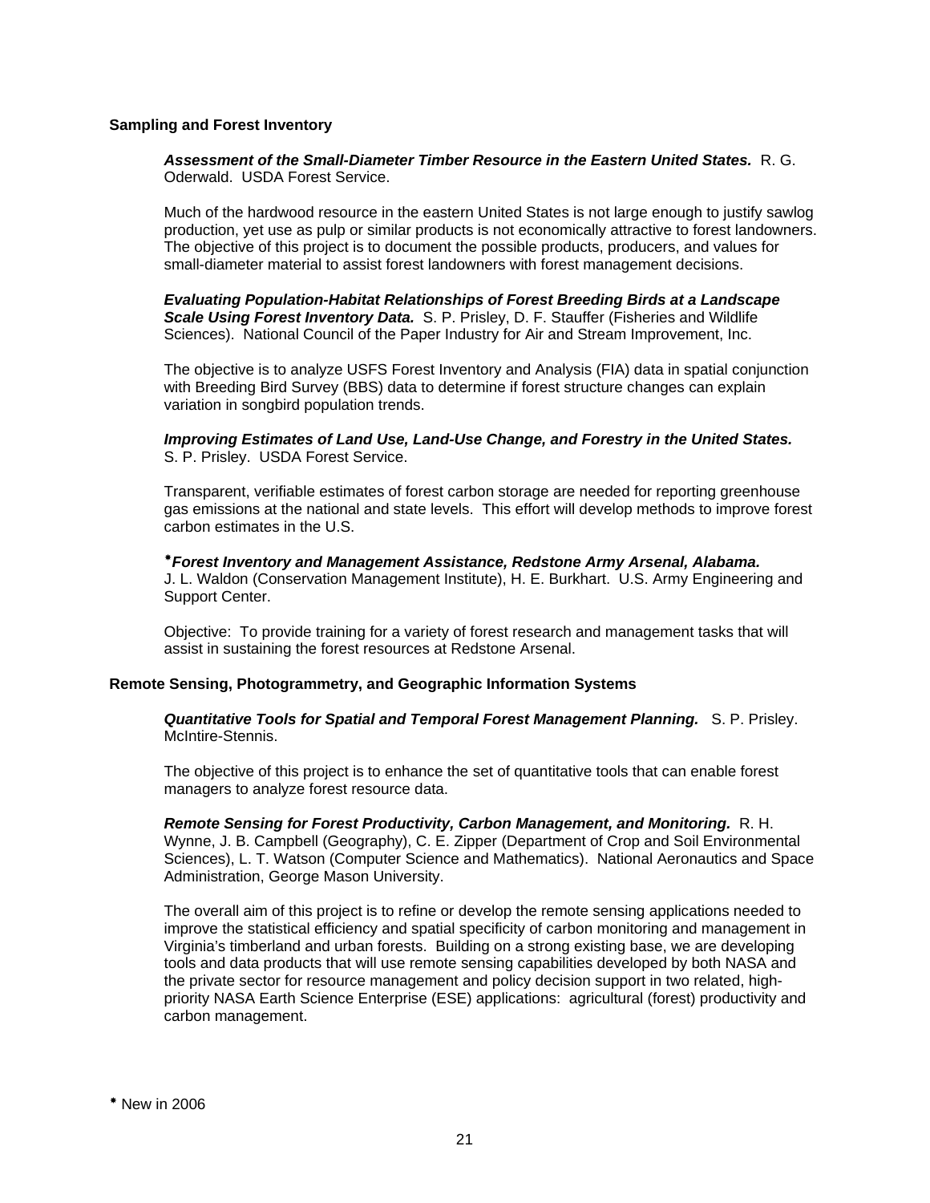**Sampling and Forest Inventory**

***Assessment of the Small-Diameter Timber Resource in the Eastern United States.*** R. G. Oderwald. USDA Forest Service.

Much of the hardwood resource in the eastern United States is not large enough to justify sawlog production, yet use as pulp or similar products is not economically attractive to forest landowners. The objective of this project is to document the possible products, producers, and values for small-diameter material to assist forest landowners with forest management decisions.

***Evaluating Population-Habitat Relationships of Forest Breeding Birds at a Landscape Scale Using Forest Inventory Data.*** S. P. Prisley, D. F. Stauffer (Fisheries and Wildlife Sciences). National Council of the Paper Industry for Air and Stream Improvement, Inc.

The objective is to analyze USFS Forest Inventory and Analysis (FIA) data in spatial conjunction with Breeding Bird Survey (BBS) data to determine if forest structure changes can explain variation in songbird population trends.

***Improving Estimates of Land Use, Land-Use Change, and Forestry in the United States.*** S. P. Prisley. USDA Forest Service.

Transparent, verifiable estimates of forest carbon storage are needed for reporting greenhouse gas emissions at the national and state levels. This effort will develop methods to improve forest carbon estimates in the U.S.

*\****Forest Inventory and Management Assistance, Redstone Army Arsenal, Alabama.*** J. L. Waldon (Conservation Management Institute), H. E. Burkhart. U.S. Army Engineering and Support Center.

Objective: To provide training for a variety of forest research and management tasks that will assist in sustaining the forest resources at Redstone Arsenal.

**Remote Sensing, Photogrammetry, and Geographic Information Systems**

***Quantitative Tools for Spatial and Temporal Forest Management Planning.*** S. P. Prisley. McIntire-Stennis.

The objective of this project is to enhance the set of quantitative tools that can enable forest managers to analyze forest resource data.

***Remote Sensing for Forest Productivity, Carbon Management, and Monitoring.*** R. H. Wynne, J. B. Campbell (Geography), C. E. Zipper (Department of Crop and Soil Environmental Sciences), L. T. Watson (Computer Science and Mathematics). National Aeronautics and Space Administration, George Mason University.

The overall aim of this project is to refine or develop the remote sensing applications needed to improve the statistical efficiency and spatial specificity of carbon monitoring and management in Virginia's timberland and urban forests. Building on a strong existing base, we are developing tools and data products that will use remote sensing capabilities developed by both NASA and the private sector for resource management and policy decision support in two related, high-priority NASA Earth Science Enterprise (ESE) applications: agricultural (forest) productivity and carbon management.

\* New in 2006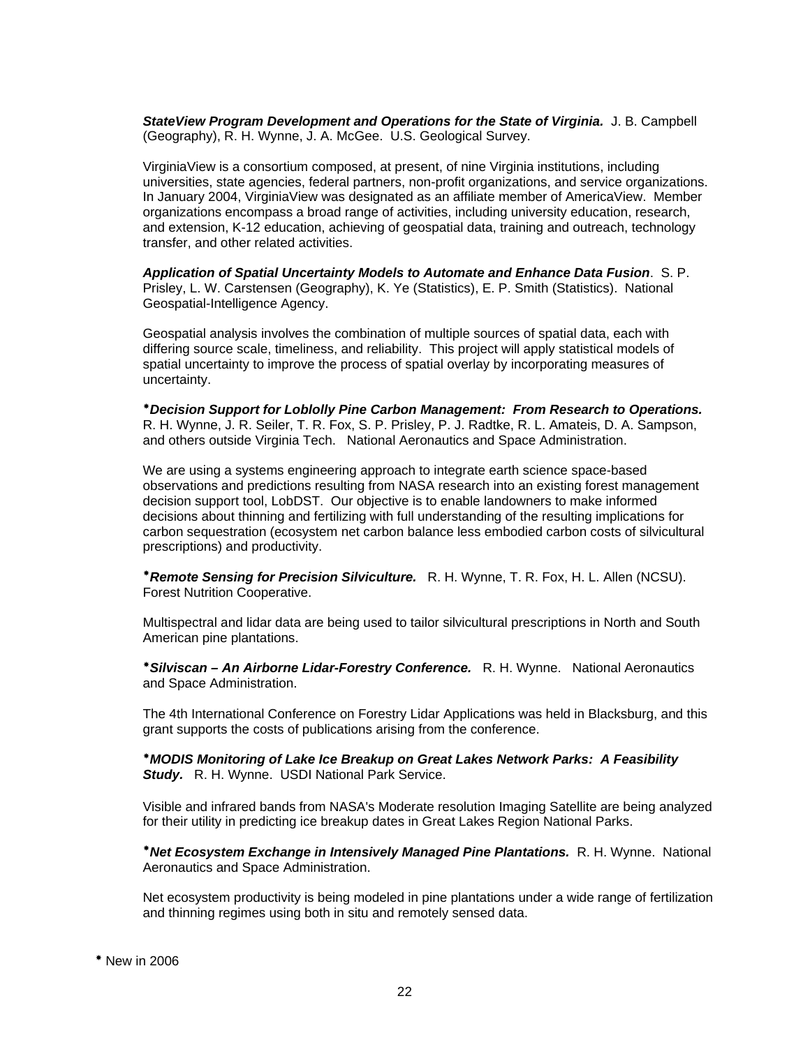***StateView Program Development and Operations for the State of Virginia.*** J. B. Campbell (Geography), R. H. Wynne, J. A. McGee. U.S. Geological Survey.

VirginiaView is a consortium composed, at present, of nine Virginia institutions, including universities, state agencies, federal partners, non-profit organizations, and service organizations. In January 2004, VirginiaView was designated as an affiliate member of AmericaView. Member organizations encompass a broad range of activities, including university education, research, and extension, K-12 education, achieving of geospatial data, training and outreach, technology transfer, and other related activities.

***Application of Spatial Uncertainty Models to Automate and Enhance Data Fusion***. S. P. Prisley, L. W. Carstensen (Geography), K. Ye (Statistics), E. P. Smith (Statistics). National Geospatial-Intelligence Agency.

Geospatial analysis involves the combination of multiple sources of spatial data, each with differing source scale, timeliness, and reliability. This project will apply statistical models of spatial uncertainty to improve the process of spatial overlay by incorporating measures of uncertainty.

*****Decision Support for Loblolly Pine Carbon Management: From Research to Operations.*** R. H. Wynne, J. R. Seiler, T. R. Fox, S. P. Prisley, P. J. Radtke, R. L. Amateis, D. A. Sampson, and others outside Virginia Tech. National Aeronautics and Space Administration.

We are using a systems engineering approach to integrate earth science space-based observations and predictions resulting from NASA research into an existing forest management decision support tool, LobDST. Our objective is to enable landowners to make informed decisions about thinning and fertilizing with full understanding of the resulting implications for carbon sequestration (ecosystem net carbon balance less embodied carbon costs of silvicultural prescriptions) and productivity.

*****Remote Sensing for Precision Silviculture.*** R. H. Wynne, T. R. Fox, H. L. Allen (NCSU). Forest Nutrition Cooperative.

Multispectral and lidar data are being used to tailor silvicultural prescriptions in North and South American pine plantations.

*****Silviscan – An Airborne Lidar-Forestry Conference.*** R. H. Wynne. National Aeronautics and Space Administration.

The 4th International Conference on Forestry Lidar Applications was held in Blacksburg, and this grant supports the costs of publications arising from the conference.

*****MODIS Monitoring of Lake Ice Breakup on Great Lakes Network Parks: A Feasibility Study.*** R. H. Wynne. USDI National Park Service.

Visible and infrared bands from NASA's Moderate resolution Imaging Satellite are being analyzed for their utility in predicting ice breakup dates in Great Lakes Region National Parks.

*****Net Ecosystem Exchange in Intensively Managed Pine Plantations.*** R. H. Wynne. National Aeronautics and Space Administration.

Net ecosystem productivity is being modeled in pine plantations under a wide range of fertilization and thinning regimes using both in situ and remotely sensed data.

* New in 2006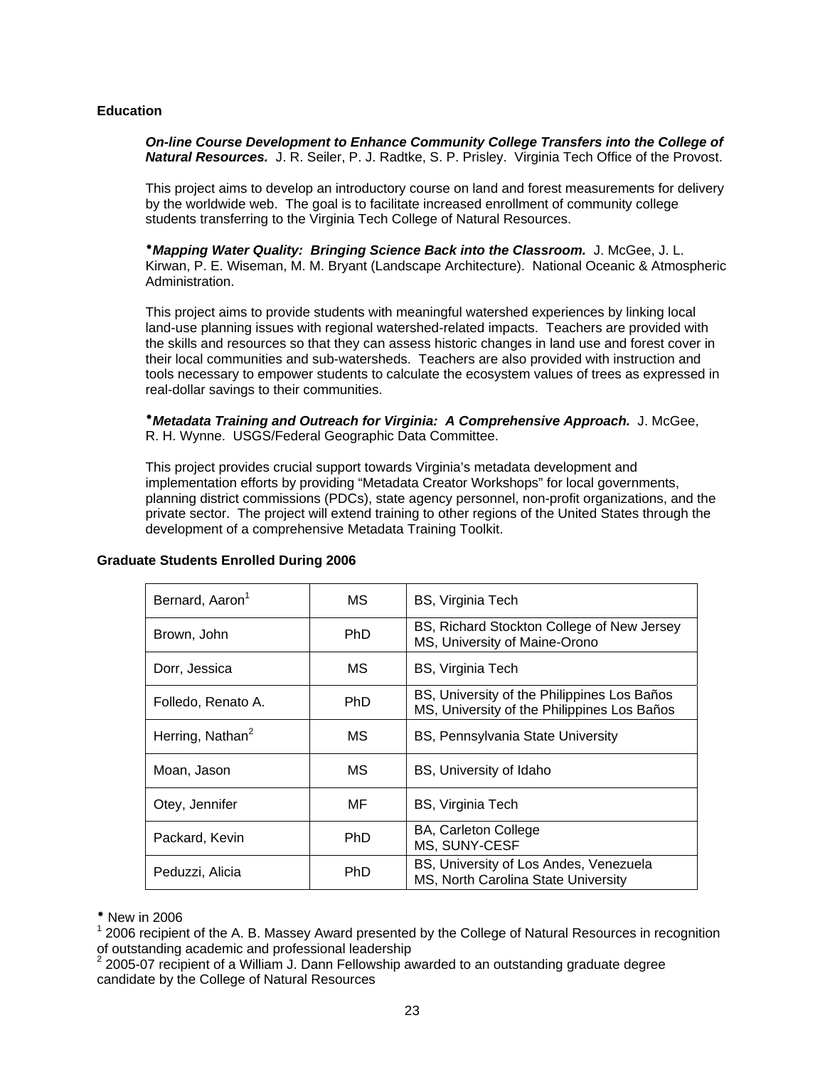**Education**

***On-line Course Development to Enhance Community College Transfers into the College of Natural Resources.*** J. R. Seiler, P. J. Radtke, S. P. Prisley. Virginia Tech Office of the Provost.

This project aims to develop an introductory course on land and forest measurements for delivery by the worldwide web. The goal is to facilitate increased enrollment of community college students transferring to the Virginia Tech College of Natural Resources.

*\****Mapping Water Quality: Bringing Science Back into the Classroom.*** J. McGee, J. L. Kirwan, P. E. Wiseman, M. M. Bryant (Landscape Architecture). National Oceanic & Atmospheric Administration.

This project aims to provide students with meaningful watershed experiences by linking local land-use planning issues with regional watershed-related impacts. Teachers are provided with the skills and resources so that they can assess historic changes in land use and forest cover in their local communities and sub-watersheds. Teachers are also provided with instruction and tools necessary to empower students to calculate the ecosystem values of trees as expressed in real-dollar savings to their communities.

*\****Metadata Training and Outreach for Virginia: A Comprehensive Approach.*** J. McGee, R. H. Wynne. USGS/Federal Geographic Data Committee.

This project provides crucial support towards Virginia's metadata development and implementation efforts by providing "Metadata Creator Workshops" for local governments, planning district commissions (PDCs), state agency personnel, non-profit organizations, and the private sector. The project will extend training to other regions of the United States through the development of a comprehensive Metadata Training Toolkit.

**Graduate Students Enrolled During 2006**

| Name | Degree | Previous Degrees |
|---|---|---|
| Bernard, Aaron[1] | MS | BS, Virginia Tech |
| Brown, John | PhD | BS, Richard Stockton College of New Jersey<br>MS, University of Maine-Orono |
| Dorr, Jessica | MS | BS, Virginia Tech |
| Folledo, Renato A. | PhD | BS, University of the Philippines Los Baños<br>MS, University of the Philippines Los Baños |
| Herring, Nathan[2] | MS | BS, Pennsylvania State University |
| Moan, Jason | MS | BS, University of Idaho |
| Otey, Jennifer | MF | BS, Virginia Tech |
| Packard, Kevin | PhD | BA, Carleton College<br>MS, SUNY-CESF |
| Peduzzi, Alicia | PhD | BS, University of Los Andes, Venezuela<br>MS, North Carolina State University |

\* New in 2006
[1] 2006 recipient of the A. B. Massey Award presented by the College of Natural Resources in recognition of outstanding academic and professional leadership
[2] 2005-07 recipient of a William J. Dann Fellowship awarded to an outstanding graduate degree candidate by the College of Natural Resources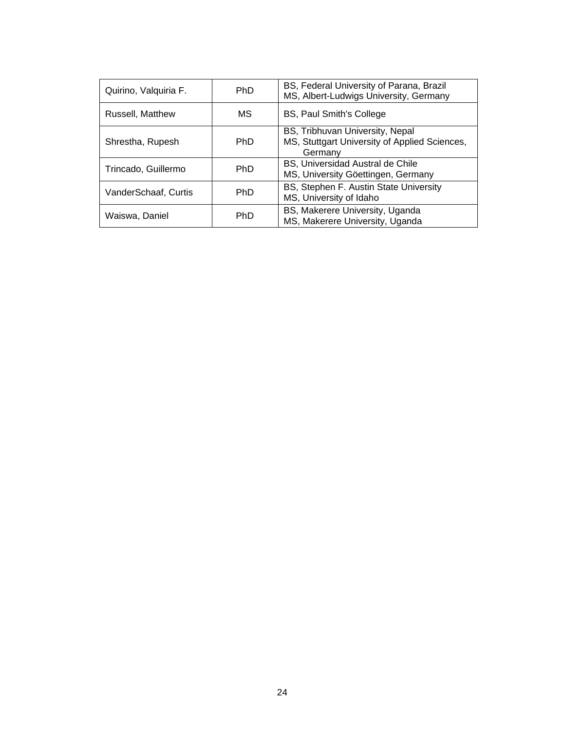| | | |
|---|---|---|
| Quirino, Valquiria F. | PhD | BS, Federal University of Parana, Brazil<br>MS, Albert-Ludwigs University, Germany |
| Russell, Matthew | MS | BS, Paul Smith's College |
| Shrestha, Rupesh | PhD | BS, Tribhuvan University, Nepal<br>MS, Stuttgart University of Applied Sciences, Germany |
| Trincado, Guillermo | PhD | BS, Universidad Austral de Chile<br>MS, University Göettingen, Germany |
| VanderSchaaf, Curtis | PhD | BS, Stephen F. Austin State University<br>MS, University of Idaho |
| Waiswa, Daniel | PhD | BS, Makerere University, Uganda<br>MS, Makerere University, Uganda |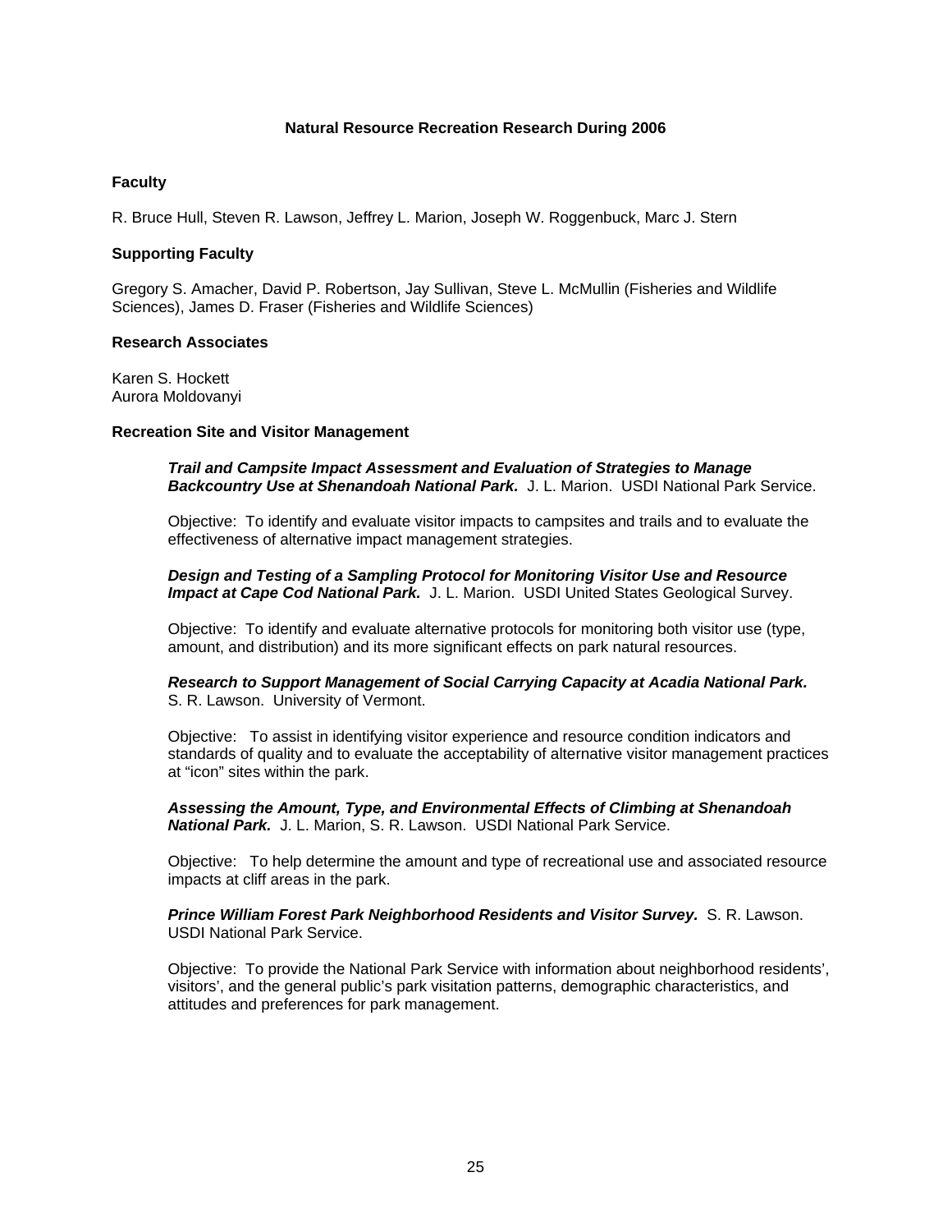# Natural Resource Recreation Research During 2006

### Faculty

R. Bruce Hull, Steven R. Lawson, Jeffrey L. Marion, Joseph W. Roggenbuck, Marc J. Stern

### Supporting Faculty

Gregory S. Amacher, David P. Robertson, Jay Sullivan, Steve L. McMullin (Fisheries and Wildlife Sciences), James D. Fraser (Fisheries and Wildlife Sciences)

### Research Associates

Karen S. Hockett
Aurora Moldovanyi

### Recreation Site and Visitor Management

***Trail and Campsite Impact Assessment and Evaluation of Strategies to Manage Backcountry Use at Shenandoah National Park.*** J. L. Marion. USDI National Park Service.

Objective: To identify and evaluate visitor impacts to campsites and trails and to evaluate the effectiveness of alternative impact management strategies.

***Design and Testing of a Sampling Protocol for Monitoring Visitor Use and Resource Impact at Cape Cod National Park.*** J. L. Marion. USDI United States Geological Survey.

Objective: To identify and evaluate alternative protocols for monitoring both visitor use (type, amount, and distribution) and its more significant effects on park natural resources.

***Research to Support Management of Social Carrying Capacity at Acadia National Park.*** S. R. Lawson. University of Vermont.

Objective: To assist in identifying visitor experience and resource condition indicators and standards of quality and to evaluate the acceptability of alternative visitor management practices at "icon" sites within the park.

***Assessing the Amount, Type, and Environmental Effects of Climbing at Shenandoah National Park.*** J. L. Marion, S. R. Lawson. USDI National Park Service.

Objective: To help determine the amount and type of recreational use and associated resource impacts at cliff areas in the park.

***Prince William Forest Park Neighborhood Residents and Visitor Survey.*** S. R. Lawson. USDI National Park Service.

Objective: To provide the National Park Service with information about neighborhood residents', visitors', and the general public's park visitation patterns, demographic characteristics, and attitudes and preferences for park management.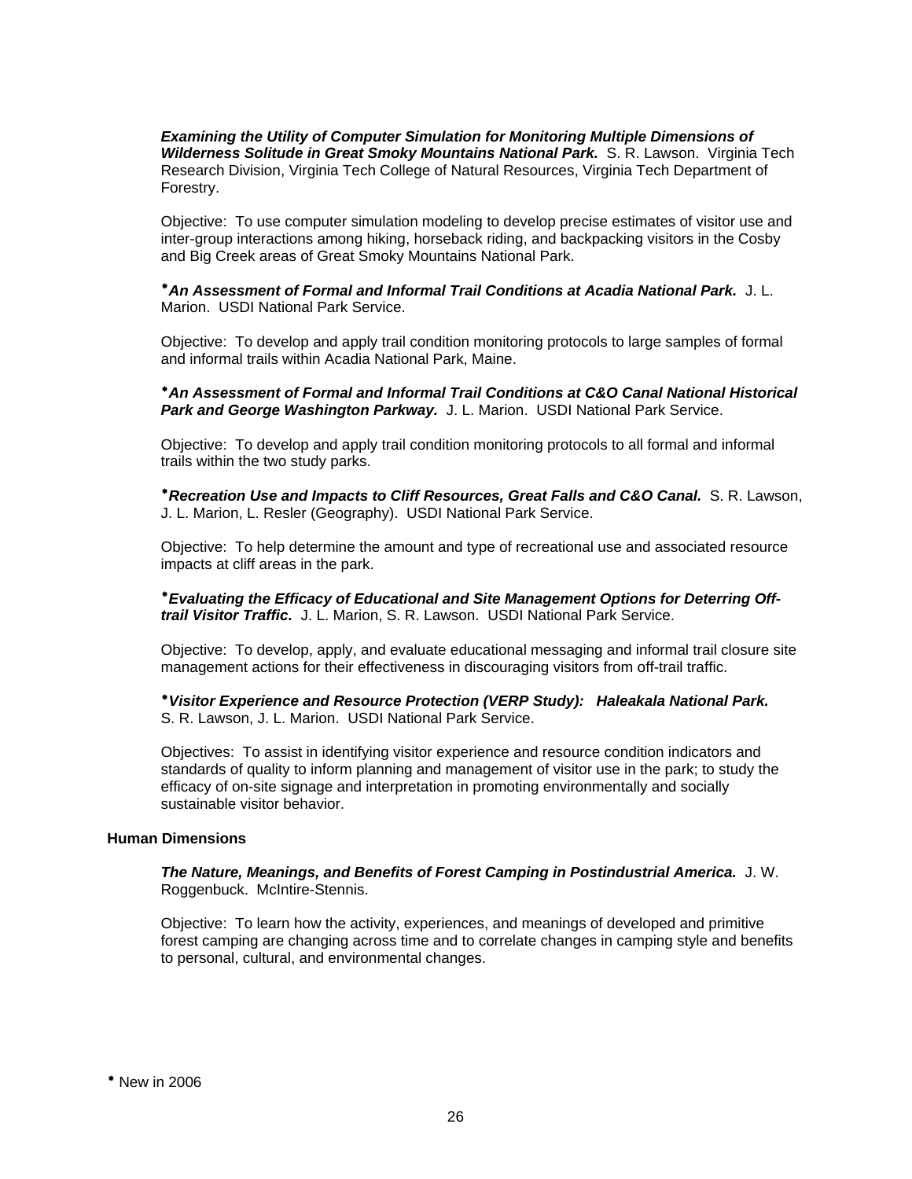***Examining the Utility of Computer Simulation for Monitoring Multiple Dimensions of Wilderness Solitude in Great Smoky Mountains National Park.*** S. R. Lawson. Virginia Tech Research Division, Virginia Tech College of Natural Resources, Virginia Tech Department of Forestry.

Objective: To use computer simulation modeling to develop precise estimates of visitor use and inter-group interactions among hiking, horseback riding, and backpacking visitors in the Cosby and Big Creek areas of Great Smoky Mountains National Park.

*✱**An Assessment of Formal and Informal Trail Conditions at Acadia National Park.*** J. L. Marion. USDI National Park Service.

Objective: To develop and apply trail condition monitoring protocols to large samples of formal and informal trails within Acadia National Park, Maine.

*✱**An Assessment of Formal and Informal Trail Conditions at C&O Canal National Historical Park and George Washington Parkway.*** J. L. Marion. USDI National Park Service.

Objective: To develop and apply trail condition monitoring protocols to all formal and informal trails within the two study parks.

*✱**Recreation Use and Impacts to Cliff Resources, Great Falls and C&O Canal.*** S. R. Lawson, J. L. Marion, L. Resler (Geography). USDI National Park Service.

Objective: To help determine the amount and type of recreational use and associated resource impacts at cliff areas in the park.

*✱**Evaluating the Efficacy of Educational and Site Management Options for Deterring Off-trail Visitor Traffic.*** J. L. Marion, S. R. Lawson. USDI National Park Service.

Objective: To develop, apply, and evaluate educational messaging and informal trail closure site management actions for their effectiveness in discouraging visitors from off-trail traffic.

*✱**Visitor Experience and Resource Protection (VERP Study): Haleakala National Park.*** S. R. Lawson, J. L. Marion. USDI National Park Service.

Objectives: To assist in identifying visitor experience and resource condition indicators and standards of quality to inform planning and management of visitor use in the park; to study the efficacy of on-site signage and interpretation in promoting environmentally and socially sustainable visitor behavior.

**Human Dimensions**

***The Nature, Meanings, and Benefits of Forest Camping in Postindustrial America.*** J. W. Roggenbuck. McIntire-Stennis.

Objective: To learn how the activity, experiences, and meanings of developed and primitive forest camping are changing across time and to correlate changes in camping style and benefits to personal, cultural, and environmental changes.

✱ New in 2006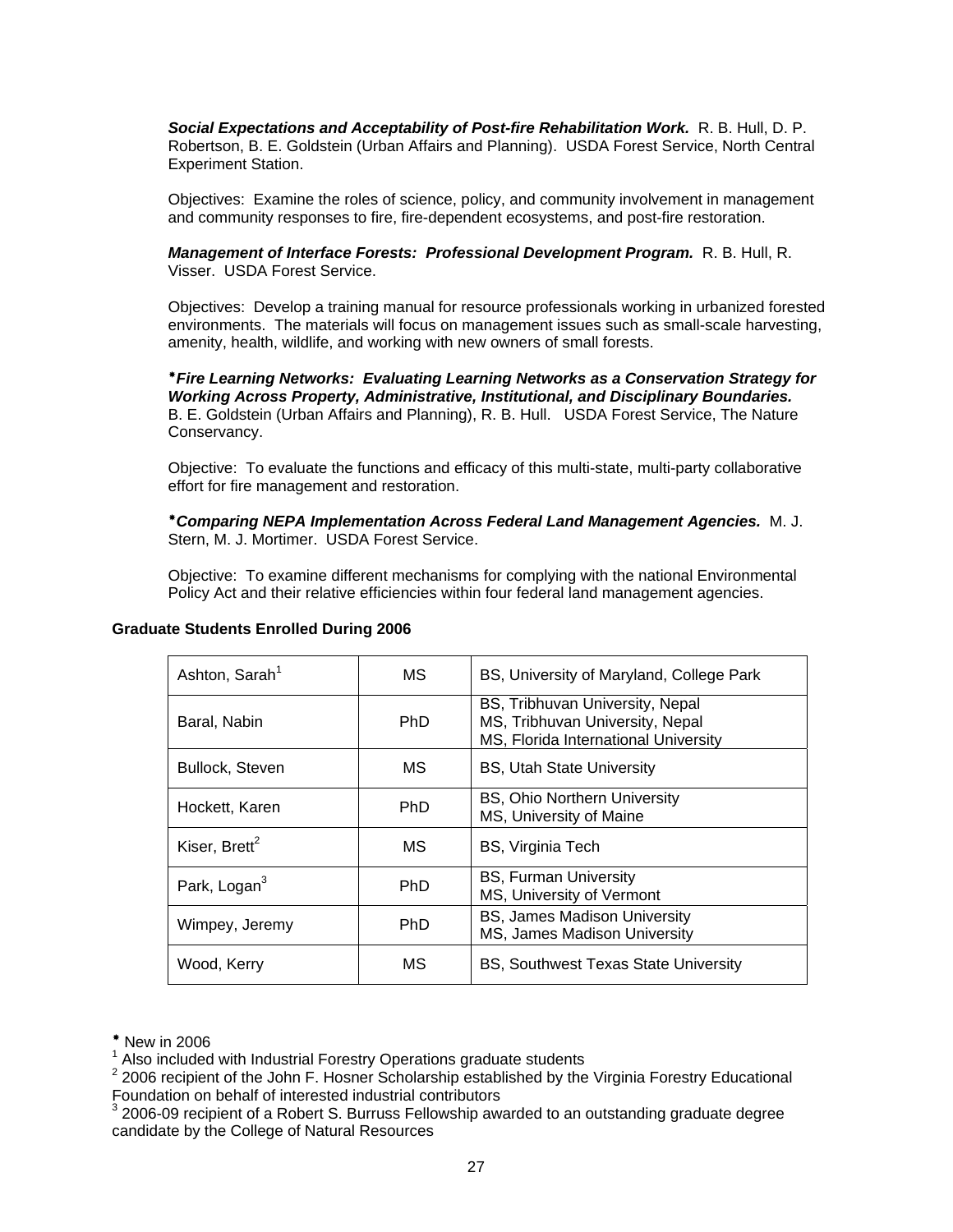***Social Expectations and Acceptability of Post-fire Rehabilitation Work.*** R. B. Hull, D. P. Robertson, B. E. Goldstein (Urban Affairs and Planning). USDA Forest Service, North Central Experiment Station.

Objectives: Examine the roles of science, policy, and community involvement in management and community responses to fire, fire-dependent ecosystems, and post-fire restoration.

***Management of Interface Forests: Professional Development Program.*** R. B. Hull, R. Visser. USDA Forest Service.

Objectives: Develop a training manual for resource professionals working in urbanized forested environments. The materials will focus on management issues such as small-scale harvesting, amenity, health, wildlife, and working with new owners of small forests.

***\*Fire Learning Networks: Evaluating Learning Networks as a Conservation Strategy for Working Across Property, Administrative, Institutional, and Disciplinary Boundaries.*** B. E. Goldstein (Urban Affairs and Planning), R. B. Hull. USDA Forest Service, The Nature Conservancy.

Objective: To evaluate the functions and efficacy of this multi-state, multi-party collaborative effort for fire management and restoration.

***\*Comparing NEPA Implementation Across Federal Land Management Agencies.*** M. J. Stern, M. J. Mortimer. USDA Forest Service.

Objective: To examine different mechanisms for complying with the national Environmental Policy Act and their relative efficiencies within four federal land management agencies.

**Graduate Students Enrolled During 2006**

| | | |
|---|---|---|
| Ashton, Sarah[1] | MS | BS, University of Maryland, College Park |
| Baral, Nabin | PhD | BS, Tribhuvan University, Nepal<br>MS, Tribhuvan University, Nepal<br>MS, Florida International University |
| Bullock, Steven | MS | BS, Utah State University |
| Hockett, Karen | PhD | BS, Ohio Northern University<br>MS, University of Maine |
| Kiser, Brett[2] | MS | BS, Virginia Tech |
| Park, Logan[3] | PhD | BS, Furman University<br>MS, University of Vermont |
| Wimpey, Jeremy | PhD | BS, James Madison University<br>MS, James Madison University |
| Wood, Kerry | MS | BS, Southwest Texas State University |

\* New in 2006
[1] Also included with Industrial Forestry Operations graduate students
[2] 2006 recipient of the John F. Hosner Scholarship established by the Virginia Forestry Educational Foundation on behalf of interested industrial contributors
[3] 2006-09 recipient of a Robert S. Burruss Fellowship awarded to an outstanding graduate degree candidate by the College of Natural Resources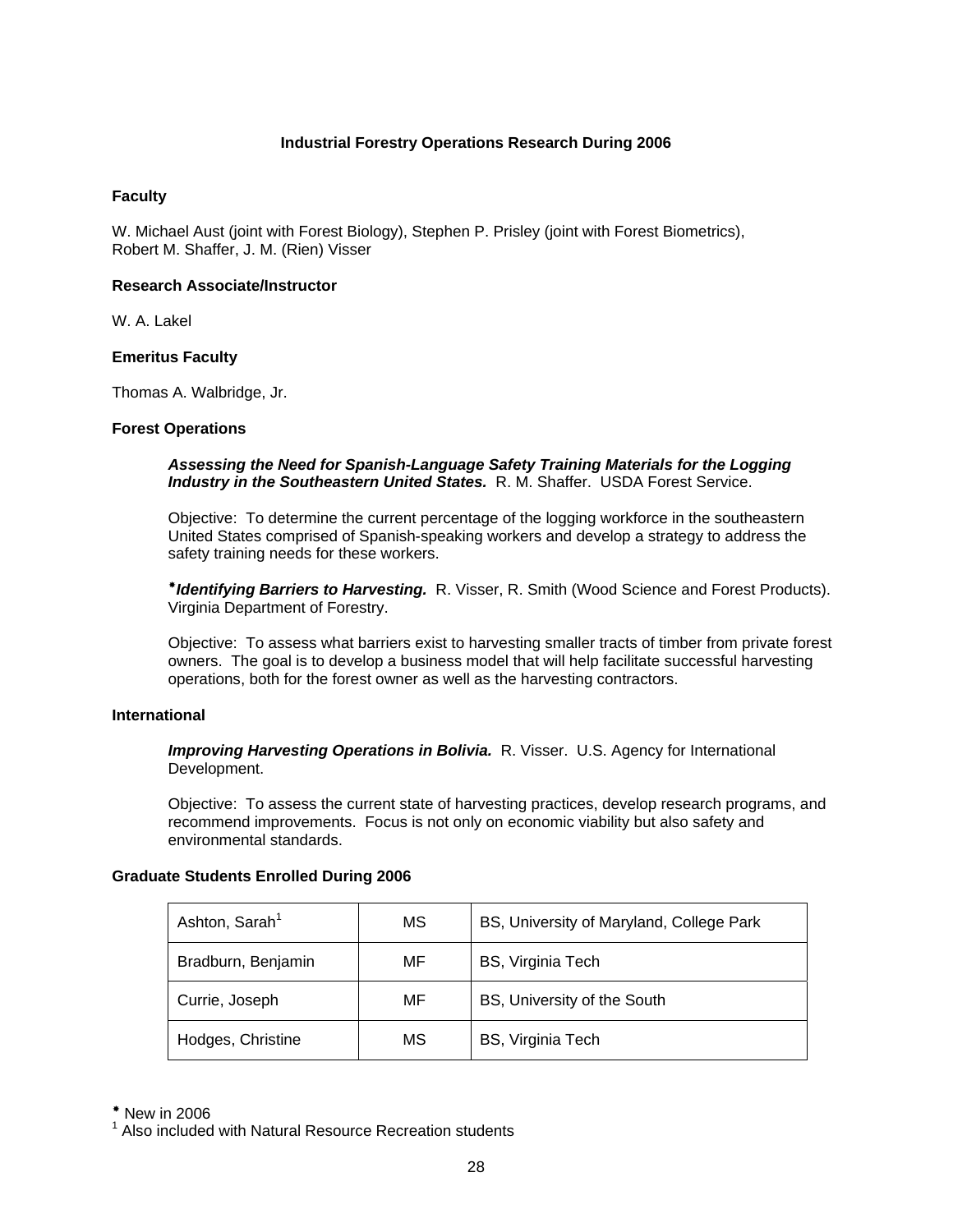# Industrial Forestry Operations Research During 2006

## Faculty

W. Michael Aust (joint with Forest Biology), Stephen P. Prisley (joint with Forest Biometrics), Robert M. Shaffer, J. M. (Rien) Visser

## Research Associate/Instructor

W. A. Lakel

## Emeritus Faculty

Thomas A. Walbridge, Jr.

## Forest Operations

***Assessing the Need for Spanish-Language Safety Training Materials for the Logging Industry in the Southeastern United States.*** R. M. Shaffer. USDA Forest Service.

Objective: To determine the current percentage of the logging workforce in the southeastern United States comprised of Spanish-speaking workers and develop a strategy to address the safety training needs for these workers.

\****Identifying Barriers to Harvesting.*** R. Visser, R. Smith (Wood Science and Forest Products). Virginia Department of Forestry.

Objective: To assess what barriers exist to harvesting smaller tracts of timber from private forest owners. The goal is to develop a business model that will help facilitate successful harvesting operations, both for the forest owner as well as the harvesting contractors.

## International

***Improving Harvesting Operations in Bolivia.*** R. Visser. U.S. Agency for International Development.

Objective: To assess the current state of harvesting practices, develop research programs, and recommend improvements. Focus is not only on economic viability but also safety and environmental standards.

## Graduate Students Enrolled During 2006

| | | |
|---|---|---|
| Ashton, Sarah[1] | MS | BS, University of Maryland, College Park |
| Bradburn, Benjamin | MF | BS, Virginia Tech |
| Currie, Joseph | MF | BS, University of the South |
| Hodges, Christine | MS | BS, Virginia Tech |

\* New in 2006

[1] Also included with Natural Resource Recreation students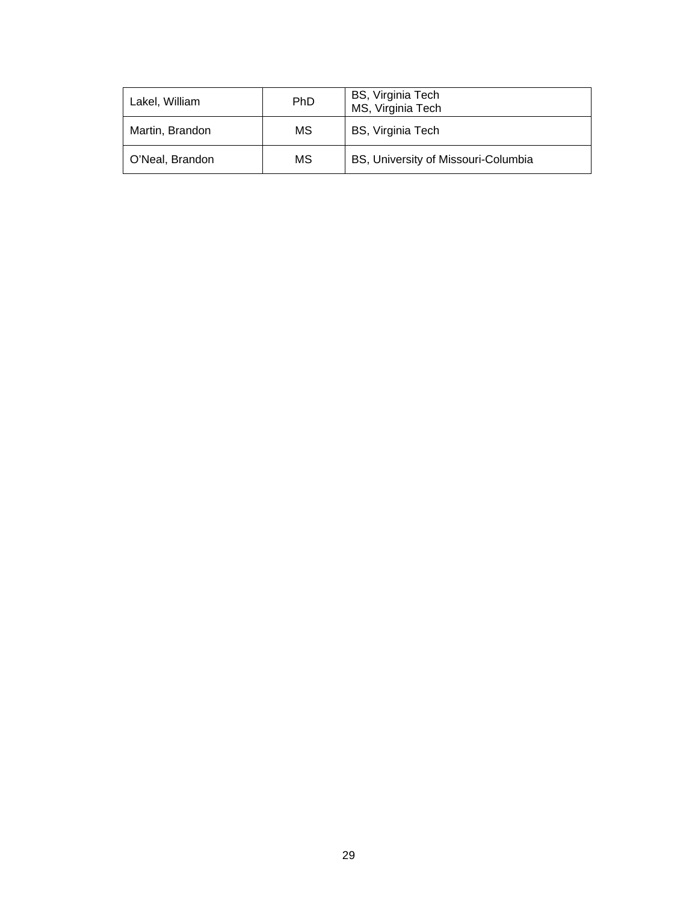| Lakel, William | PhD | BS, Virginia Tech<br>MS, Virginia Tech |
|---|---|---|
| Martin, Brandon | MS | BS, Virginia Tech |
| O'Neal, Brandon | MS | BS, University of Missouri-Columbia |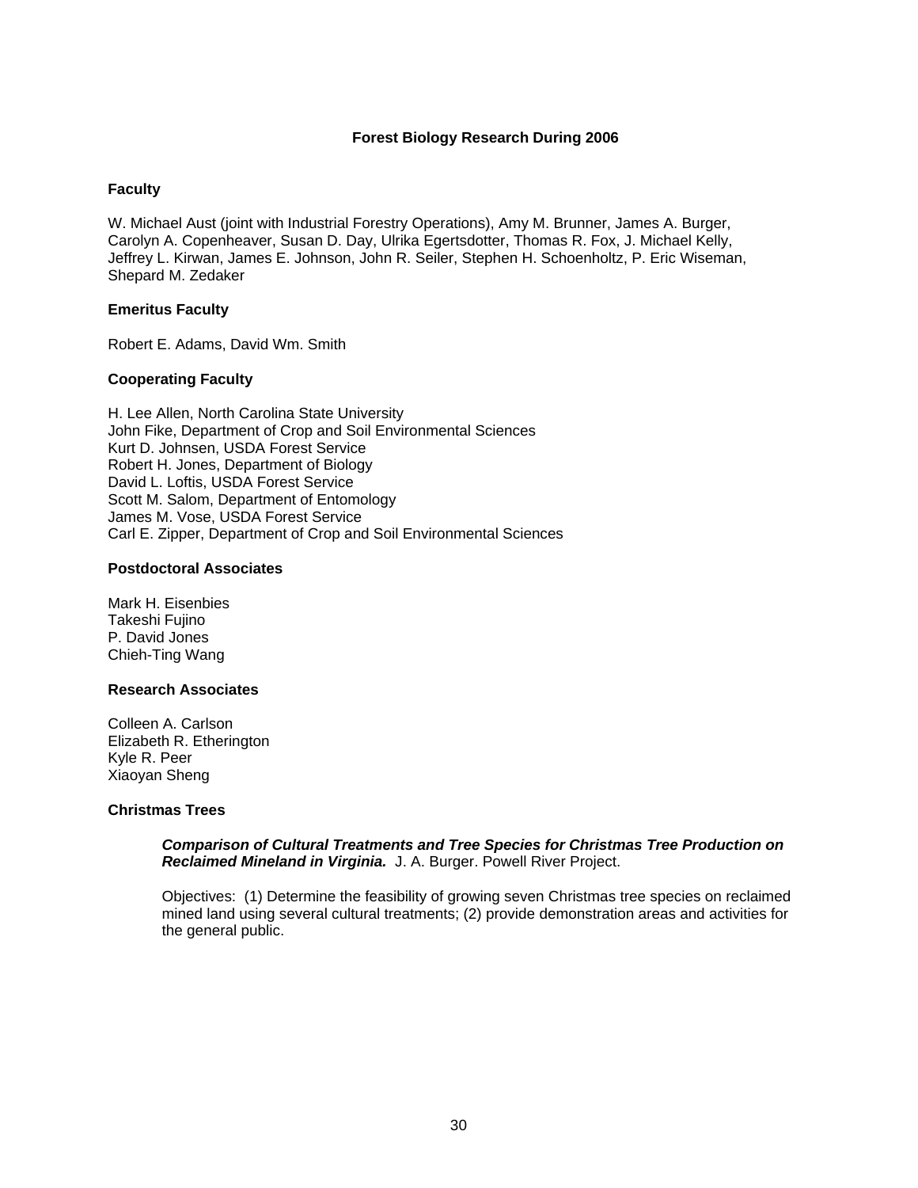# Forest Biology Research During 2006

## Faculty

W. Michael Aust (joint with Industrial Forestry Operations), Amy M. Brunner, James A. Burger, Carolyn A. Copenheaver, Susan D. Day, Ulrika Egertsdotter, Thomas R. Fox, J. Michael Kelly, Jeffrey L. Kirwan, James E. Johnson, John R. Seiler, Stephen H. Schoenholtz, P. Eric Wiseman, Shepard M. Zedaker

## Emeritus Faculty

Robert E. Adams, David Wm. Smith

## Cooperating Faculty

H. Lee Allen, North Carolina State University
John Fike, Department of Crop and Soil Environmental Sciences
Kurt D. Johnsen, USDA Forest Service
Robert H. Jones, Department of Biology
David L. Loftis, USDA Forest Service
Scott M. Salom, Department of Entomology
James M. Vose, USDA Forest Service
Carl E. Zipper, Department of Crop and Soil Environmental Sciences

## Postdoctoral Associates

Mark H. Eisenbies
Takeshi Fujino
P. David Jones
Chieh-Ting Wang

## Research Associates

Colleen A. Carlson
Elizabeth R. Etherington
Kyle R. Peer
Xiaoyan Sheng

## Christmas Trees

***Comparison of Cultural Treatments and Tree Species for Christmas Tree Production on Reclaimed Mineland in Virginia.*** J. A. Burger. Powell River Project.

Objectives: (1) Determine the feasibility of growing seven Christmas tree species on reclaimed mined land using several cultural treatments; (2) provide demonstration areas and activities for the general public.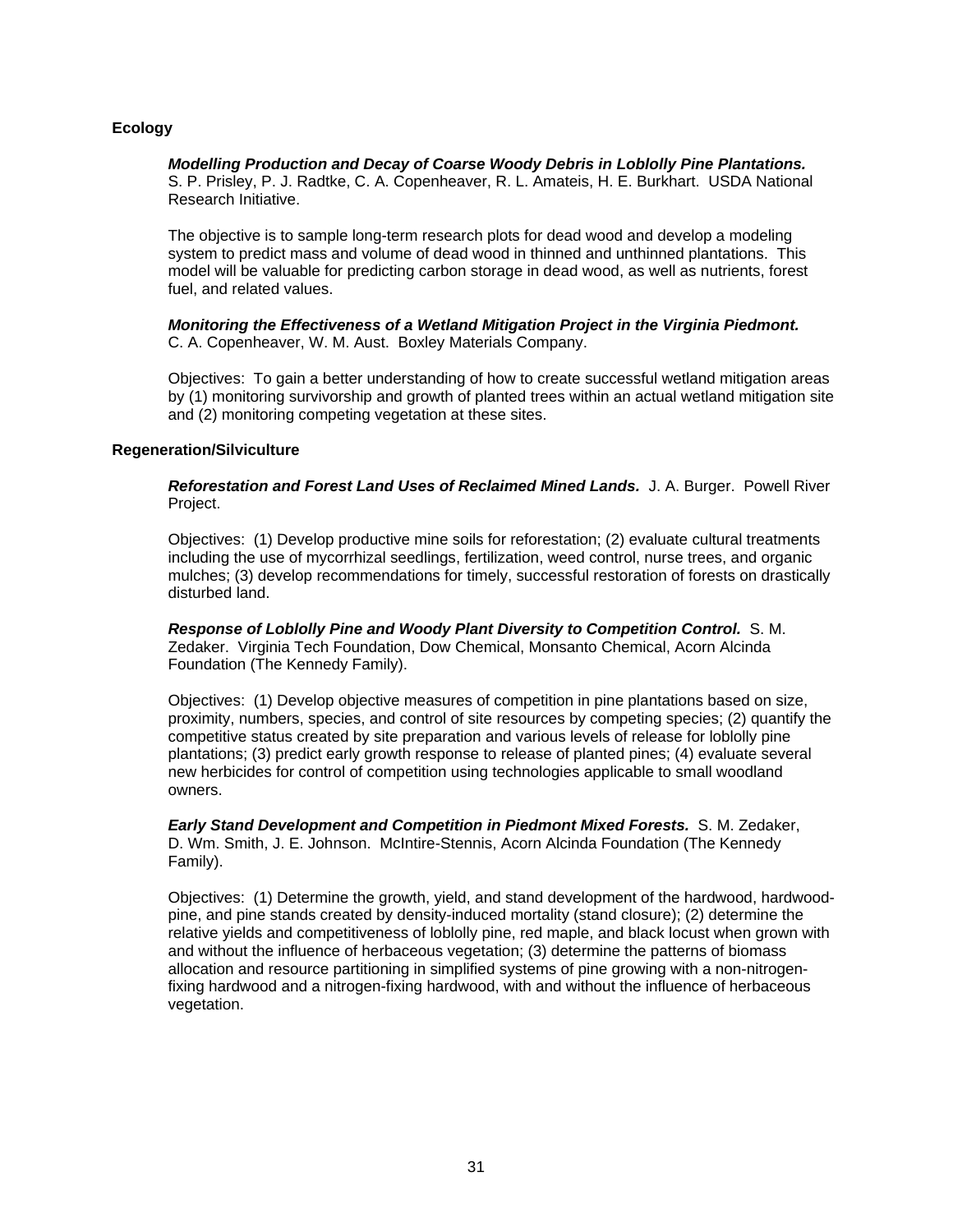## Ecology

***Modelling Production and Decay of Coarse Woody Debris in Loblolly Pine Plantations.*** S. P. Prisley, P. J. Radtke, C. A. Copenheaver, R. L. Amateis, H. E. Burkhart. USDA National Research Initiative.

The objective is to sample long-term research plots for dead wood and develop a modeling system to predict mass and volume of dead wood in thinned and unthinned plantations. This model will be valuable for predicting carbon storage in dead wood, as well as nutrients, forest fuel, and related values.

***Monitoring the Effectiveness of a Wetland Mitigation Project in the Virginia Piedmont.*** C. A. Copenheaver, W. M. Aust. Boxley Materials Company.

Objectives: To gain a better understanding of how to create successful wetland mitigation areas by (1) monitoring survivorship and growth of planted trees within an actual wetland mitigation site and (2) monitoring competing vegetation at these sites.

## Regeneration/Silviculture

***Reforestation and Forest Land Uses of Reclaimed Mined Lands.*** J. A. Burger. Powell River Project.

Objectives: (1) Develop productive mine soils for reforestation; (2) evaluate cultural treatments including the use of mycorrhizal seedlings, fertilization, weed control, nurse trees, and organic mulches; (3) develop recommendations for timely, successful restoration of forests on drastically disturbed land.

***Response of Loblolly Pine and Woody Plant Diversity to Competition Control.*** S. M. Zedaker. Virginia Tech Foundation, Dow Chemical, Monsanto Chemical, Acorn Alcinda Foundation (The Kennedy Family).

Objectives: (1) Develop objective measures of competition in pine plantations based on size, proximity, numbers, species, and control of site resources by competing species; (2) quantify the competitive status created by site preparation and various levels of release for loblolly pine plantations; (3) predict early growth response to release of planted pines; (4) evaluate several new herbicides for control of competition using technologies applicable to small woodland owners.

***Early Stand Development and Competition in Piedmont Mixed Forests.*** S. M. Zedaker, D. Wm. Smith, J. E. Johnson. McIntire-Stennis, Acorn Alcinda Foundation (The Kennedy Family).

Objectives: (1) Determine the growth, yield, and stand development of the hardwood, hardwood-pine, and pine stands created by density-induced mortality (stand closure); (2) determine the relative yields and competitiveness of loblolly pine, red maple, and black locust when grown with and without the influence of herbaceous vegetation; (3) determine the patterns of biomass allocation and resource partitioning in simplified systems of pine growing with a non-nitrogen-fixing hardwood and a nitrogen-fixing hardwood, with and without the influence of herbaceous vegetation.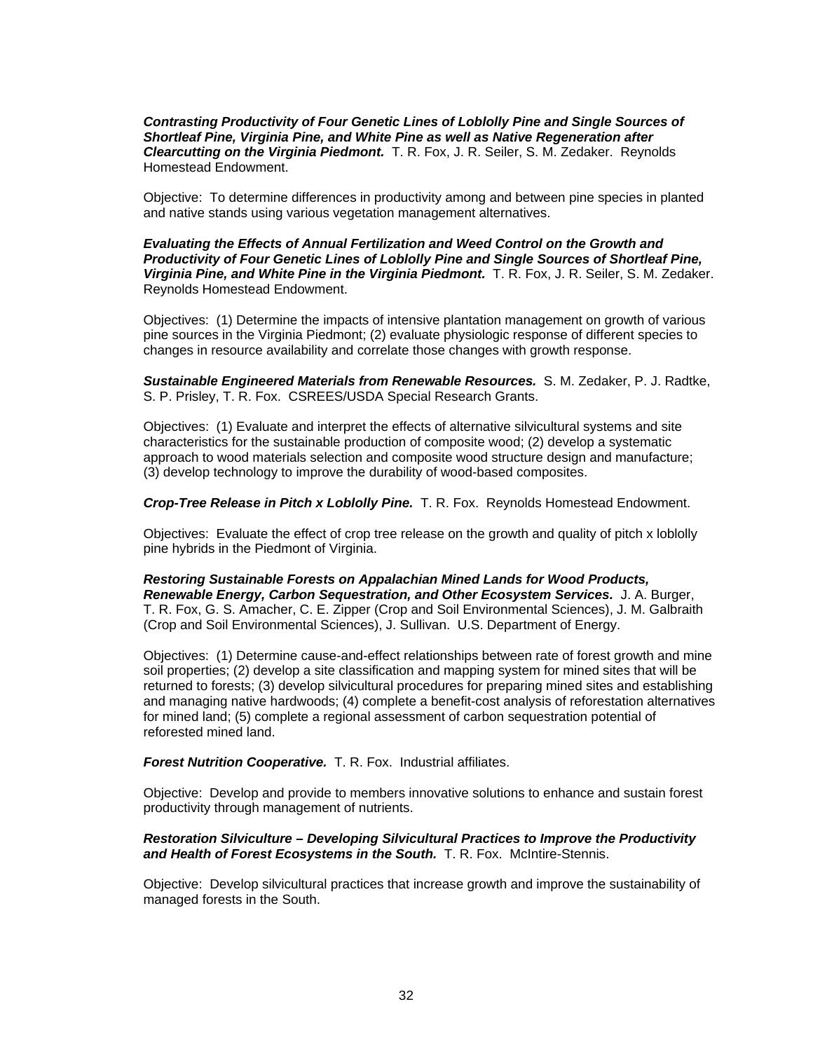***Contrasting Productivity of Four Genetic Lines of Loblolly Pine and Single Sources of Shortleaf Pine, Virginia Pine, and White Pine as well as Native Regeneration after Clearcutting on the Virginia Piedmont.*** T. R. Fox, J. R. Seiler, S. M. Zedaker. Reynolds Homestead Endowment.

Objective: To determine differences in productivity among and between pine species in planted and native stands using various vegetation management alternatives.

***Evaluating the Effects of Annual Fertilization and Weed Control on the Growth and Productivity of Four Genetic Lines of Loblolly Pine and Single Sources of Shortleaf Pine, Virginia Pine, and White Pine in the Virginia Piedmont.*** T. R. Fox, J. R. Seiler, S. M. Zedaker. Reynolds Homestead Endowment.

Objectives: (1) Determine the impacts of intensive plantation management on growth of various pine sources in the Virginia Piedmont; (2) evaluate physiologic response of different species to changes in resource availability and correlate those changes with growth response.

***Sustainable Engineered Materials from Renewable Resources.*** S. M. Zedaker, P. J. Radtke, S. P. Prisley, T. R. Fox. CSREES/USDA Special Research Grants.

Objectives: (1) Evaluate and interpret the effects of alternative silvicultural systems and site characteristics for the sustainable production of composite wood; (2) develop a systematic approach to wood materials selection and composite wood structure design and manufacture; (3) develop technology to improve the durability of wood-based composites.

***Crop-Tree Release in Pitch x Loblolly Pine.*** T. R. Fox. Reynolds Homestead Endowment.

Objectives: Evaluate the effect of crop tree release on the growth and quality of pitch x loblolly pine hybrids in the Piedmont of Virginia.

***Restoring Sustainable Forests on Appalachian Mined Lands for Wood Products, Renewable Energy, Carbon Sequestration, and Other Ecosystem Services.*** J. A. Burger, T. R. Fox, G. S. Amacher, C. E. Zipper (Crop and Soil Environmental Sciences), J. M. Galbraith (Crop and Soil Environmental Sciences), J. Sullivan. U.S. Department of Energy.

Objectives: (1) Determine cause-and-effect relationships between rate of forest growth and mine soil properties; (2) develop a site classification and mapping system for mined sites that will be returned to forests; (3) develop silvicultural procedures for preparing mined sites and establishing and managing native hardwoods; (4) complete a benefit-cost analysis of reforestation alternatives for mined land; (5) complete a regional assessment of carbon sequestration potential of reforested mined land.

***Forest Nutrition Cooperative.*** T. R. Fox. Industrial affiliates.

Objective: Develop and provide to members innovative solutions to enhance and sustain forest productivity through management of nutrients.

***Restoration Silviculture – Developing Silvicultural Practices to Improve the Productivity and Health of Forest Ecosystems in the South.*** T. R. Fox. McIntire-Stennis.

Objective: Develop silvicultural practices that increase growth and improve the sustainability of managed forests in the South.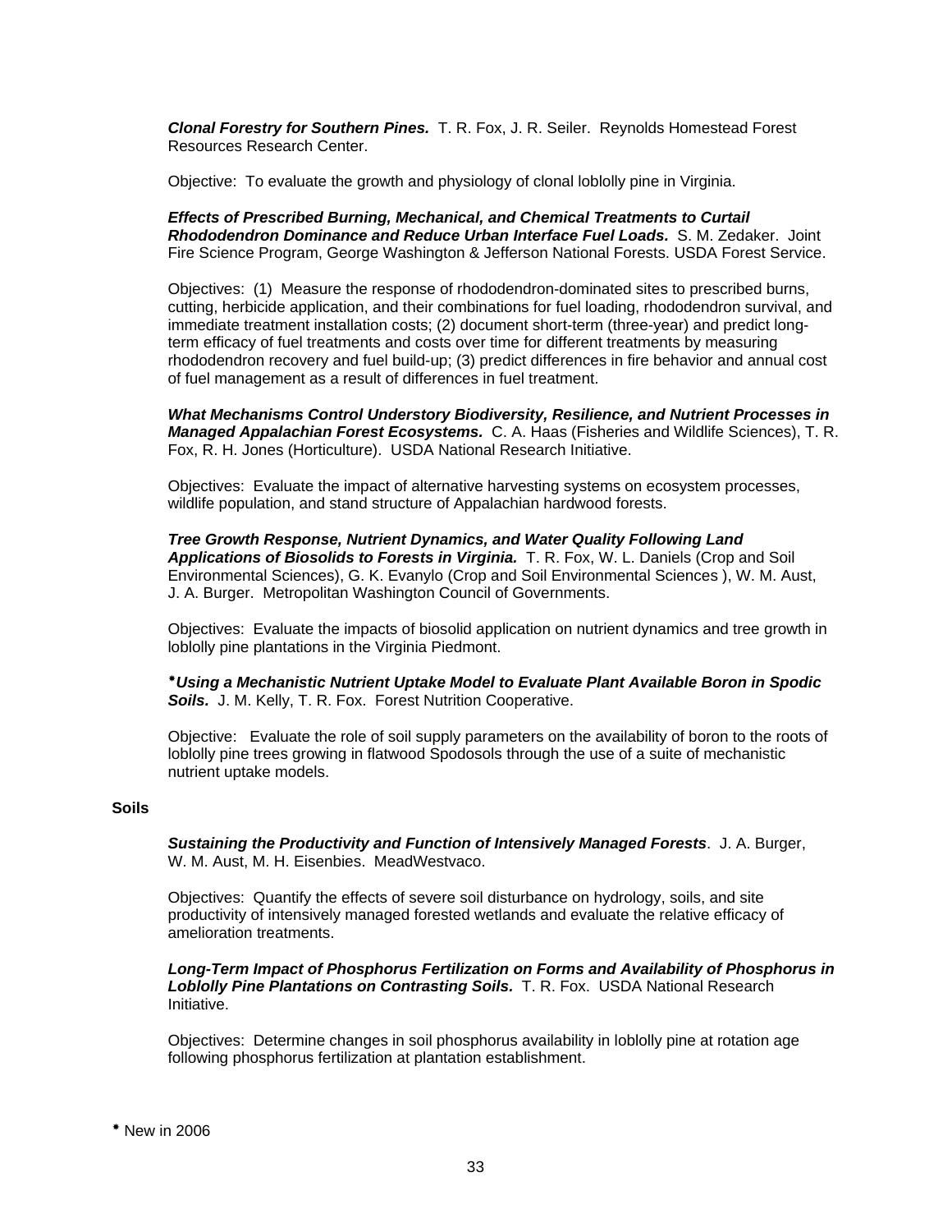***Clonal Forestry for Southern Pines.*** T. R. Fox, J. R. Seiler. Reynolds Homestead Forest Resources Research Center.

Objective: To evaluate the growth and physiology of clonal loblolly pine in Virginia.

***Effects of Prescribed Burning, Mechanical, and Chemical Treatments to Curtail Rhododendron Dominance and Reduce Urban Interface Fuel Loads.*** S. M. Zedaker. Joint Fire Science Program, George Washington & Jefferson National Forests. USDA Forest Service.

Objectives: (1) Measure the response of rhododendron-dominated sites to prescribed burns, cutting, herbicide application, and their combinations for fuel loading, rhododendron survival, and immediate treatment installation costs; (2) document short-term (three-year) and predict long-term efficacy of fuel treatments and costs over time for different treatments by measuring rhododendron recovery and fuel build-up; (3) predict differences in fire behavior and annual cost of fuel management as a result of differences in fuel treatment.

***What Mechanisms Control Understory Biodiversity, Resilience, and Nutrient Processes in Managed Appalachian Forest Ecosystems.*** C. A. Haas (Fisheries and Wildlife Sciences), T. R. Fox, R. H. Jones (Horticulture). USDA National Research Initiative.

Objectives: Evaluate the impact of alternative harvesting systems on ecosystem processes, wildlife population, and stand structure of Appalachian hardwood forests.

***Tree Growth Response, Nutrient Dynamics, and Water Quality Following Land Applications of Biosolids to Forests in Virginia.*** T. R. Fox, W. L. Daniels (Crop and Soil Environmental Sciences), G. K. Evanylo (Crop and Soil Environmental Sciences ), W. M. Aust, J. A. Burger. Metropolitan Washington Council of Governments.

Objectives: Evaluate the impacts of biosolid application on nutrient dynamics and tree growth in loblolly pine plantations in the Virginia Piedmont.

*****Using a Mechanistic Nutrient Uptake Model to Evaluate Plant Available Boron in Spodic Soils.*** J. M. Kelly, T. R. Fox. Forest Nutrition Cooperative.

Objective: Evaluate the role of soil supply parameters on the availability of boron to the roots of loblolly pine trees growing in flatwood Spodosols through the use of a suite of mechanistic nutrient uptake models.

**Soils**

***Sustaining the Productivity and Function of Intensively Managed Forests***. J. A. Burger, W. M. Aust, M. H. Eisenbies. MeadWestvaco.

Objectives: Quantify the effects of severe soil disturbance on hydrology, soils, and site productivity of intensively managed forested wetlands and evaluate the relative efficacy of amelioration treatments.

***Long-Term Impact of Phosphorus Fertilization on Forms and Availability of Phosphorus in Loblolly Pine Plantations on Contrasting Soils.*** T. R. Fox. USDA National Research Initiative.

Objectives: Determine changes in soil phosphorus availability in loblolly pine at rotation age following phosphorus fertilization at plantation establishment.

\* New in 2006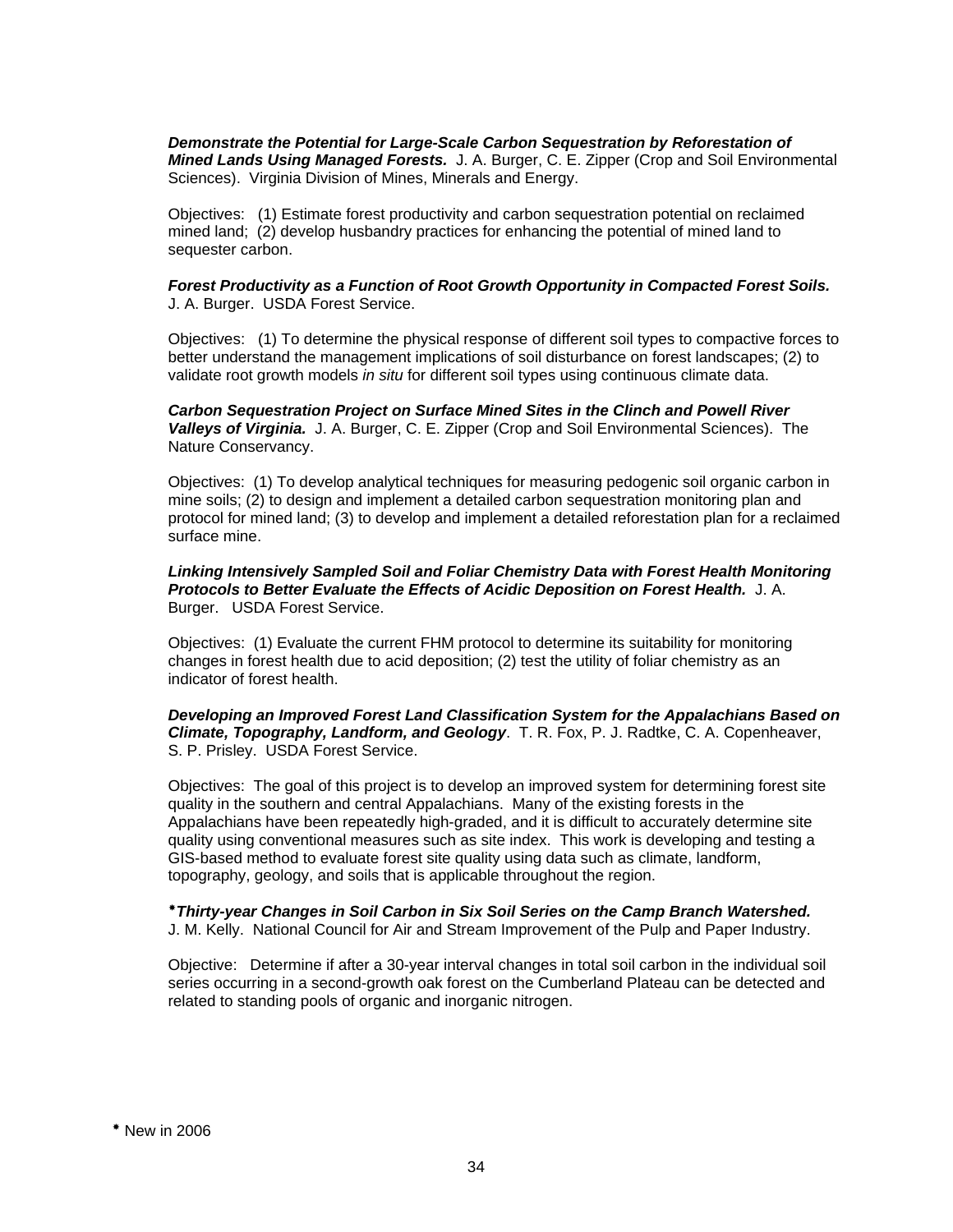***Demonstrate the Potential for Large-Scale Carbon Sequestration by Reforestation of Mined Lands Using Managed Forests.*** J. A. Burger, C. E. Zipper (Crop and Soil Environmental Sciences). Virginia Division of Mines, Minerals and Energy.

Objectives: (1) Estimate forest productivity and carbon sequestration potential on reclaimed mined land; (2) develop husbandry practices for enhancing the potential of mined land to sequester carbon.

***Forest Productivity as a Function of Root Growth Opportunity in Compacted Forest Soils.*** J. A. Burger. USDA Forest Service.

Objectives: (1) To determine the physical response of different soil types to compactive forces to better understand the management implications of soil disturbance on forest landscapes; (2) to validate root growth models *in situ* for different soil types using continuous climate data.

***Carbon Sequestration Project on Surface Mined Sites in the Clinch and Powell River Valleys of Virginia.*** J. A. Burger, C. E. Zipper (Crop and Soil Environmental Sciences). The Nature Conservancy.

Objectives: (1) To develop analytical techniques for measuring pedogenic soil organic carbon in mine soils; (2) to design and implement a detailed carbon sequestration monitoring plan and protocol for mined land; (3) to develop and implement a detailed reforestation plan for a reclaimed surface mine.

***Linking Intensively Sampled Soil and Foliar Chemistry Data with Forest Health Monitoring Protocols to Better Evaluate the Effects of Acidic Deposition on Forest Health.*** J. A. Burger. USDA Forest Service.

Objectives: (1) Evaluate the current FHM protocol to determine its suitability for monitoring changes in forest health due to acid deposition; (2) test the utility of foliar chemistry as an indicator of forest health.

***Developing an Improved Forest Land Classification System for the Appalachians Based on Climate, Topography, Landform, and Geology***. T. R. Fox, P. J. Radtke, C. A. Copenheaver, S. P. Prisley. USDA Forest Service.

Objectives: The goal of this project is to develop an improved system for determining forest site quality in the southern and central Appalachians. Many of the existing forests in the Appalachians have been repeatedly high-graded, and it is difficult to accurately determine site quality using conventional measures such as site index. This work is developing and testing a GIS-based method to evaluate forest site quality using data such as climate, landform, topography, geology, and soils that is applicable throughout the region.

*⁎**Thirty-year Changes in Soil Carbon in Six Soil Series on the Camp Branch Watershed.*** J. M. Kelly. National Council for Air and Stream Improvement of the Pulp and Paper Industry.

Objective: Determine if after a 30-year interval changes in total soil carbon in the individual soil series occurring in a second-growth oak forest on the Cumberland Plateau can be detected and related to standing pools of organic and inorganic nitrogen.

⁎ New in 2006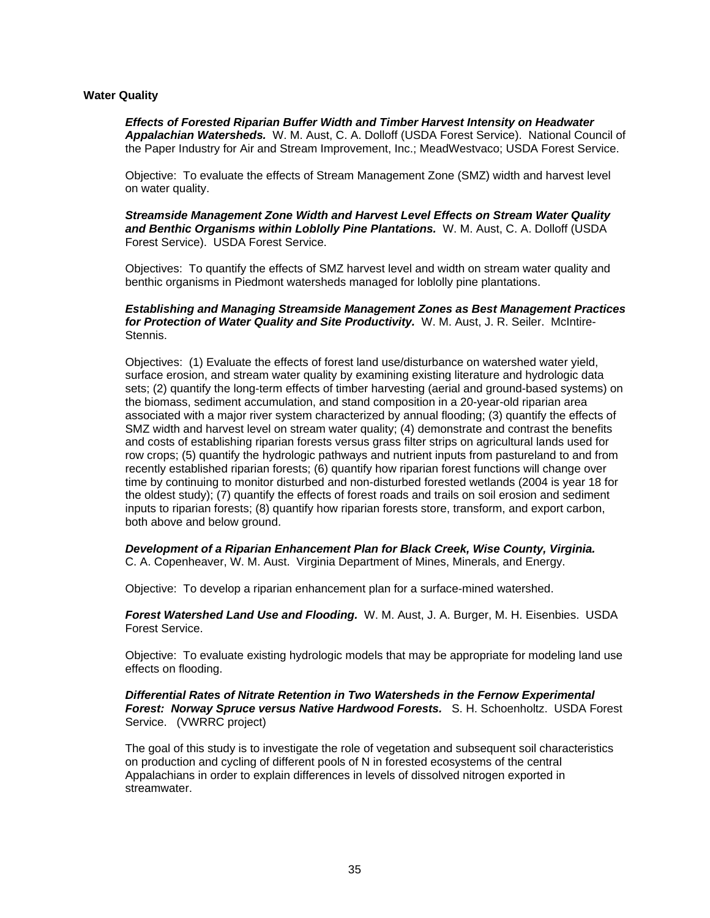**Water Quality**

***Effects of Forested Riparian Buffer Width and Timber Harvest Intensity on Headwater Appalachian Watersheds.*** W. M. Aust, C. A. Dolloff (USDA Forest Service). National Council of the Paper Industry for Air and Stream Improvement, Inc.; MeadWestvaco; USDA Forest Service.

Objective: To evaluate the effects of Stream Management Zone (SMZ) width and harvest level on water quality.

***Streamside Management Zone Width and Harvest Level Effects on Stream Water Quality and Benthic Organisms within Loblolly Pine Plantations.*** W. M. Aust, C. A. Dolloff (USDA Forest Service). USDA Forest Service.

Objectives: To quantify the effects of SMZ harvest level and width on stream water quality and benthic organisms in Piedmont watersheds managed for loblolly pine plantations.

***Establishing and Managing Streamside Management Zones as Best Management Practices for Protection of Water Quality and Site Productivity.*** W. M. Aust, J. R. Seiler. McIntire-Stennis.

Objectives: (1) Evaluate the effects of forest land use/disturbance on watershed water yield, surface erosion, and stream water quality by examining existing literature and hydrologic data sets; (2) quantify the long-term effects of timber harvesting (aerial and ground-based systems) on the biomass, sediment accumulation, and stand composition in a 20-year-old riparian area associated with a major river system characterized by annual flooding; (3) quantify the effects of SMZ width and harvest level on stream water quality; (4) demonstrate and contrast the benefits and costs of establishing riparian forests versus grass filter strips on agricultural lands used for row crops; (5) quantify the hydrologic pathways and nutrient inputs from pastureland to and from recently established riparian forests; (6) quantify how riparian forest functions will change over time by continuing to monitor disturbed and non-disturbed forested wetlands (2004 is year 18 for the oldest study); (7) quantify the effects of forest roads and trails on soil erosion and sediment inputs to riparian forests; (8) quantify how riparian forests store, transform, and export carbon, both above and below ground.

***Development of a Riparian Enhancement Plan for Black Creek, Wise County, Virginia.*** C. A. Copenheaver, W. M. Aust. Virginia Department of Mines, Minerals, and Energy.

Objective: To develop a riparian enhancement plan for a surface-mined watershed.

***Forest Watershed Land Use and Flooding.*** W. M. Aust, J. A. Burger, M. H. Eisenbies. USDA Forest Service.

Objective: To evaluate existing hydrologic models that may be appropriate for modeling land use effects on flooding.

***Differential Rates of Nitrate Retention in Two Watersheds in the Fernow Experimental Forest: Norway Spruce versus Native Hardwood Forests.*** S. H. Schoenholtz. USDA Forest Service. (VWRRC project)

The goal of this study is to investigate the role of vegetation and subsequent soil characteristics on production and cycling of different pools of N in forested ecosystems of the central Appalachians in order to explain differences in levels of dissolved nitrogen exported in streamwater.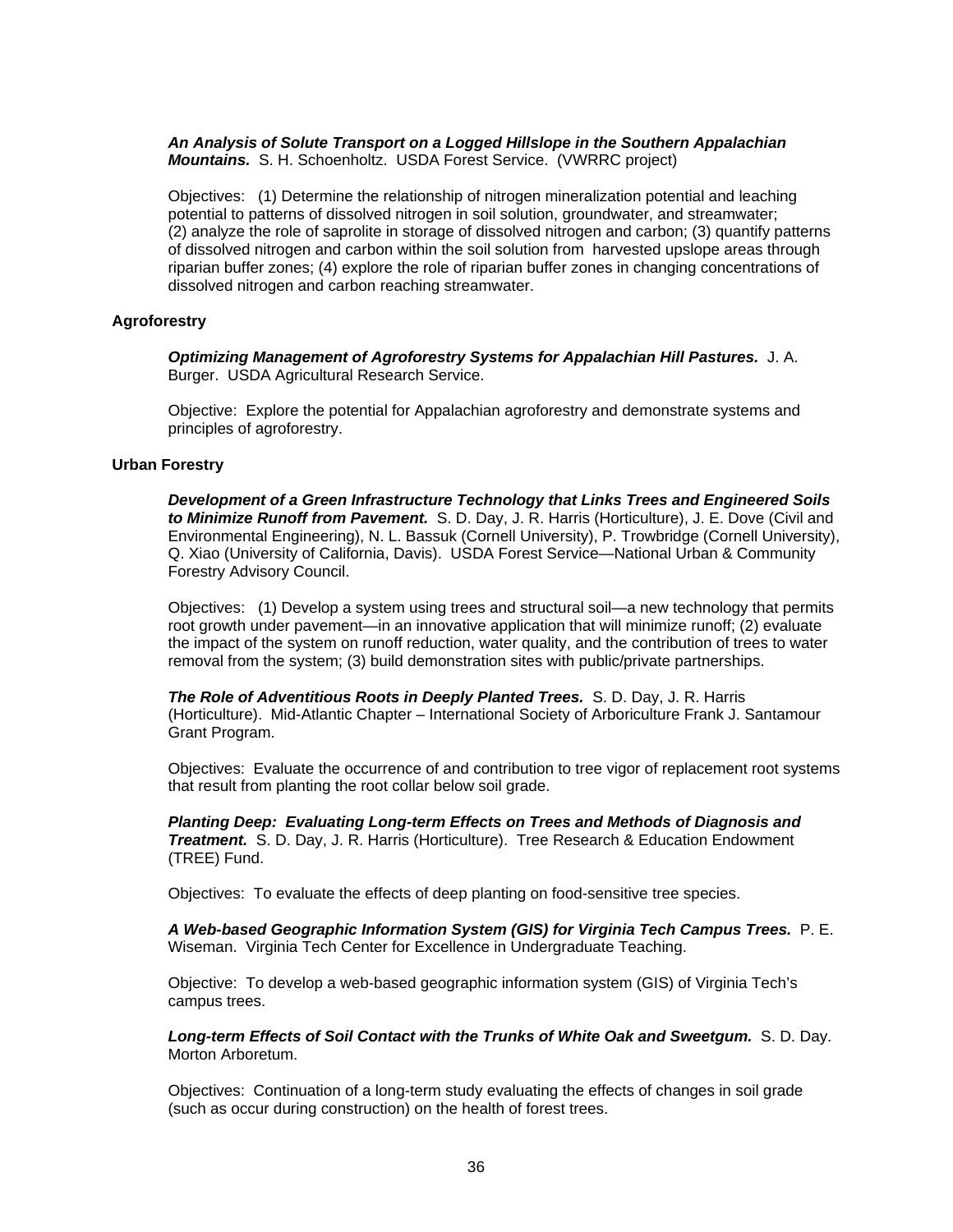***An Analysis of Solute Transport on a Logged Hillslope in the Southern Appalachian Mountains.*** S. H. Schoenholtz. USDA Forest Service. (VWRRC project)

Objectives: (1) Determine the relationship of nitrogen mineralization potential and leaching potential to patterns of dissolved nitrogen in soil solution, groundwater, and streamwater; (2) analyze the role of saprolite in storage of dissolved nitrogen and carbon; (3) quantify patterns of dissolved nitrogen and carbon within the soil solution from harvested upslope areas through riparian buffer zones; (4) explore the role of riparian buffer zones in changing concentrations of dissolved nitrogen and carbon reaching streamwater.

**Agroforestry**

***Optimizing Management of Agroforestry Systems for Appalachian Hill Pastures.*** J. A. Burger. USDA Agricultural Research Service.

Objective: Explore the potential for Appalachian agroforestry and demonstrate systems and principles of agroforestry.

**Urban Forestry**

***Development of a Green Infrastructure Technology that Links Trees and Engineered Soils to Minimize Runoff from Pavement.*** S. D. Day, J. R. Harris (Horticulture), J. E. Dove (Civil and Environmental Engineering), N. L. Bassuk (Cornell University), P. Trowbridge (Cornell University), Q. Xiao (University of California, Davis). USDA Forest Service—National Urban & Community Forestry Advisory Council.

Objectives: (1) Develop a system using trees and structural soil—a new technology that permits root growth under pavement—in an innovative application that will minimize runoff; (2) evaluate the impact of the system on runoff reduction, water quality, and the contribution of trees to water removal from the system; (3) build demonstration sites with public/private partnerships.

***The Role of Adventitious Roots in Deeply Planted Trees.*** S. D. Day, J. R. Harris (Horticulture). Mid-Atlantic Chapter – International Society of Arboriculture Frank J. Santamour Grant Program.

Objectives: Evaluate the occurrence of and contribution to tree vigor of replacement root systems that result from planting the root collar below soil grade.

***Planting Deep: Evaluating Long-term Effects on Trees and Methods of Diagnosis and Treatment.*** S. D. Day, J. R. Harris (Horticulture). Tree Research & Education Endowment (TREE) Fund.

Objectives: To evaluate the effects of deep planting on food-sensitive tree species.

***A Web-based Geographic Information System (GIS) for Virginia Tech Campus Trees.*** P. E. Wiseman. Virginia Tech Center for Excellence in Undergraduate Teaching.

Objective: To develop a web-based geographic information system (GIS) of Virginia Tech's campus trees.

***Long-term Effects of Soil Contact with the Trunks of White Oak and Sweetgum.*** S. D. Day. Morton Arboretum.

Objectives: Continuation of a long-term study evaluating the effects of changes in soil grade (such as occur during construction) on the health of forest trees.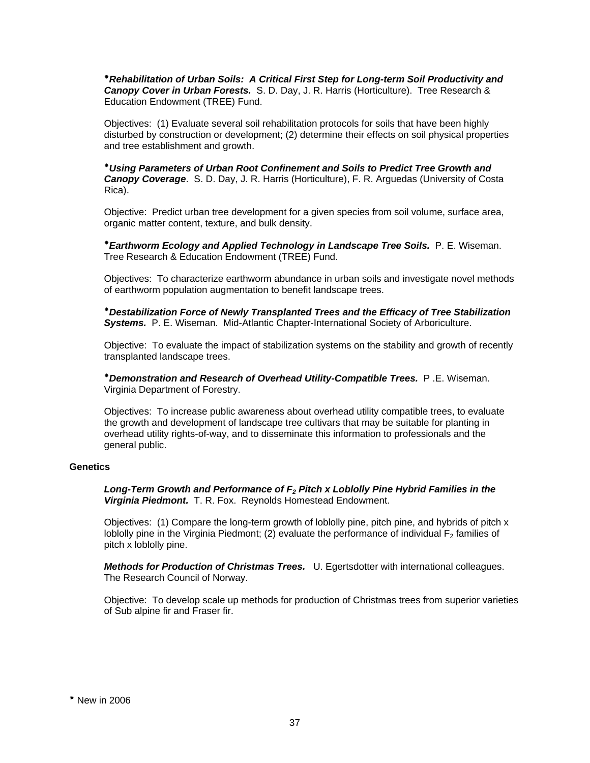**\****Rehabilitation of Urban Soils: A Critical First Step for Long-term Soil Productivity and Canopy Cover in Urban Forests.*** S. D. Day, J. R. Harris (Horticulture). Tree Research & Education Endowment (TREE) Fund.

Objectives: (1) Evaluate several soil rehabilitation protocols for soils that have been highly disturbed by construction or development; (2) determine their effects on soil physical properties and tree establishment and growth.

**\****Using Parameters of Urban Root Confinement and Soils to Predict Tree Growth and Canopy Coverage***. S. D. Day, J. R. Harris (Horticulture), F. R. Arguedas (University of Costa Rica).

Objective: Predict urban tree development for a given species from soil volume, surface area, organic matter content, texture, and bulk density.

**\****Earthworm Ecology and Applied Technology in Landscape Tree Soils.*** P. E. Wiseman. Tree Research & Education Endowment (TREE) Fund.

Objectives: To characterize earthworm abundance in urban soils and investigate novel methods of earthworm population augmentation to benefit landscape trees.

**\****Destabilization Force of Newly Transplanted Trees and the Efficacy of Tree Stabilization Systems.*** P. E. Wiseman. Mid-Atlantic Chapter-International Society of Arboriculture.

Objective: To evaluate the impact of stabilization systems on the stability and growth of recently transplanted landscape trees.

**\****Demonstration and Research of Overhead Utility-Compatible Trees.*** P .E. Wiseman. Virginia Department of Forestry.

Objectives: To increase public awareness about overhead utility compatible trees, to evaluate the growth and development of landscape tree cultivars that may be suitable for planting in overhead utility rights-of-way, and to disseminate this information to professionals and the general public.

**Genetics**

***Long-Term Growth and Performance of $F_2$ Pitch x Loblolly Pine Hybrid Families in the Virginia Piedmont.*** T. R. Fox. Reynolds Homestead Endowment.

Objectives: (1) Compare the long-term growth of loblolly pine, pitch pine, and hybrids of pitch x loblolly pine in the Virginia Piedmont; (2) evaluate the performance of individual $F_2$ families of pitch x loblolly pine.

***Methods for Production of Christmas Trees.*** U. Egertsdotter with international colleagues. The Research Council of Norway.

Objective: To develop scale up methods for production of Christmas trees from superior varieties of Sub alpine fir and Fraser fir.

\* New in 2006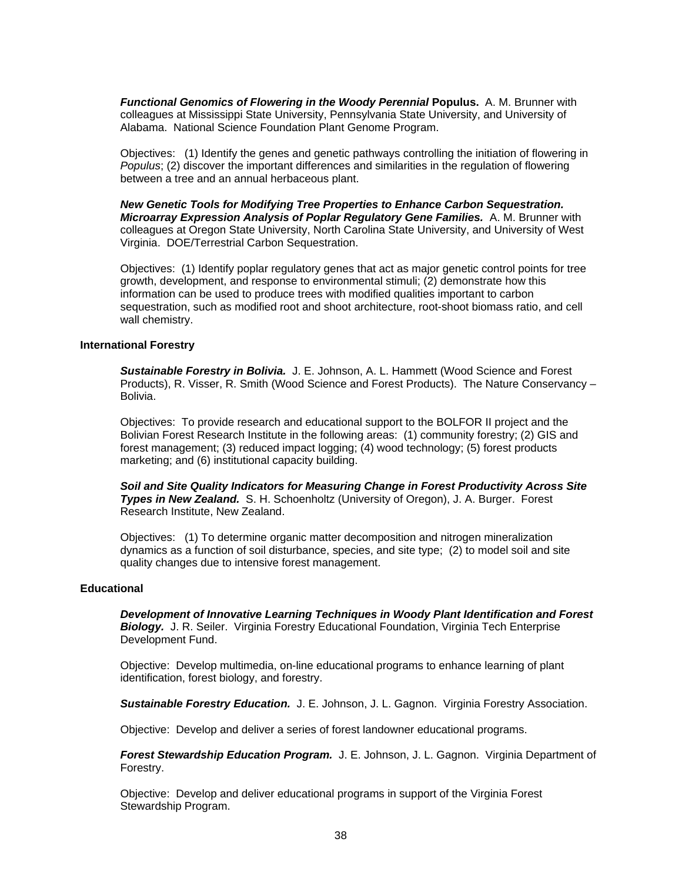***Functional Genomics of Flowering in the Woody Perennial* Populus.** A. M. Brunner with colleagues at Mississippi State University, Pennsylvania State University, and University of Alabama. National Science Foundation Plant Genome Program.

Objectives: (1) Identify the genes and genetic pathways controlling the initiation of flowering in *Populus*; (2) discover the important differences and similarities in the regulation of flowering between a tree and an annual herbaceous plant.

***New Genetic Tools for Modifying Tree Properties to Enhance Carbon Sequestration. Microarray Expression Analysis of Poplar Regulatory Gene Families.*** A. M. Brunner with colleagues at Oregon State University, North Carolina State University, and University of West Virginia. DOE/Terrestrial Carbon Sequestration.

Objectives: (1) Identify poplar regulatory genes that act as major genetic control points for tree growth, development, and response to environmental stimuli; (2) demonstrate how this information can be used to produce trees with modified qualities important to carbon sequestration, such as modified root and shoot architecture, root-shoot biomass ratio, and cell wall chemistry.

**International Forestry**

***Sustainable Forestry in Bolivia.*** J. E. Johnson, A. L. Hammett (Wood Science and Forest Products), R. Visser, R. Smith (Wood Science and Forest Products). The Nature Conservancy – Bolivia.

Objectives: To provide research and educational support to the BOLFOR II project and the Bolivian Forest Research Institute in the following areas: (1) community forestry; (2) GIS and forest management; (3) reduced impact logging; (4) wood technology; (5) forest products marketing; and (6) institutional capacity building.

***Soil and Site Quality Indicators for Measuring Change in Forest Productivity Across Site Types in New Zealand.*** S. H. Schoenholtz (University of Oregon), J. A. Burger. Forest Research Institute, New Zealand.

Objectives: (1) To determine organic matter decomposition and nitrogen mineralization dynamics as a function of soil disturbance, species, and site type; (2) to model soil and site quality changes due to intensive forest management.

**Educational**

***Development of Innovative Learning Techniques in Woody Plant Identification and Forest Biology.*** J. R. Seiler. Virginia Forestry Educational Foundation, Virginia Tech Enterprise Development Fund.

Objective: Develop multimedia, on-line educational programs to enhance learning of plant identification, forest biology, and forestry.

***Sustainable Forestry Education.*** J. E. Johnson, J. L. Gagnon. Virginia Forestry Association.

Objective: Develop and deliver a series of forest landowner educational programs.

***Forest Stewardship Education Program.*** J. E. Johnson, J. L. Gagnon. Virginia Department of Forestry.

Objective: Develop and deliver educational programs in support of the Virginia Forest Stewardship Program.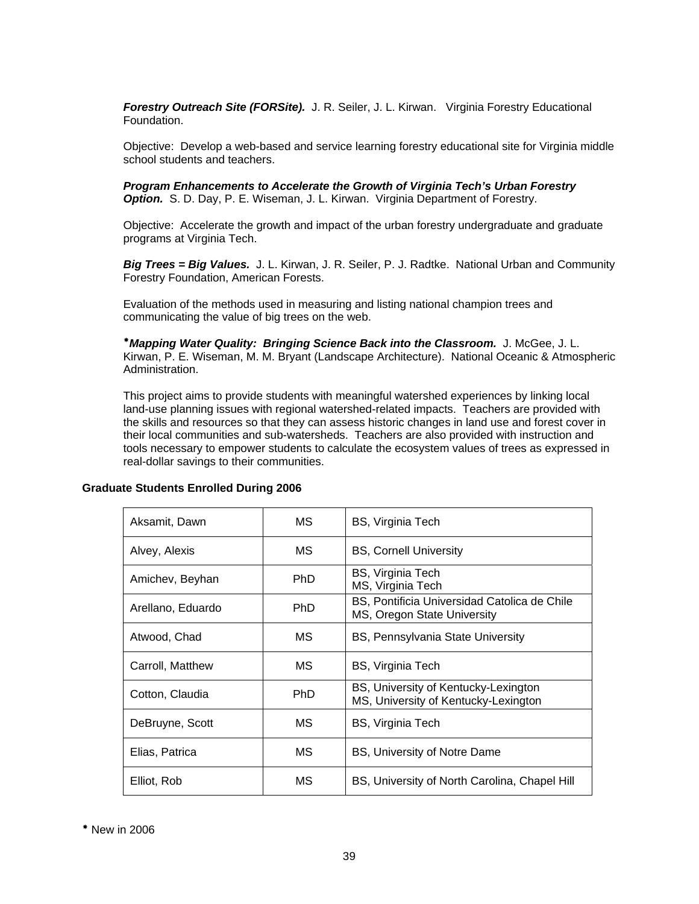***Forestry Outreach Site (FORSite).*** J. R. Seiler, J. L. Kirwan. Virginia Forestry Educational Foundation.

Objective: Develop a web-based and service learning forestry educational site for Virginia middle school students and teachers.

***Program Enhancements to Accelerate the Growth of Virginia Tech's Urban Forestry Option.*** S. D. Day, P. E. Wiseman, J. L. Kirwan. Virginia Department of Forestry.

Objective: Accelerate the growth and impact of the urban forestry undergraduate and graduate programs at Virginia Tech.

***Big Trees = Big Values.*** J. L. Kirwan, J. R. Seiler, P. J. Radtke. National Urban and Community Forestry Foundation, American Forests.

Evaluation of the methods used in measuring and listing national champion trees and communicating the value of big trees on the web.

⁎***Mapping Water Quality: Bringing Science Back into the Classroom.*** J. McGee, J. L. Kirwan, P. E. Wiseman, M. M. Bryant (Landscape Architecture). National Oceanic & Atmospheric Administration.

This project aims to provide students with meaningful watershed experiences by linking local land-use planning issues with regional watershed-related impacts. Teachers are provided with the skills and resources so that they can assess historic changes in land use and forest cover in their local communities and sub-watersheds. Teachers are also provided with instruction and tools necessary to empower students to calculate the ecosystem values of trees as expressed in real-dollar savings to their communities.

**Graduate Students Enrolled During 2006**

| Name | Degree | Previous Degrees |
|---|---|---|
| Aksamit, Dawn | MS | BS, Virginia Tech |
| Alvey, Alexis | MS | BS, Cornell University |
| Amichev, Beyhan | PhD | BS, Virginia Tech<br>MS, Virginia Tech |
| Arellano, Eduardo | PhD | BS, Pontificia Universidad Catolica de Chile<br>MS, Oregon State University |
| Atwood, Chad | MS | BS, Pennsylvania State University |
| Carroll, Matthew | MS | BS, Virginia Tech |
| Cotton, Claudia | PhD | BS, University of Kentucky-Lexington<br>MS, University of Kentucky-Lexington |
| DeBruyne, Scott | MS | BS, Virginia Tech |
| Elias, Patrica | MS | BS, University of Notre Dame |
| Elliot, Rob | MS | BS, University of North Carolina, Chapel Hill |

⁎ New in 2006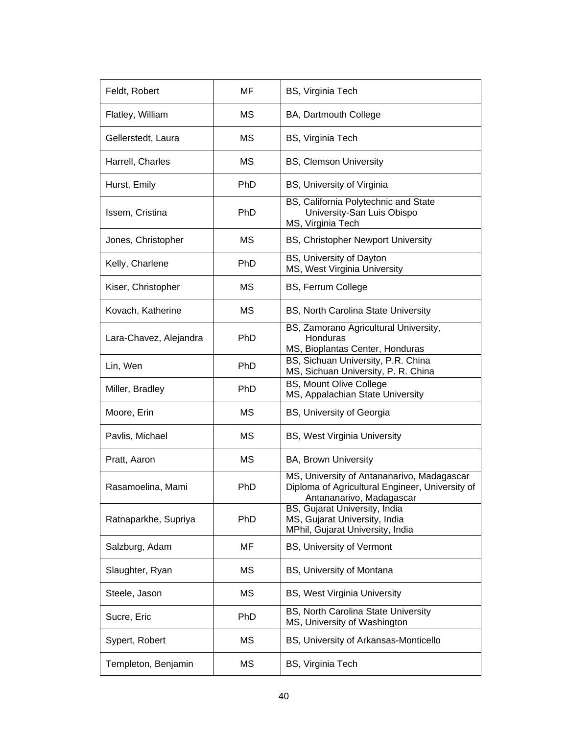| | | |
|---|---|---|
| Feldt, Robert | MF | BS, Virginia Tech |
| Flatley, William | MS | BA, Dartmouth College |
| Gellerstedt, Laura | MS | BS, Virginia Tech |
| Harrell, Charles | MS | BS, Clemson University |
| Hurst, Emily | PhD | BS, University of Virginia |
| Issem, Cristina | PhD | BS, California Polytechnic and State University-San Luis Obispo<br>MS, Virginia Tech |
| Jones, Christopher | MS | BS, Christopher Newport University |
| Kelly, Charlene | PhD | BS, University of Dayton<br>MS, West Virginia University |
| Kiser, Christopher | MS | BS, Ferrum College |
| Kovach, Katherine | MS | BS, North Carolina State University |
| Lara-Chavez, Alejandra | PhD | BS, Zamorano Agricultural University, Honduras<br>MS, Bioplantas Center, Honduras |
| Lin, Wen | PhD | BS, Sichuan University, P.R. China<br>MS, Sichuan University, P. R. China |
| Miller, Bradley | PhD | BS, Mount Olive College<br>MS, Appalachian State University |
| Moore, Erin | MS | BS, University of Georgia |
| Pavlis, Michael | MS | BS, West Virginia University |
| Pratt, Aaron | MS | BA, Brown University |
| Rasamoelina, Mami | PhD | MS, University of Antananarivo, Madagascar<br>Diploma of Agricultural Engineer, University of Antananarivo, Madagascar |
| Ratnaparkhe, Supriya | PhD | BS, Gujarat University, India<br>MS, Gujarat University, India<br>MPhil, Gujarat University, India |
| Salzburg, Adam | MF | BS, University of Vermont |
| Slaughter, Ryan | MS | BS, University of Montana |
| Steele, Jason | MS | BS, West Virginia University |
| Sucre, Eric | PhD | BS, North Carolina State University<br>MS, University of Washington |
| Sypert, Robert | MS | BS, University of Arkansas-Monticello |
| Templeton, Benjamin | MS | BS, Virginia Tech |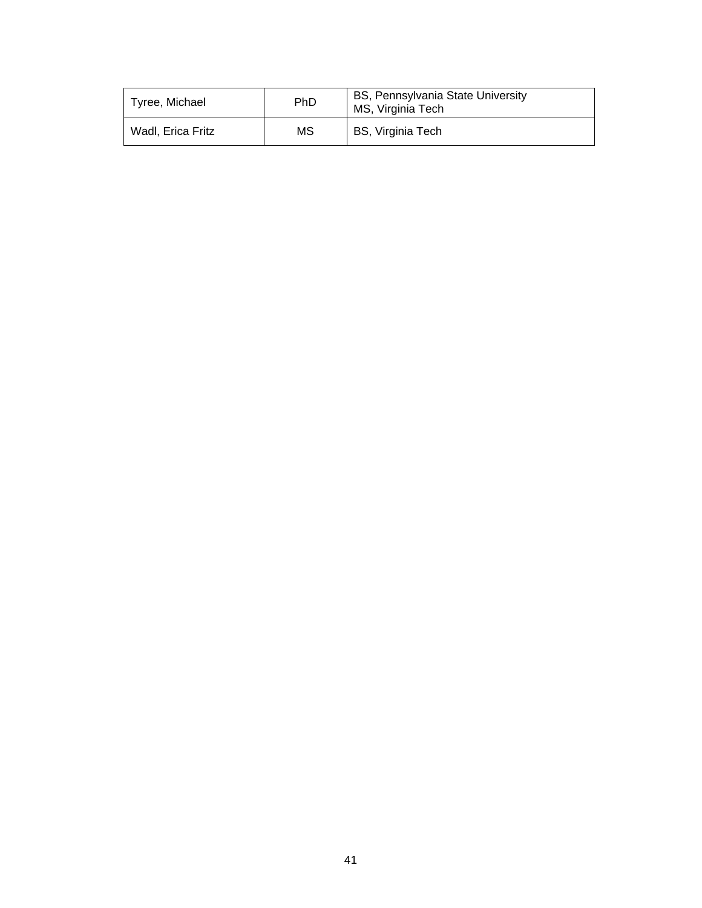| Tyree, Michael | PhD | BS, Pennsylvania State University<br>MS, Virginia Tech |
|---|---|---|
| Wadl, Erica Fritz | MS | BS, Virginia Tech |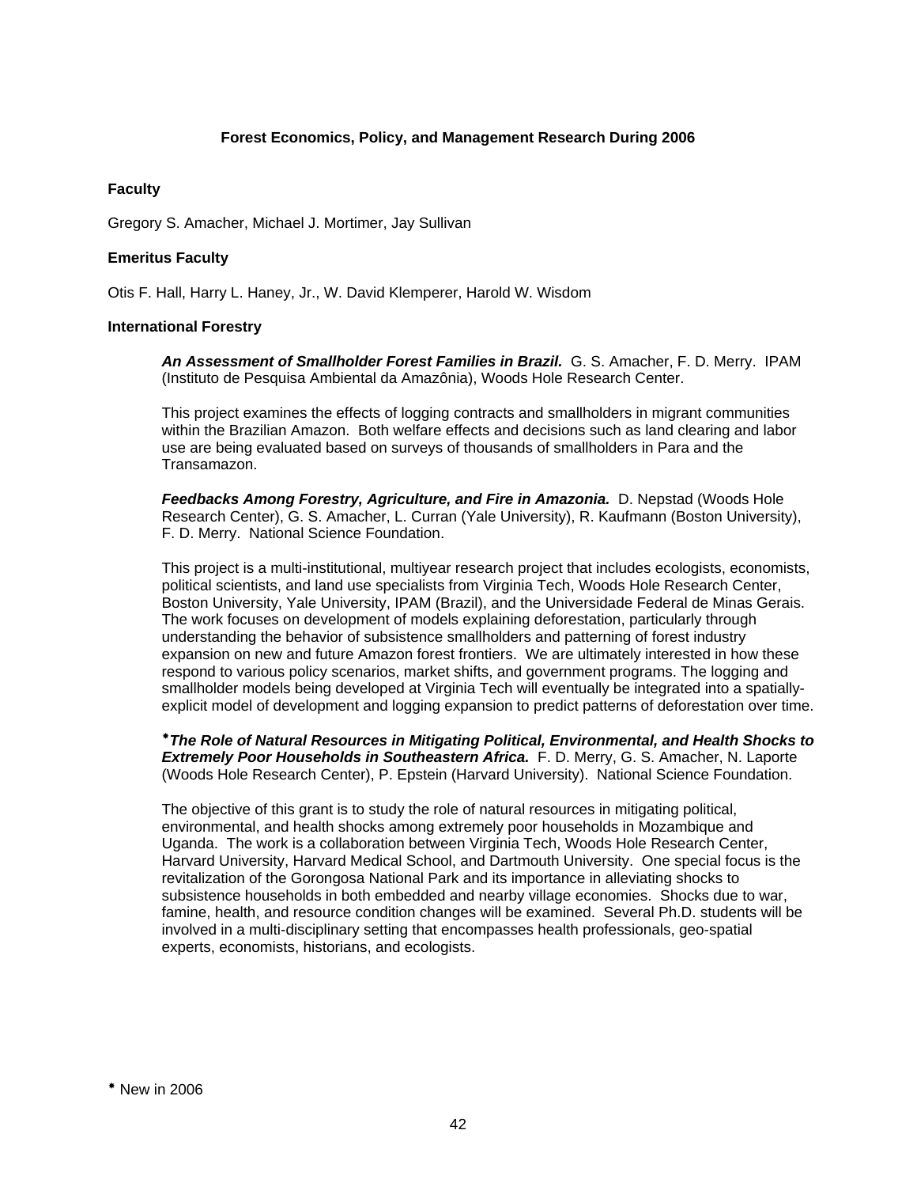# Forest Economics, Policy, and Management Research During 2006

## Faculty

Gregory S. Amacher, Michael J. Mortimer, Jay Sullivan

## Emeritus Faculty

Otis F. Hall, Harry L. Haney, Jr., W. David Klemperer, Harold W. Wisdom

## International Forestry

***An Assessment of Smallholder Forest Families in Brazil.*** G. S. Amacher, F. D. Merry. IPAM (Instituto de Pesquisa Ambiental da Amazônia), Woods Hole Research Center.

This project examines the effects of logging contracts and smallholders in migrant communities within the Brazilian Amazon. Both welfare effects and decisions such as land clearing and labor use are being evaluated based on surveys of thousands of smallholders in Para and the Transamazon.

***Feedbacks Among Forestry, Agriculture, and Fire in Amazonia.*** D. Nepstad (Woods Hole Research Center), G. S. Amacher, L. Curran (Yale University), R. Kaufmann (Boston University), F. D. Merry. National Science Foundation.

This project is a multi-institutional, multiyear research project that includes ecologists, economists, political scientists, and land use specialists from Virginia Tech, Woods Hole Research Center, Boston University, Yale University, IPAM (Brazil), and the Universidade Federal de Minas Gerais. The work focuses on development of models explaining deforestation, particularly through understanding the behavior of subsistence smallholders and patterning of forest industry expansion on new and future Amazon forest frontiers. We are ultimately interested in how these respond to various policy scenarios, market shifts, and government programs. The logging and smallholder models being developed at Virginia Tech will eventually be integrated into a spatially-explicit model of development and logging expansion to predict patterns of deforestation over time.

\****The Role of Natural Resources in Mitigating Political, Environmental, and Health Shocks to Extremely Poor Households in Southeastern Africa.*** F. D. Merry, G. S. Amacher, N. Laporte (Woods Hole Research Center), P. Epstein (Harvard University). National Science Foundation.

The objective of this grant is to study the role of natural resources in mitigating political, environmental, and health shocks among extremely poor households in Mozambique and Uganda. The work is a collaboration between Virginia Tech, Woods Hole Research Center, Harvard University, Harvard Medical School, and Dartmouth University. One special focus is the revitalization of the Gorongosa National Park and its importance in alleviating shocks to subsistence households in both embedded and nearby village economies. Shocks due to war, famine, health, and resource condition changes will be examined. Several Ph.D. students will be involved in a multi-disciplinary setting that encompasses health professionals, geo-spatial experts, economists, historians, and ecologists.

\* New in 2006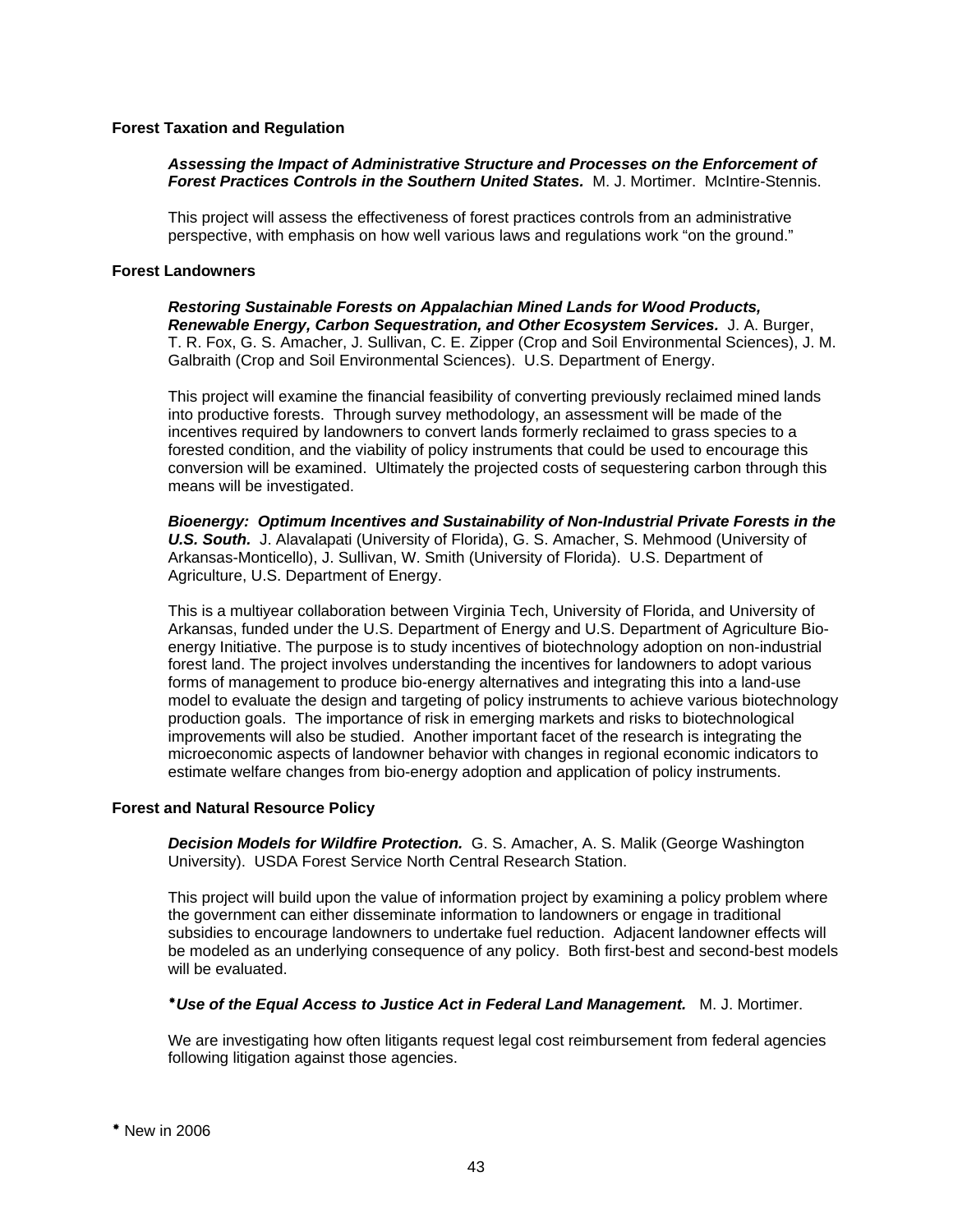### Forest Taxation and Regulation

***Assessing the Impact of Administrative Structure and Processes on the Enforcement of Forest Practices Controls in the Southern United States.*** M. J. Mortimer. McIntire-Stennis.

This project will assess the effectiveness of forest practices controls from an administrative perspective, with emphasis on how well various laws and regulations work "on the ground."

### Forest Landowners

***Restoring Sustainable Forests on Appalachian Mined Lands for Wood Products, Renewable Energy, Carbon Sequestration, and Other Ecosystem Services.*** J. A. Burger, T. R. Fox, G. S. Amacher, J. Sullivan, C. E. Zipper (Crop and Soil Environmental Sciences), J. M. Galbraith (Crop and Soil Environmental Sciences). U.S. Department of Energy.

This project will examine the financial feasibility of converting previously reclaimed mined lands into productive forests. Through survey methodology, an assessment will be made of the incentives required by landowners to convert lands formerly reclaimed to grass species to a forested condition, and the viability of policy instruments that could be used to encourage this conversion will be examined. Ultimately the projected costs of sequestering carbon through this means will be investigated.

***Bioenergy: Optimum Incentives and Sustainability of Non-Industrial Private Forests in the U.S. South.*** J. Alavalapati (University of Florida), G. S. Amacher, S. Mehmood (University of Arkansas-Monticello), J. Sullivan, W. Smith (University of Florida). U.S. Department of Agriculture, U.S. Department of Energy.

This is a multiyear collaboration between Virginia Tech, University of Florida, and University of Arkansas, funded under the U.S. Department of Energy and U.S. Department of Agriculture Bio-energy Initiative. The purpose is to study incentives of biotechnology adoption on non-industrial forest land. The project involves understanding the incentives for landowners to adopt various forms of management to produce bio-energy alternatives and integrating this into a land-use model to evaluate the design and targeting of policy instruments to achieve various biotechnology production goals. The importance of risk in emerging markets and risks to biotechnological improvements will also be studied. Another important facet of the research is integrating the microeconomic aspects of landowner behavior with changes in regional economic indicators to estimate welfare changes from bio-energy adoption and application of policy instruments.

### Forest and Natural Resource Policy

***Decision Models for Wildfire Protection.*** G. S. Amacher, A. S. Malik (George Washington University). USDA Forest Service North Central Research Station.

This project will build upon the value of information project by examining a policy problem where the government can either disseminate information to landowners or engage in traditional subsidies to encourage landowners to undertake fuel reduction. Adjacent landowner effects will be modeled as an underlying consequence of any policy. Both first-best and second-best models will be evaluated.

***\*Use of the Equal Access to Justice Act in Federal Land Management.*** M. J. Mortimer.

We are investigating how often litigants request legal cost reimbursement from federal agencies following litigation against those agencies.

\* New in 2006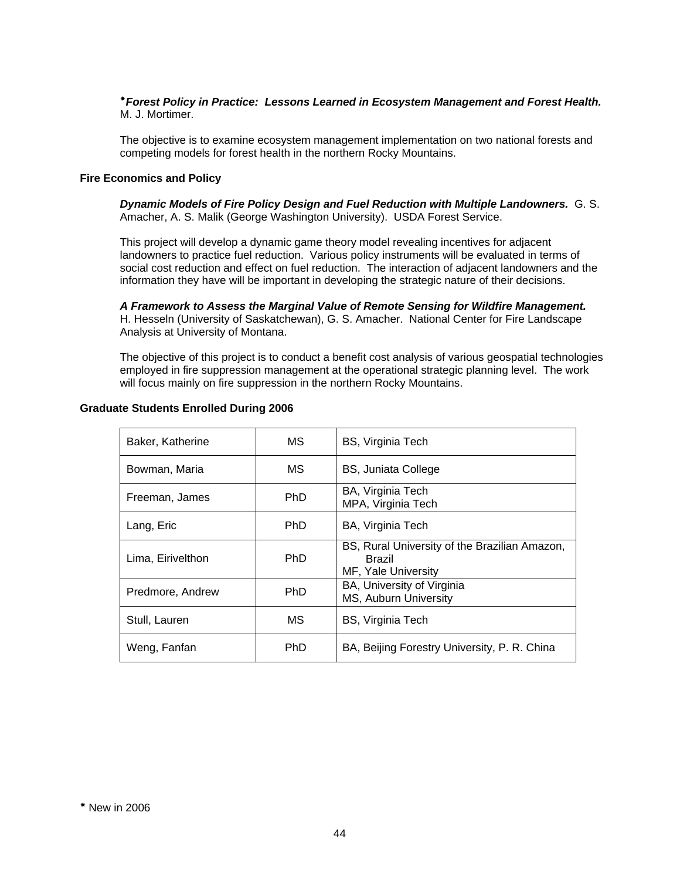**⁕*Forest Policy in Practice: Lessons Learned in Ecosystem Management and Forest Health.*** M. J. Mortimer.

The objective is to examine ecosystem management implementation on two national forests and competing models for forest health in the northern Rocky Mountains.

**Fire Economics and Policy**

***Dynamic Models of Fire Policy Design and Fuel Reduction with Multiple Landowners.*** G. S. Amacher, A. S. Malik (George Washington University). USDA Forest Service.

This project will develop a dynamic game theory model revealing incentives for adjacent landowners to practice fuel reduction. Various policy instruments will be evaluated in terms of social cost reduction and effect on fuel reduction. The interaction of adjacent landowners and the information they have will be important in developing the strategic nature of their decisions.

***A Framework to Assess the Marginal Value of Remote Sensing for Wildfire Management.*** H. Hesseln (University of Saskatchewan), G. S. Amacher. National Center for Fire Landscape Analysis at University of Montana.

The objective of this project is to conduct a benefit cost analysis of various geospatial technologies employed in fire suppression management at the operational strategic planning level. The work will focus mainly on fire suppression in the northern Rocky Mountains.

**Graduate Students Enrolled During 2006**

| | | |
|---|---|---|
| Baker, Katherine | MS | BS, Virginia Tech |
| Bowman, Maria | MS | BS, Juniata College |
| Freeman, James | PhD | BA, Virginia Tech<br>MPA, Virginia Tech |
| Lang, Eric | PhD | BA, Virginia Tech |
| Lima, Eirivelthon | PhD | BS, Rural University of the Brazilian Amazon, Brazil<br>MF, Yale University |
| Predmore, Andrew | PhD | BA, University of Virginia<br>MS, Auburn University |
| Stull, Lauren | MS | BS, Virginia Tech |
| Weng, Fanfan | PhD | BA, Beijing Forestry University, P. R. China |

⁕ New in 2006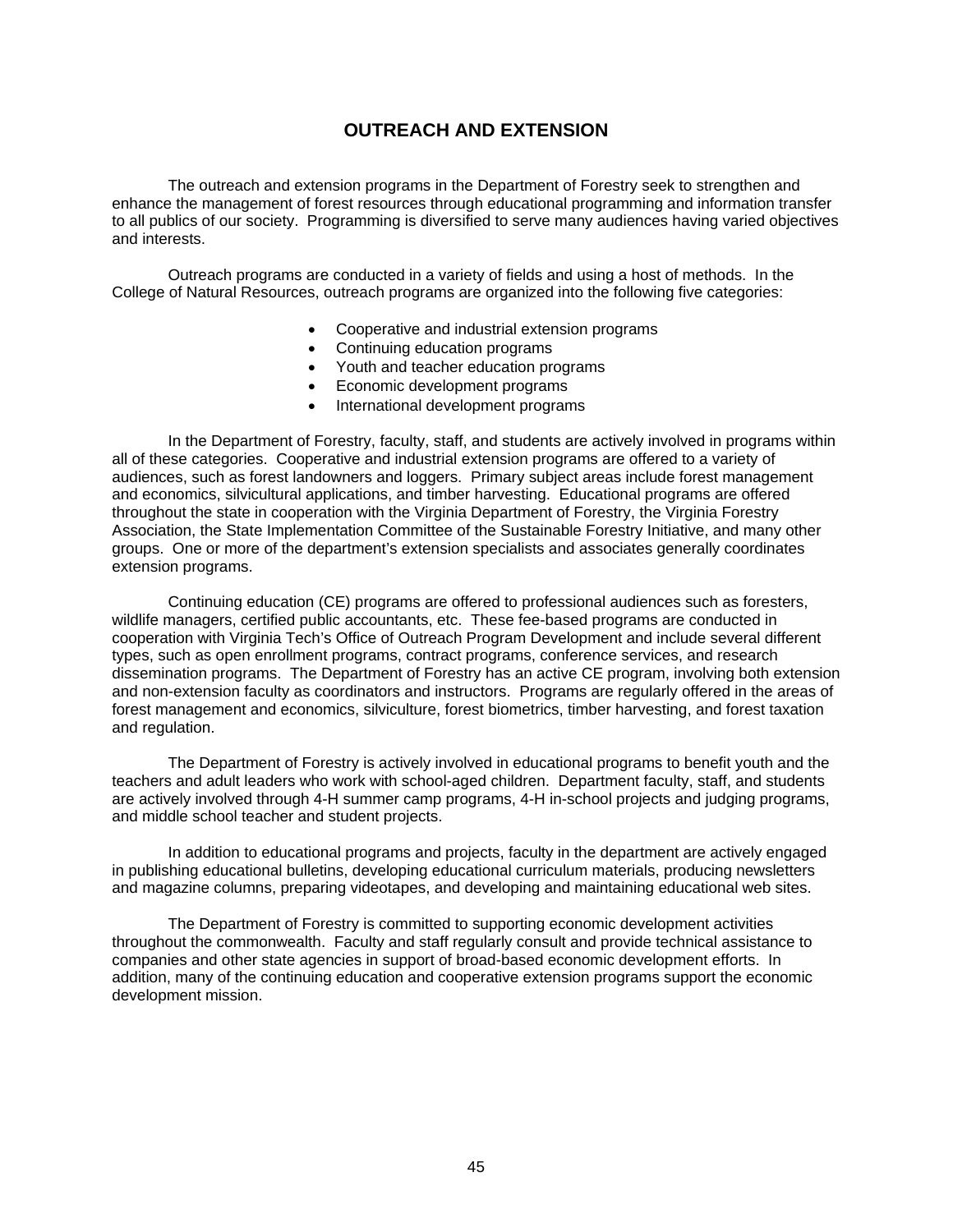# OUTREACH AND EXTENSION

The outreach and extension programs in the Department of Forestry seek to strengthen and enhance the management of forest resources through educational programming and information transfer to all publics of our society. Programming is diversified to serve many audiences having varied objectives and interests.

Outreach programs are conducted in a variety of fields and using a host of methods. In the College of Natural Resources, outreach programs are organized into the following five categories:

- Cooperative and industrial extension programs
- Continuing education programs
- Youth and teacher education programs
- Economic development programs
- International development programs

In the Department of Forestry, faculty, staff, and students are actively involved in programs within all of these categories. Cooperative and industrial extension programs are offered to a variety of audiences, such as forest landowners and loggers. Primary subject areas include forest management and economics, silvicultural applications, and timber harvesting. Educational programs are offered throughout the state in cooperation with the Virginia Department of Forestry, the Virginia Forestry Association, the State Implementation Committee of the Sustainable Forestry Initiative, and many other groups. One or more of the department's extension specialists and associates generally coordinates extension programs.

Continuing education (CE) programs are offered to professional audiences such as foresters, wildlife managers, certified public accountants, etc. These fee-based programs are conducted in cooperation with Virginia Tech's Office of Outreach Program Development and include several different types, such as open enrollment programs, contract programs, conference services, and research dissemination programs. The Department of Forestry has an active CE program, involving both extension and non-extension faculty as coordinators and instructors. Programs are regularly offered in the areas of forest management and economics, silviculture, forest biometrics, timber harvesting, and forest taxation and regulation.

The Department of Forestry is actively involved in educational programs to benefit youth and the teachers and adult leaders who work with school-aged children. Department faculty, staff, and students are actively involved through 4-H summer camp programs, 4-H in-school projects and judging programs, and middle school teacher and student projects.

In addition to educational programs and projects, faculty in the department are actively engaged in publishing educational bulletins, developing educational curriculum materials, producing newsletters and magazine columns, preparing videotapes, and developing and maintaining educational web sites.

The Department of Forestry is committed to supporting economic development activities throughout the commonwealth. Faculty and staff regularly consult and provide technical assistance to companies and other state agencies in support of broad-based economic development efforts. In addition, many of the continuing education and cooperative extension programs support the economic development mission.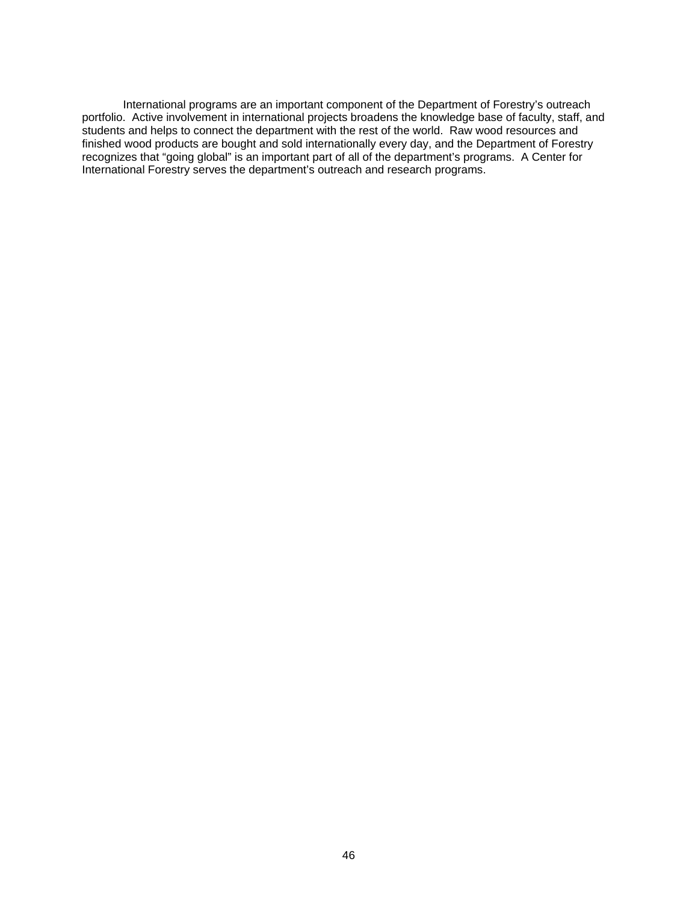International programs are an important component of the Department of Forestry's outreach portfolio. Active involvement in international projects broadens the knowledge base of faculty, staff, and students and helps to connect the department with the rest of the world. Raw wood resources and finished wood products are bought and sold internationally every day, and the Department of Forestry recognizes that "going global" is an important part of all of the department's programs. A Center for International Forestry serves the department's outreach and research programs.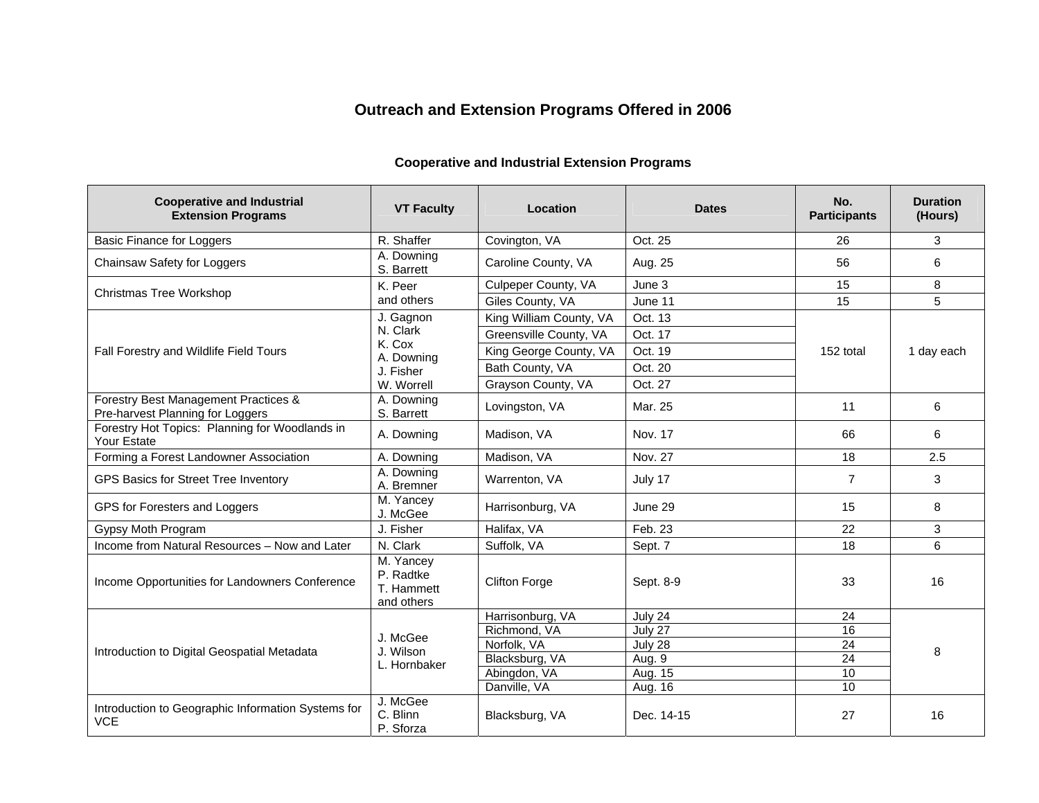# Outreach and Extension Programs Offered in 2006

## Cooperative and Industrial Extension Programs

| Cooperative and Industrial Extension Programs | VT Faculty | Location | Dates | No. Participants | Duration (Hours) |
|---|---|---|---|---|---|
| Basic Finance for Loggers | R. Shaffer | Covington, VA | Oct. 25 | 26 | 3 |
| Chainsaw Safety for Loggers | A. Downing<br>S. Barrett | Caroline County, VA | Aug. 25 | 56 | 6 |
| Christmas Tree Workshop | K. Peer<br>and others | Culpeper County, VA | June 3 | 15 | 8 |
| | | Giles County, VA | June 11 | 15 | 5 |
| Fall Forestry and Wildlife Field Tours | J. Gagnon<br>N. Clark<br>K. Cox<br>A. Downing<br>J. Fisher<br>W. Worrell | King William County, VA | Oct. 13 | 152 total | 1 day each |
| | | Greensville County, VA | Oct. 17 | | |
| | | King George County, VA | Oct. 19 | | |
| | | Bath County, VA | Oct. 20 | | |
| | | Grayson County, VA | Oct. 27 | | |
| Forestry Best Management Practices & Pre-harvest Planning for Loggers | A. Downing<br>S. Barrett | Lovingston, VA | Mar. 25 | 11 | 6 |
| Forestry Hot Topics: Planning for Woodlands in Your Estate | A. Downing | Madison, VA | Nov. 17 | 66 | 6 |
| Forming a Forest Landowner Association | A. Downing | Madison, VA | Nov. 27 | 18 | 2.5 |
| GPS Basics for Street Tree Inventory | A. Downing<br>A. Bremner | Warrenton, VA | July 17 | 7 | 3 |
| GPS for Foresters and Loggers | M. Yancey<br>J. McGee | Harrisonburg, VA | June 29 | 15 | 8 |
| Gypsy Moth Program | J. Fisher | Halifax, VA | Feb. 23 | 22 | 3 |
| Income from Natural Resources – Now and Later | N. Clark | Suffolk, VA | Sept. 7 | 18 | 6 |
| Income Opportunities for Landowners Conference | M. Yancey<br>P. Radtke<br>T. Hammett<br>and others | Clifton Forge | Sept. 8-9 | 33 | 16 |
| Introduction to Digital Geospatial Metadata | J. McGee<br>J. Wilson<br>L. Hornbaker | Harrisonburg, VA | July 24 | 24 | 8 |
| | | Richmond, VA | July 27 | 16 | |
| | | Norfolk, VA | July 28 | 24 | |
| | | Blacksburg, VA | Aug. 9 | 24 | |
| | | Abingdon, VA | Aug. 15 | 10 | |
| | | Danville, VA | Aug. 16 | 10 | |
| Introduction to Geographic Information Systems for VCE | J. McGee<br>C. Blinn<br>P. Sforza | Blacksburg, VA | Dec. 14-15 | 27 | 16 |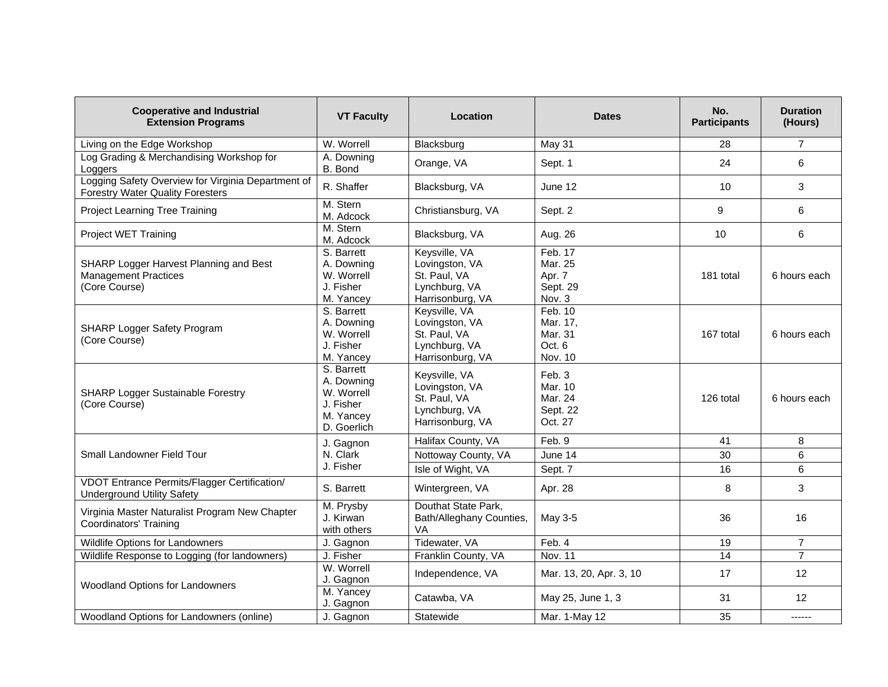| Cooperative and Industrial Extension Programs | VT Faculty | Location | Dates | No. Participants | Duration (Hours) |
|---|---|---|---|---|---|
| Living on the Edge Workshop | W. Worrell | Blacksburg | May 31 | 28 | 7 |
| Log Grading & Merchandising Workshop for Loggers | A. Downing<br>B. Bond | Orange, VA | Sept. 1 | 24 | 6 |
| Logging Safety Overview for Virginia Department of Forestry Water Quality Foresters | R. Shaffer | Blacksburg, VA | June 12 | 10 | 3 |
| Project Learning Tree Training | M. Stern<br>M. Adcock | Christiansburg, VA | Sept. 2 | 9 | 6 |
| Project WET Training | M. Stern<br>M. Adcock | Blacksburg, VA | Aug. 26 | 10 | 6 |
| SHARP Logger Harvest Planning and Best Management Practices (Core Course) | S. Barrett<br>A. Downing<br>W. Worrell<br>J. Fisher<br>M. Yancey | Keysville, VA<br>Lovingston, VA<br>St. Paul, VA<br>Lynchburg, VA<br>Harrisonburg, VA | Feb. 17<br>Mar. 25<br>Apr. 7<br>Sept. 29<br>Nov. 3 | 181 total | 6 hours each |
| SHARP Logger Safety Program (Core Course) | S. Barrett<br>A. Downing<br>W. Worrell<br>J. Fisher<br>M. Yancey | Keysville, VA<br>Lovingston, VA<br>St. Paul, VA<br>Lynchburg, VA<br>Harrisonburg, VA | Feb. 10<br>Mar. 17,<br>Mar. 31<br>Oct. 6<br>Nov. 10 | 167 total | 6 hours each |
| SHARP Logger Sustainable Forestry (Core Course) | S. Barrett<br>A. Downing<br>W. Worrell<br>J. Fisher<br>M. Yancey<br>D. Goerlich | Keysville, VA<br>Lovingston, VA<br>St. Paul, VA<br>Lynchburg, VA<br>Harrisonburg, VA | Feb. 3<br>Mar. 10<br>Mar. 24<br>Sept. 22<br>Oct. 27 | 126 total | 6 hours each |
| Small Landowner Field Tour | J. Gagnon<br>N. Clark<br>J. Fisher | Halifax County, VA | Feb. 9 | 41 | 8 |
| | | Nottoway County, VA | June 14 | 30 | 6 |
| | | Isle of Wight, VA | Sept. 7 | 16 | 6 |
| VDOT Entrance Permits/Flagger Certification/ Underground Utility Safety | S. Barrett | Wintergreen, VA | Apr. 28 | 8 | 3 |
| Virginia Master Naturalist Program New Chapter Coordinators' Training | M. Prysby<br>J. Kirwan<br>with others | Douthat State Park, Bath/Alleghany Counties, VA | May 3-5 | 36 | 16 |
| Wildlife Options for Landowners | J. Gagnon | Tidewater, VA | Feb. 4 | 19 | 7 |
| Wildlife Response to Logging (for landowners) | J. Fisher | Franklin County, VA | Nov. 11 | 14 | 7 |
| Woodland Options for Landowners | W. Worrell<br>J. Gagnon | Independence, VA | Mar. 13, 20, Apr. 3, 10 | 17 | 12 |
| | M. Yancey<br>J. Gagnon | Catawba, VA | May 25, June 1, 3 | 31 | 12 |
| Woodland Options for Landowners (online) | J. Gagnon | Statewide | Mar. 1-May 12 | 35 | ------ |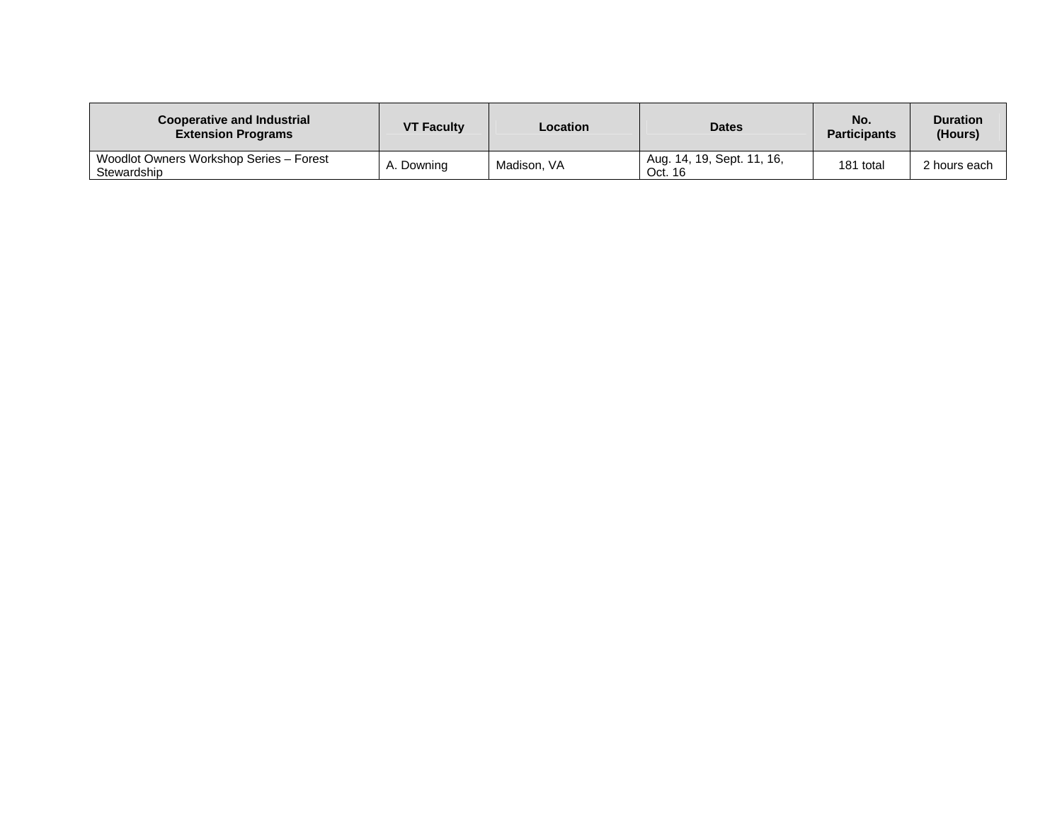| Cooperative and Industrial Extension Programs | VT Faculty | Location | Dates | No. Participants | Duration (Hours) |
|---|---|---|---|---|---|
| Woodlot Owners Workshop Series – Forest Stewardship | A. Downing | Madison, VA | Aug. 14, 19, Sept. 11, 16, Oct. 16 | 181 total | 2 hours each |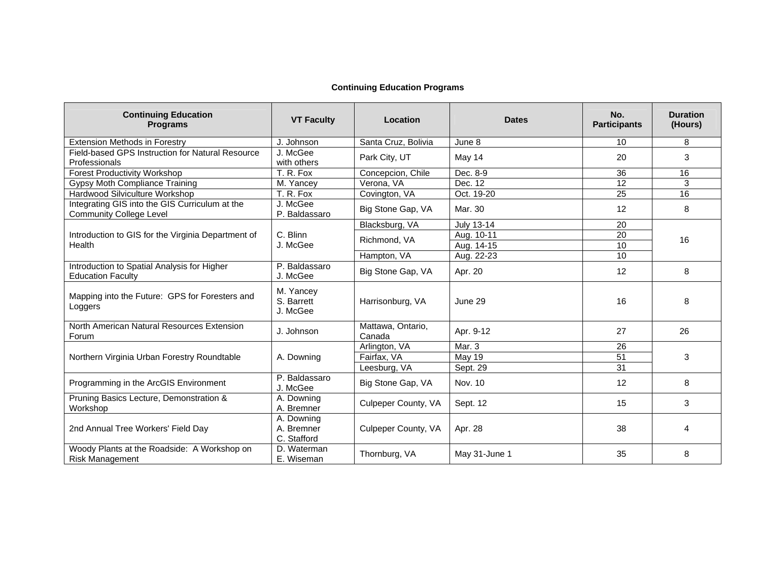**Continuing Education Programs**

| Continuing Education Programs | VT Faculty | Location | Dates | No. Participants | Duration (Hours) |
|---|---|---|---|---|---|
| Extension Methods in Forestry | J. Johnson | Santa Cruz, Bolivia | June 8 | 10 | 8 |
| Field-based GPS Instruction for Natural Resource Professionals | J. McGee with others | Park City, UT | May 14 | 20 | 3 |
| Forest Productivity Workshop | T. R. Fox | Concepcion, Chile | Dec. 8-9 | 36 | 16 |
| Gypsy Moth Compliance Training | M. Yancey | Verona, VA | Dec. 12 | 12 | 3 |
| Hardwood Silviculture Workshop | T. R. Fox | Covington, VA | Oct. 19-20 | 25 | 16 |
| Integrating GIS into the GIS Curriculum at the Community College Level | J. McGee P. Baldassaro | Big Stone Gap, VA | Mar. 30 | 12 | 8 |
| Introduction to GIS for the Virginia Department of Health | C. Blinn J. McGee | Blacksburg, VA | July 13-14 | 20 | 16 |
| | | Richmond, VA | Aug. 10-11 | 20 | |
| | | | Aug. 14-15 | 10 | |
| | | Hampton, VA | Aug. 22-23 | 10 | |
| Introduction to Spatial Analysis for Higher Education Faculty | P. Baldassaro J. McGee | Big Stone Gap, VA | Apr. 20 | 12 | 8 |
| Mapping into the Future: GPS for Foresters and Loggers | M. Yancey S. Barrett J. McGee | Harrisonburg, VA | June 29 | 16 | 8 |
| North American Natural Resources Extension Forum | J. Johnson | Mattawa, Ontario, Canada | Apr. 9-12 | 27 | 26 |
| Northern Virginia Urban Forestry Roundtable | A. Downing | Arlington, VA | Mar. 3 | 26 | 3 |
| | | Fairfax, VA | May 19 | 51 | |
| | | Leesburg, VA | Sept. 29 | 31 | |
| Programming in the ArcGIS Environment | P. Baldassaro J. McGee | Big Stone Gap, VA | Nov. 10 | 12 | 8 |
| Pruning Basics Lecture, Demonstration & Workshop | A. Downing A. Bremner | Culpeper County, VA | Sept. 12 | 15 | 3 |
| 2nd Annual Tree Workers' Field Day | A. Downing A. Bremner C. Stafford | Culpeper County, VA | Apr. 28 | 38 | 4 |
| Woody Plants at the Roadside: A Workshop on Risk Management | D. Waterman E. Wiseman | Thornburg, VA | May 31-June 1 | 35 | 8 |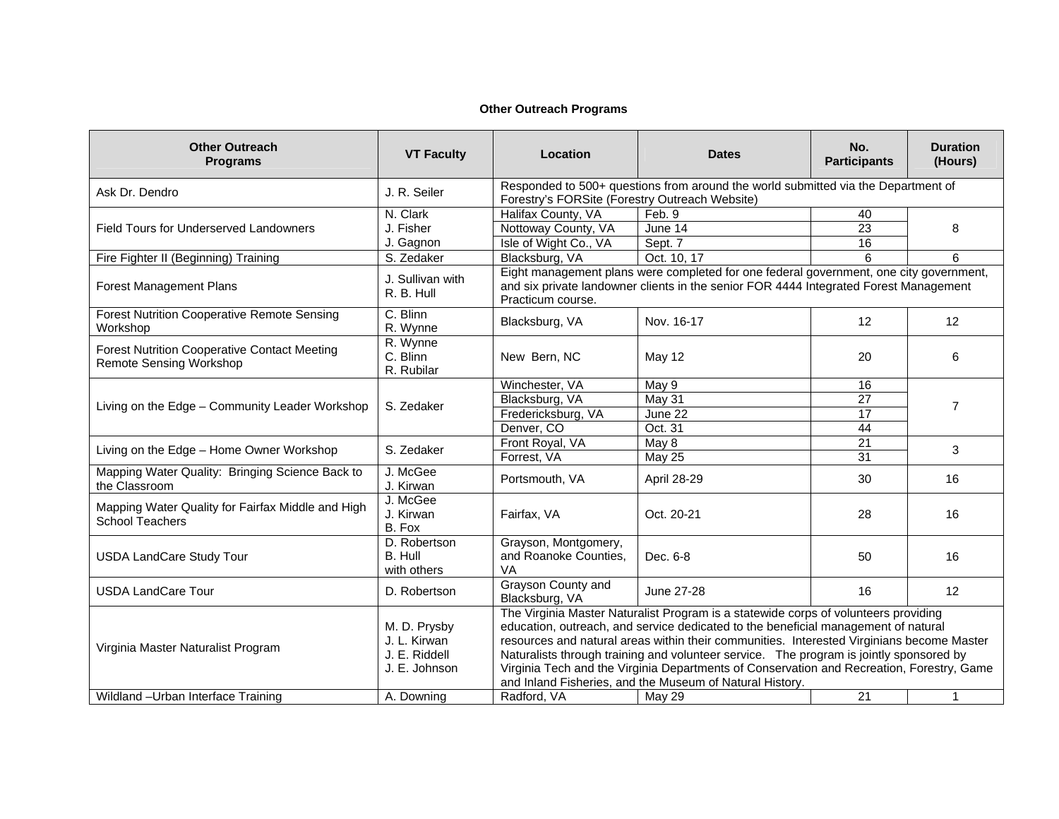**Other Outreach Programs**

| Other Outreach Programs | VT Faculty | Location | Dates | No. Participants | Duration (Hours) |
|---|---|---|---|---|---|
| Ask Dr. Dendro | J. R. Seiler | Responded to 500+ questions from around the world submitted via the Department of Forestry's FORSite (Forestry Outreach Website) | | | |
| Field Tours for Underserved Landowners | N. Clark<br>J. Fisher<br>J. Gagnon | Halifax County, VA | Feb. 9 | 40 | 8 |
| | | Nottoway County, VA | June 14 | 23 | |
| | | Isle of Wight Co., VA | Sept. 7 | 16 | |
| Fire Fighter II (Beginning) Training | S. Zedaker | Blacksburg, VA | Oct. 10, 17 | 6 | 6 |
| Forest Management Plans | J. Sullivan with R. B. Hull | Eight management plans were completed for one federal government, one city government, and six private landowner clients in the senior FOR 4444 Integrated Forest Management Practicum course. | | | |
| Forest Nutrition Cooperative Remote Sensing Workshop | C. Blinn<br>R. Wynne | Blacksburg, VA | Nov. 16-17 | 12 | 12 |
| Forest Nutrition Cooperative Contact Meeting Remote Sensing Workshop | R. Wynne<br>C. Blinn<br>R. Rubilar | New Bern, NC | May 12 | 20 | 6 |
| Living on the Edge – Community Leader Workshop | S. Zedaker | Winchester, VA | May 9 | 16 | 7 |
| | | Blacksburg, VA | May 31 | 27 | |
| | | Fredericksburg, VA | June 22 | 17 | |
| | | Denver, CO | Oct. 31 | 44 | |
| Living on the Edge – Home Owner Workshop | S. Zedaker | Front Royal, VA | May 8 | 21 | 3 |
| | | Forrest, VA | May 25 | 31 | |
| Mapping Water Quality: Bringing Science Back to the Classroom | J. McGee<br>J. Kirwan | Portsmouth, VA | April 28-29 | 30 | 16 |
| Mapping Water Quality for Fairfax Middle and High School Teachers | J. McGee<br>J. Kirwan<br>B. Fox | Fairfax, VA | Oct. 20-21 | 28 | 16 |
| USDA LandCare Study Tour | D. Robertson<br>B. Hull<br>with others | Grayson, Montgomery, and Roanoke Counties, VA | Dec. 6-8 | 50 | 16 |
| USDA LandCare Tour | D. Robertson | Grayson County and Blacksburg, VA | June 27-28 | 16 | 12 |
| Virginia Master Naturalist Program | M. D. Prysby<br>J. L. Kirwan<br>J. E. Riddell<br>J. E. Johnson | The Virginia Master Naturalist Program is a statewide corps of volunteers providing education, outreach, and service dedicated to the beneficial management of natural resources and natural areas within their communities. Interested Virginians become Master Naturalists through training and volunteer service. The program is jointly sponsored by Virginia Tech and the Virginia Departments of Conservation and Recreation, Forestry, Game and Inland Fisheries, and the Museum of Natural History. | | | |
| Wildland –Urban Interface Training | A. Downing | Radford, VA | May 29 | 21 | 1 |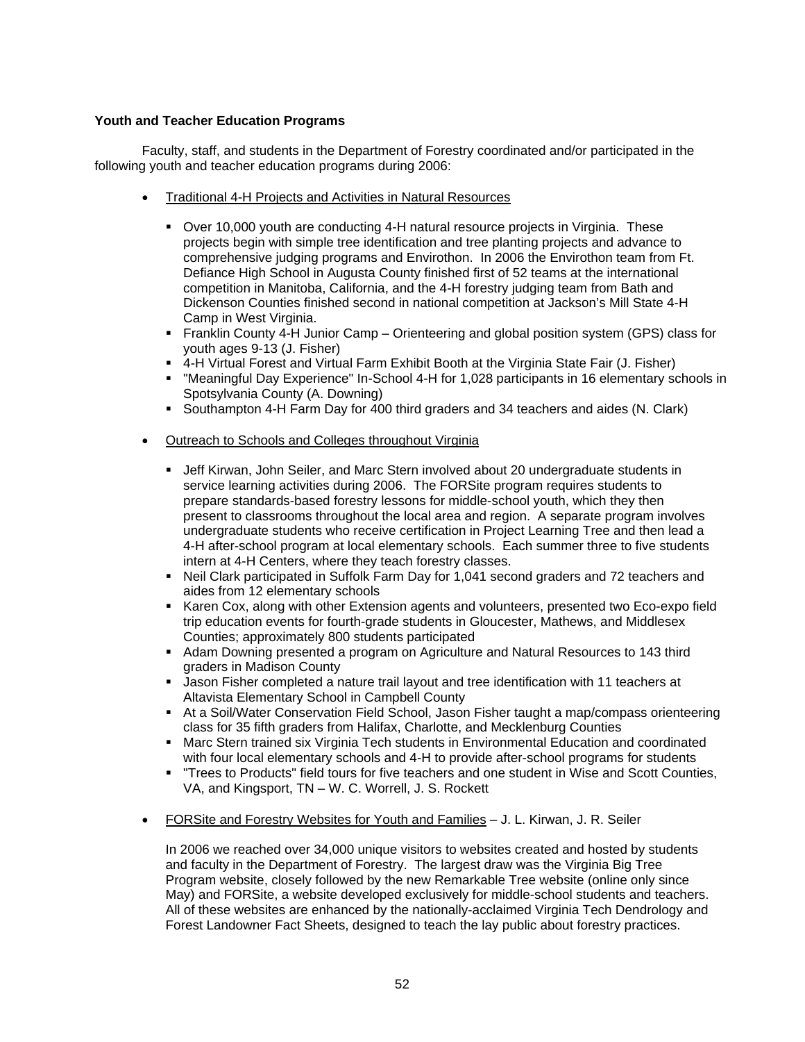**Youth and Teacher Education Programs**

Faculty, staff, and students in the Department of Forestry coordinated and/or participated in the following youth and teacher education programs during 2006:

- Traditional 4-H Projects and Activities in Natural Resources
  - Over 10,000 youth are conducting 4-H natural resource projects in Virginia. These projects begin with simple tree identification and tree planting projects and advance to comprehensive judging programs and Envirothon. In 2006 the Envirothon team from Ft. Defiance High School in Augusta County finished first of 52 teams at the international competition in Manitoba, California, and the 4-H forestry judging team from Bath and Dickenson Counties finished second in national competition at Jackson's Mill State 4-H Camp in West Virginia.
  - Franklin County 4-H Junior Camp – Orienteering and global position system (GPS) class for youth ages 9-13 (J. Fisher)
  - 4-H Virtual Forest and Virtual Farm Exhibit Booth at the Virginia State Fair (J. Fisher)
  - "Meaningful Day Experience" In-School 4-H for 1,028 participants in 16 elementary schools in Spotsylvania County (A. Downing)
  - Southampton 4-H Farm Day for 400 third graders and 34 teachers and aides (N. Clark)

- Outreach to Schools and Colleges throughout Virginia
  - Jeff Kirwan, John Seiler, and Marc Stern involved about 20 undergraduate students in service learning activities during 2006. The FORSite program requires students to prepare standards-based forestry lessons for middle-school youth, which they then present to classrooms throughout the local area and region. A separate program involves undergraduate students who receive certification in Project Learning Tree and then lead a 4-H after-school program at local elementary schools. Each summer three to five students intern at 4-H Centers, where they teach forestry classes.
  - Neil Clark participated in Suffolk Farm Day for 1,041 second graders and 72 teachers and aides from 12 elementary schools
  - Karen Cox, along with other Extension agents and volunteers, presented two Eco-expo field trip education events for fourth-grade students in Gloucester, Mathews, and Middlesex Counties; approximately 800 students participated
  - Adam Downing presented a program on Agriculture and Natural Resources to 143 third graders in Madison County
  - Jason Fisher completed a nature trail layout and tree identification with 11 teachers at Altavista Elementary School in Campbell County
  - At a Soil/Water Conservation Field School, Jason Fisher taught a map/compass orienteering class for 35 fifth graders from Halifax, Charlotte, and Mecklenburg Counties
  - Marc Stern trained six Virginia Tech students in Environmental Education and coordinated with four local elementary schools and 4-H to provide after-school programs for students
  - "Trees to Products" field tours for five teachers and one student in Wise and Scott Counties, VA, and Kingsport, TN – W. C. Worrell, J. S. Rockett

- FORSite and Forestry Websites for Youth and Families – J. L. Kirwan, J. R. Seiler

  In 2006 we reached over 34,000 unique visitors to websites created and hosted by students and faculty in the Department of Forestry. The largest draw was the Virginia Big Tree Program website, closely followed by the new Remarkable Tree website (online only since May) and FORSite, a website developed exclusively for middle-school students and teachers. All of these websites are enhanced by the nationally-acclaimed Virginia Tech Dendrology and Forest Landowner Fact Sheets, designed to teach the lay public about forestry practices.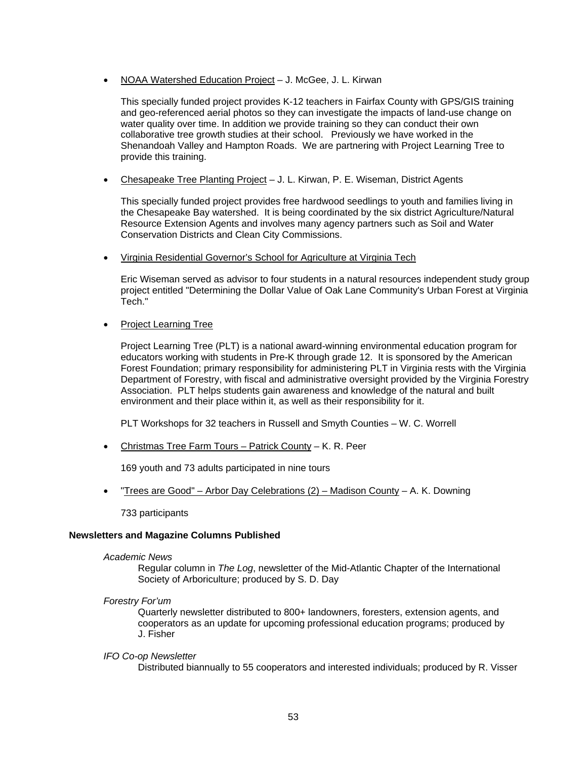- <u>NOAA Watershed Education Project</u> – J. McGee, J. L. Kirwan

  This specially funded project provides K-12 teachers in Fairfax County with GPS/GIS training and geo-referenced aerial photos so they can investigate the impacts of land-use change on water quality over time. In addition we provide training so they can conduct their own collaborative tree growth studies at their school. Previously we have worked in the Shenandoah Valley and Hampton Roads. We are partnering with Project Learning Tree to provide this training.

- <u>Chesapeake Tree Planting Project</u> – J. L. Kirwan, P. E. Wiseman, District Agents

  This specially funded project provides free hardwood seedlings to youth and families living in the Chesapeake Bay watershed. It is being coordinated by the six district Agriculture/Natural Resource Extension Agents and involves many agency partners such as Soil and Water Conservation Districts and Clean City Commissions.

- <u>Virginia Residential Governor's School for Agriculture at Virginia Tech</u>

  Eric Wiseman served as advisor to four students in a natural resources independent study group project entitled "Determining the Dollar Value of Oak Lane Community's Urban Forest at Virginia Tech."

- <u>Project Learning Tree</u>

  Project Learning Tree (PLT) is a national award-winning environmental education program for educators working with students in Pre-K through grade 12. It is sponsored by the American Forest Foundation; primary responsibility for administering PLT in Virginia rests with the Virginia Department of Forestry, with fiscal and administrative oversight provided by the Virginia Forestry Association. PLT helps students gain awareness and knowledge of the natural and built environment and their place within it, as well as their responsibility for it.

  PLT Workshops for 32 teachers in Russell and Smyth Counties – W. C. Worrell

- <u>Christmas Tree Farm Tours – Patrick County</u> – K. R. Peer

  169 youth and 73 adults participated in nine tours

- "<u>Trees are Good" – Arbor Day Celebrations (2) – Madison County</u> – A. K. Downing

  733 participants

**Newsletters and Magazine Columns Published**

*Academic News*

Regular column in *The Log*, newsletter of the Mid-Atlantic Chapter of the International Society of Arboriculture; produced by S. D. Day

*Forestry For'um*

Quarterly newsletter distributed to 800+ landowners, foresters, extension agents, and cooperators as an update for upcoming professional education programs; produced by J. Fisher

*IFO Co-op Newsletter*

Distributed biannually to 55 cooperators and interested individuals; produced by R. Visser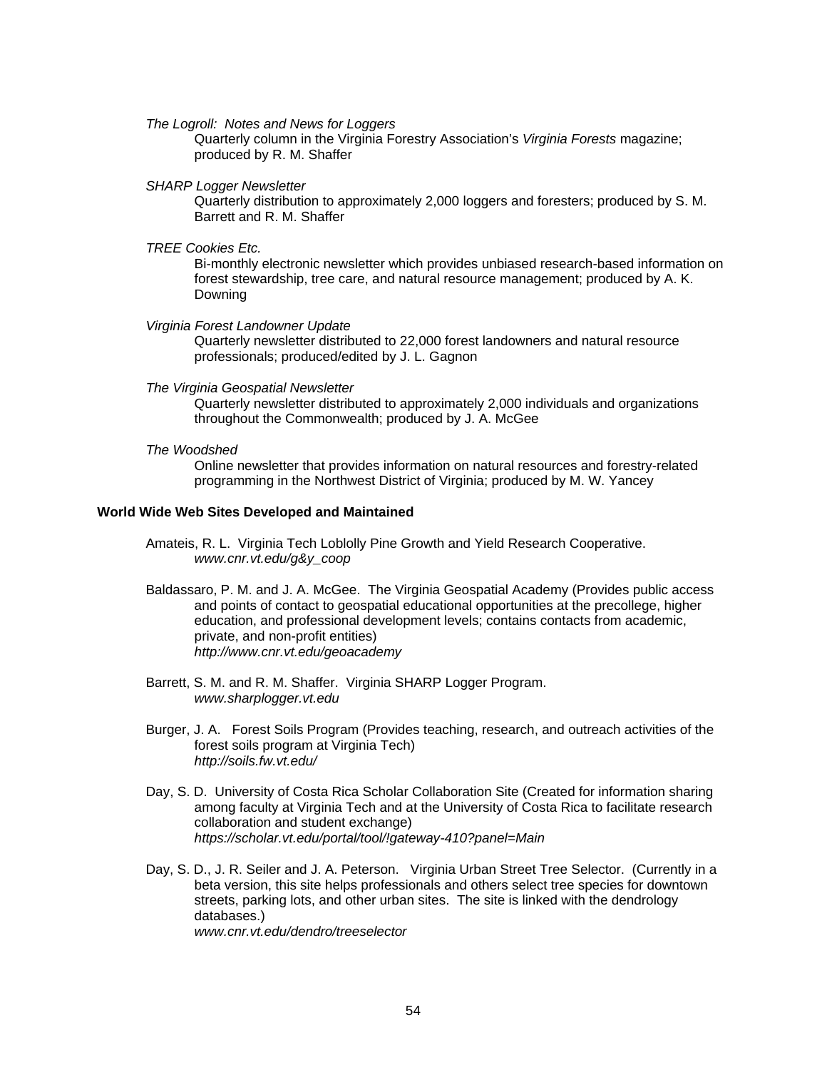*The Logroll: Notes and News for Loggers*

Quarterly column in the Virginia Forestry Association's *Virginia Forests* magazine; produced by R. M. Shaffer

*SHARP Logger Newsletter*

Quarterly distribution to approximately 2,000 loggers and foresters; produced by S. M. Barrett and R. M. Shaffer

*TREE Cookies Etc.*

Bi-monthly electronic newsletter which provides unbiased research-based information on forest stewardship, tree care, and natural resource management; produced by A. K. Downing

*Virginia Forest Landowner Update*

Quarterly newsletter distributed to 22,000 forest landowners and natural resource professionals; produced/edited by J. L. Gagnon

*The Virginia Geospatial Newsletter*

Quarterly newsletter distributed to approximately 2,000 individuals and organizations throughout the Commonwealth; produced by J. A. McGee

*The Woodshed*

Online newsletter that provides information on natural resources and forestry-related programming in the Northwest District of Virginia; produced by M. W. Yancey

**World Wide Web Sites Developed and Maintained**

Amateis, R. L. Virginia Tech Loblolly Pine Growth and Yield Research Cooperative.
*www.cnr.vt.edu/g&y_coop*

Baldassaro, P. M. and J. A. McGee. The Virginia Geospatial Academy (Provides public access and points of contact to geospatial educational opportunities at the precollege, higher education, and professional development levels; contains contacts from academic, private, and non-profit entities)
*http://www.cnr.vt.edu/geoacademy*

Barrett, S. M. and R. M. Shaffer. Virginia SHARP Logger Program.
*www.sharplogger.vt.edu*

Burger, J. A. Forest Soils Program (Provides teaching, research, and outreach activities of the forest soils program at Virginia Tech)
*http://soils.fw.vt.edu/*

Day, S. D. University of Costa Rica Scholar Collaboration Site (Created for information sharing among faculty at Virginia Tech and at the University of Costa Rica to facilitate research collaboration and student exchange)
*https://scholar.vt.edu/portal/tool/!gateway-410?panel=Main*

Day, S. D., J. R. Seiler and J. A. Peterson. Virginia Urban Street Tree Selector. (Currently in a beta version, this site helps professionals and others select tree species for downtown streets, parking lots, and other urban sites. The site is linked with the dendrology databases.)
*www.cnr.vt.edu/dendro/treeselector*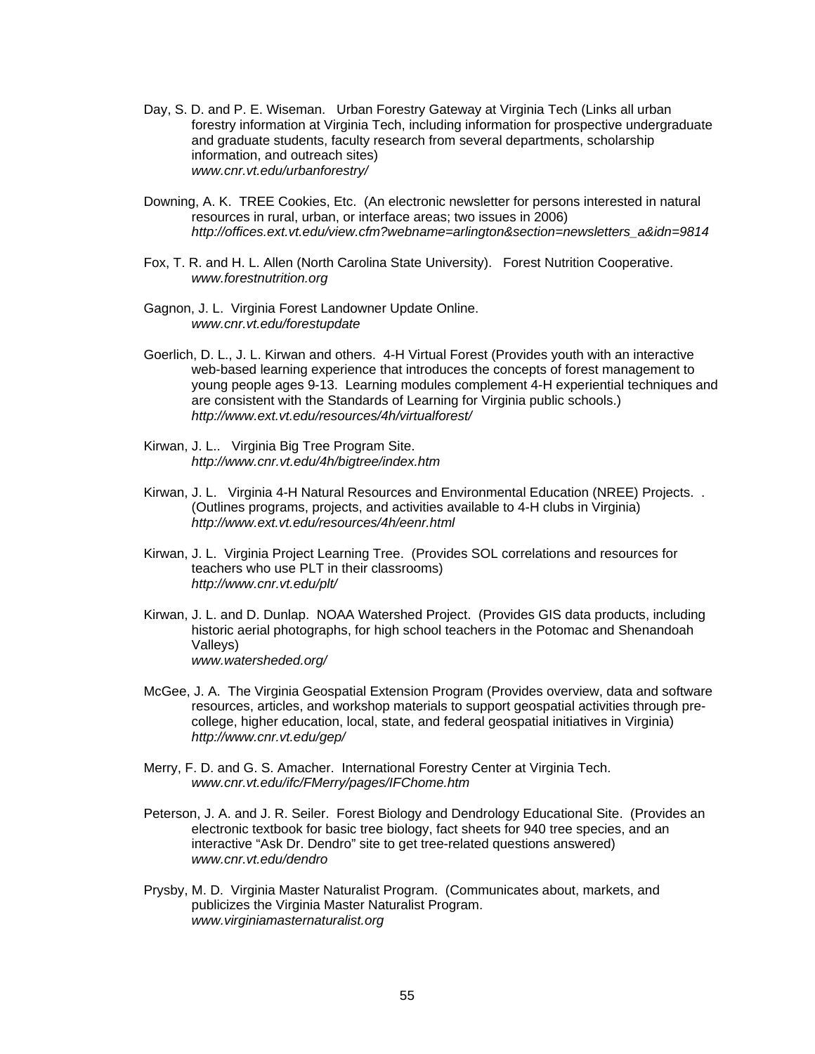Day, S. D. and P. E. Wiseman. Urban Forestry Gateway at Virginia Tech (Links all urban forestry information at Virginia Tech, including information for prospective undergraduate and graduate students, faculty research from several departments, scholarship information, and outreach sites)
*www.cnr.vt.edu/urbanforestry/*

Downing, A. K. TREE Cookies, Etc. (An electronic newsletter for persons interested in natural resources in rural, urban, or interface areas; two issues in 2006)
*http://offices.ext.vt.edu/view.cfm?webname=arlington&section=newsletters_a&idn=9814*

Fox, T. R. and H. L. Allen (North Carolina State University). Forest Nutrition Cooperative.
*www.forestnutrition.org*

Gagnon, J. L. Virginia Forest Landowner Update Online.
*www.cnr.vt.edu/forestupdate*

Goerlich, D. L., J. L. Kirwan and others. 4-H Virtual Forest (Provides youth with an interactive web-based learning experience that introduces the concepts of forest management to young people ages 9-13. Learning modules complement 4-H experiential techniques and are consistent with the Standards of Learning for Virginia public schools.)
*http://www.ext.vt.edu/resources/4h/virtualforest/*

Kirwan, J. L.. Virginia Big Tree Program Site.
*http://www.cnr.vt.edu/4h/bigtree/index.htm*

Kirwan, J. L. Virginia 4-H Natural Resources and Environmental Education (NREE) Projects. . (Outlines programs, projects, and activities available to 4-H clubs in Virginia)
*http://www.ext.vt.edu/resources/4h/eenr.html*

Kirwan, J. L. Virginia Project Learning Tree. (Provides SOL correlations and resources for teachers who use PLT in their classrooms)
*http://www.cnr.vt.edu/plt/*

Kirwan, J. L. and D. Dunlap. NOAA Watershed Project. (Provides GIS data products, including historic aerial photographs, for high school teachers in the Potomac and Shenandoah Valleys)
*www.watersheded.org/*

McGee, J. A. The Virginia Geospatial Extension Program (Provides overview, data and software resources, articles, and workshop materials to support geospatial activities through pre-college, higher education, local, state, and federal geospatial initiatives in Virginia)
*http://www.cnr.vt.edu/gep/*

Merry, F. D. and G. S. Amacher. International Forestry Center at Virginia Tech.
*www.cnr.vt.edu/ifc/FMerry/pages/IFChome.htm*

Peterson, J. A. and J. R. Seiler. Forest Biology and Dendrology Educational Site. (Provides an electronic textbook for basic tree biology, fact sheets for 940 tree species, and an interactive "Ask Dr. Dendro" site to get tree-related questions answered)
*www.cnr.vt.edu/dendro*

Prysby, M. D. Virginia Master Naturalist Program. (Communicates about, markets, and publicizes the Virginia Master Naturalist Program.
*www.virginiamasternaturalist.org*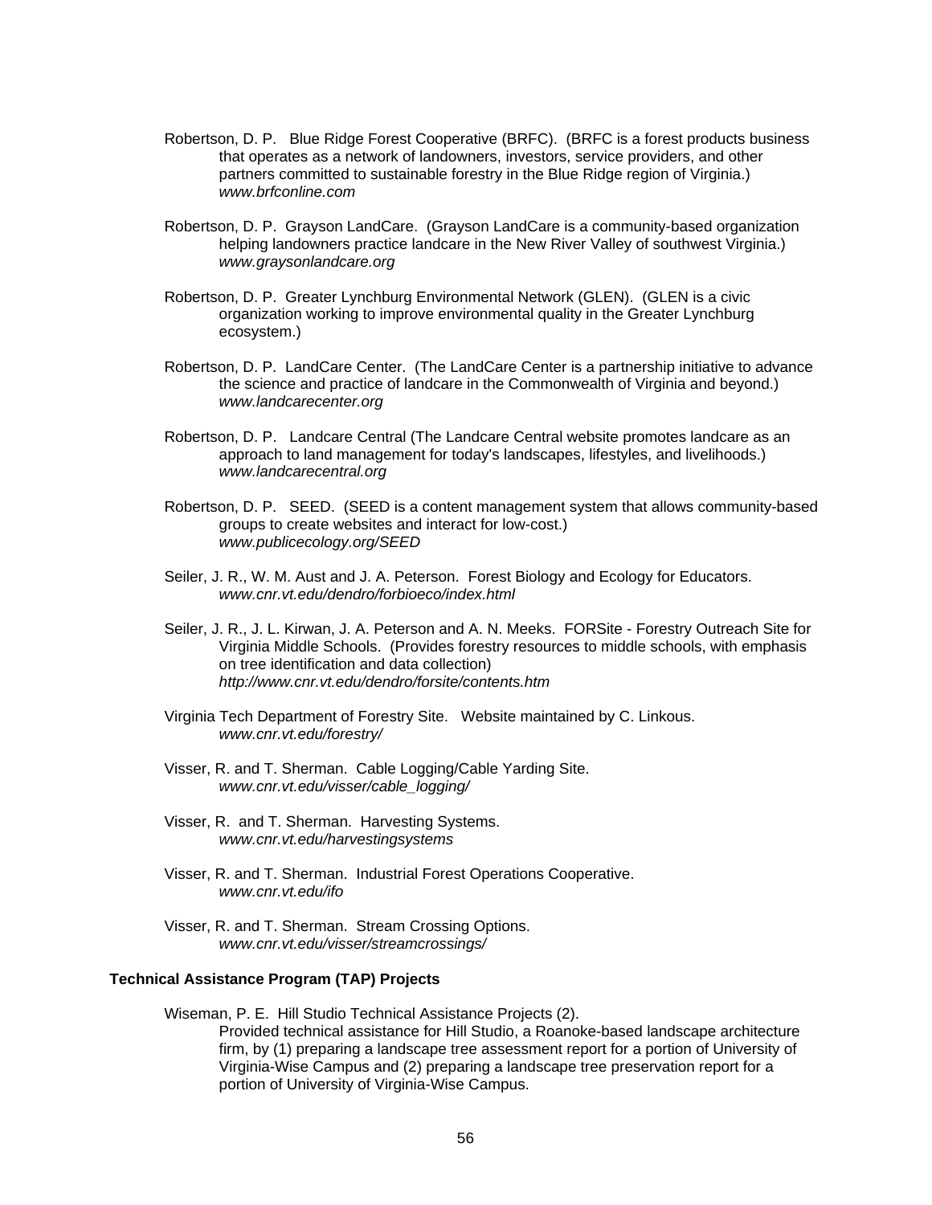Robertson, D. P. Blue Ridge Forest Cooperative (BRFC). (BRFC is a forest products business that operates as a network of landowners, investors, service providers, and other partners committed to sustainable forestry in the Blue Ridge region of Virginia.) *www.brfconline.com*

Robertson, D. P. Grayson LandCare. (Grayson LandCare is a community-based organization helping landowners practice landcare in the New River Valley of southwest Virginia.) *www.graysonlandcare.org*

Robertson, D. P. Greater Lynchburg Environmental Network (GLEN). (GLEN is a civic organization working to improve environmental quality in the Greater Lynchburg ecosystem.)

Robertson, D. P. LandCare Center. (The LandCare Center is a partnership initiative to advance the science and practice of landcare in the Commonwealth of Virginia and beyond.) *www.landcarecenter.org*

Robertson, D. P. Landcare Central (The Landcare Central website promotes landcare as an approach to land management for today's landscapes, lifestyles, and livelihoods.) *www.landcarecentral.org*

Robertson, D. P. SEED. (SEED is a content management system that allows community-based groups to create websites and interact for low-cost.) *www.publicecology.org/SEED*

Seiler, J. R., W. M. Aust and J. A. Peterson. Forest Biology and Ecology for Educators. *www.cnr.vt.edu/dendro/forbioeco/index.html*

Seiler, J. R., J. L. Kirwan, J. A. Peterson and A. N. Meeks. FORSite - Forestry Outreach Site for Virginia Middle Schools. (Provides forestry resources to middle schools, with emphasis on tree identification and data collection) *http://www.cnr.vt.edu/dendro/forsite/contents.htm*

Virginia Tech Department of Forestry Site. Website maintained by C. Linkous. *www.cnr.vt.edu/forestry/*

Visser, R. and T. Sherman. Cable Logging/Cable Yarding Site. *www.cnr.vt.edu/visser/cable_logging/*

Visser, R. and T. Sherman. Harvesting Systems. *www.cnr.vt.edu/harvestingsystems*

Visser, R. and T. Sherman. Industrial Forest Operations Cooperative. *www.cnr.vt.edu/ifo*

Visser, R. and T. Sherman. Stream Crossing Options. *www.cnr.vt.edu/visser/streamcrossings/*

**Technical Assistance Program (TAP) Projects**

Wiseman, P. E. Hill Studio Technical Assistance Projects (2).
Provided technical assistance for Hill Studio, a Roanoke-based landscape architecture firm, by (1) preparing a landscape tree assessment report for a portion of University of Virginia-Wise Campus and (2) preparing a landscape tree preservation report for a portion of University of Virginia-Wise Campus.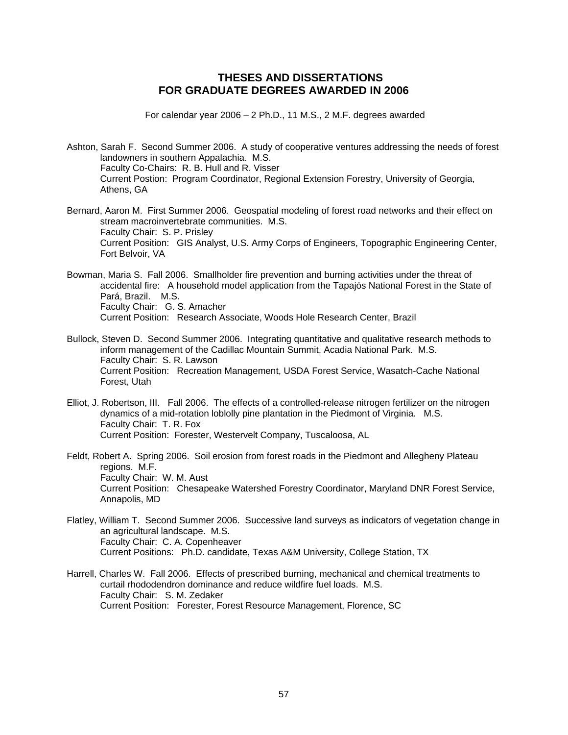## THESES AND DISSERTATIONS FOR GRADUATE DEGREES AWARDED IN 2006

For calendar year 2006 – 2 Ph.D., 11 M.S., 2 M.F. degrees awarded

Ashton, Sarah F. Second Summer 2006. A study of cooperative ventures addressing the needs of forest landowners in southern Appalachia. M.S.
Faculty Co-Chairs: R. B. Hull and R. Visser
Current Postion: Program Coordinator, Regional Extension Forestry, University of Georgia, Athens, GA

Bernard, Aaron M. First Summer 2006. Geospatial modeling of forest road networks and their effect on stream macroinvertebrate communities. M.S.
Faculty Chair: S. P. Prisley
Current Position: GIS Analyst, U.S. Army Corps of Engineers, Topographic Engineering Center, Fort Belvoir, VA

Bowman, Maria S. Fall 2006. Smallholder fire prevention and burning activities under the threat of accidental fire: A household model application from the Tapajós National Forest in the State of Pará, Brazil. M.S.
Faculty Chair: G. S. Amacher
Current Position: Research Associate, Woods Hole Research Center, Brazil

Bullock, Steven D. Second Summer 2006. Integrating quantitative and qualitative research methods to inform management of the Cadillac Mountain Summit, Acadia National Park. M.S.
Faculty Chair: S. R. Lawson
Current Position: Recreation Management, USDA Forest Service, Wasatch-Cache National Forest, Utah

Elliot, J. Robertson, III. Fall 2006. The effects of a controlled-release nitrogen fertilizer on the nitrogen dynamics of a mid-rotation loblolly pine plantation in the Piedmont of Virginia. M.S.
Faculty Chair: T. R. Fox
Current Position: Forester, Westervelt Company, Tuscaloosa, AL

Feldt, Robert A. Spring 2006. Soil erosion from forest roads in the Piedmont and Allegheny Plateau regions. M.F.
Faculty Chair: W. M. Aust
Current Position: Chesapeake Watershed Forestry Coordinator, Maryland DNR Forest Service, Annapolis, MD

Flatley, William T. Second Summer 2006. Successive land surveys as indicators of vegetation change in an agricultural landscape. M.S.
Faculty Chair: C. A. Copenheaver
Current Positions: Ph.D. candidate, Texas A&M University, College Station, TX

Harrell, Charles W. Fall 2006. Effects of prescribed burning, mechanical and chemical treatments to curtail rhododendron dominance and reduce wildfire fuel loads. M.S.
Faculty Chair: S. M. Zedaker
Current Position: Forester, Forest Resource Management, Florence, SC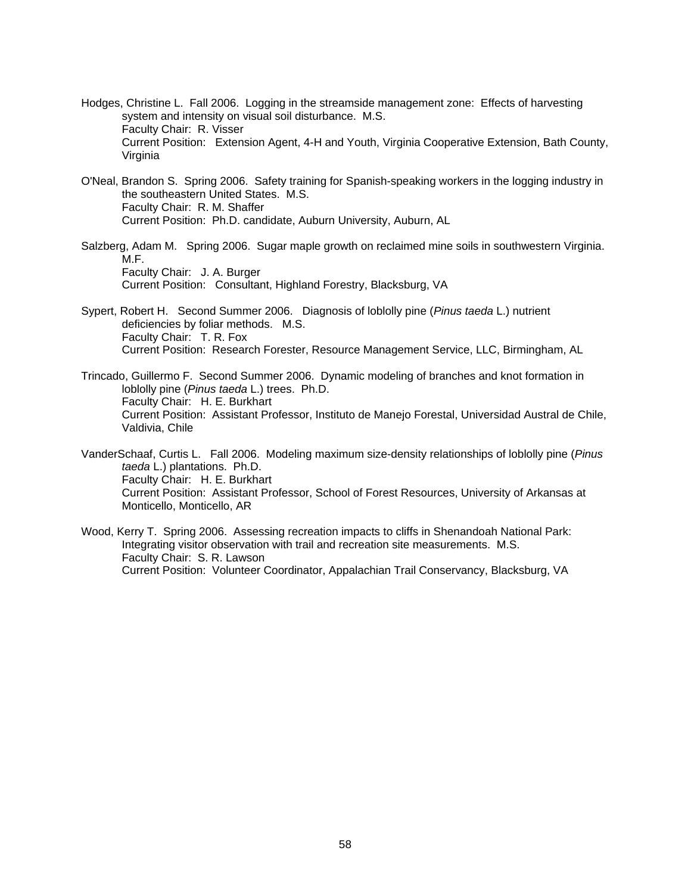Hodges, Christine L. Fall 2006. Logging in the streamside management zone: Effects of harvesting system and intensity on visual soil disturbance. M.S.
Faculty Chair: R. Visser
Current Position: Extension Agent, 4-H and Youth, Virginia Cooperative Extension, Bath County, Virginia

O'Neal, Brandon S. Spring 2006. Safety training for Spanish-speaking workers in the logging industry in the southeastern United States. M.S.
Faculty Chair: R. M. Shaffer
Current Position: Ph.D. candidate, Auburn University, Auburn, AL

Salzberg, Adam M. Spring 2006. Sugar maple growth on reclaimed mine soils in southwestern Virginia. M.F.
Faculty Chair: J. A. Burger
Current Position: Consultant, Highland Forestry, Blacksburg, VA

Sypert, Robert H. Second Summer 2006. Diagnosis of loblolly pine (*Pinus taeda* L.) nutrient deficiencies by foliar methods. M.S.
Faculty Chair: T. R. Fox
Current Position: Research Forester, Resource Management Service, LLC, Birmingham, AL

Trincado, Guillermo F. Second Summer 2006. Dynamic modeling of branches and knot formation in loblolly pine (*Pinus taeda* L.) trees. Ph.D.
Faculty Chair: H. E. Burkhart
Current Position: Assistant Professor, Instituto de Manejo Forestal, Universidad Austral de Chile, Valdivia, Chile

VanderSchaaf, Curtis L. Fall 2006. Modeling maximum size-density relationships of loblolly pine (*Pinus taeda* L.) plantations. Ph.D.
Faculty Chair: H. E. Burkhart
Current Position: Assistant Professor, School of Forest Resources, University of Arkansas at Monticello, Monticello, AR

Wood, Kerry T. Spring 2006. Assessing recreation impacts to cliffs in Shenandoah National Park: Integrating visitor observation with trail and recreation site measurements. M.S.
Faculty Chair: S. R. Lawson
Current Position: Volunteer Coordinator, Appalachian Trail Conservancy, Blacksburg, VA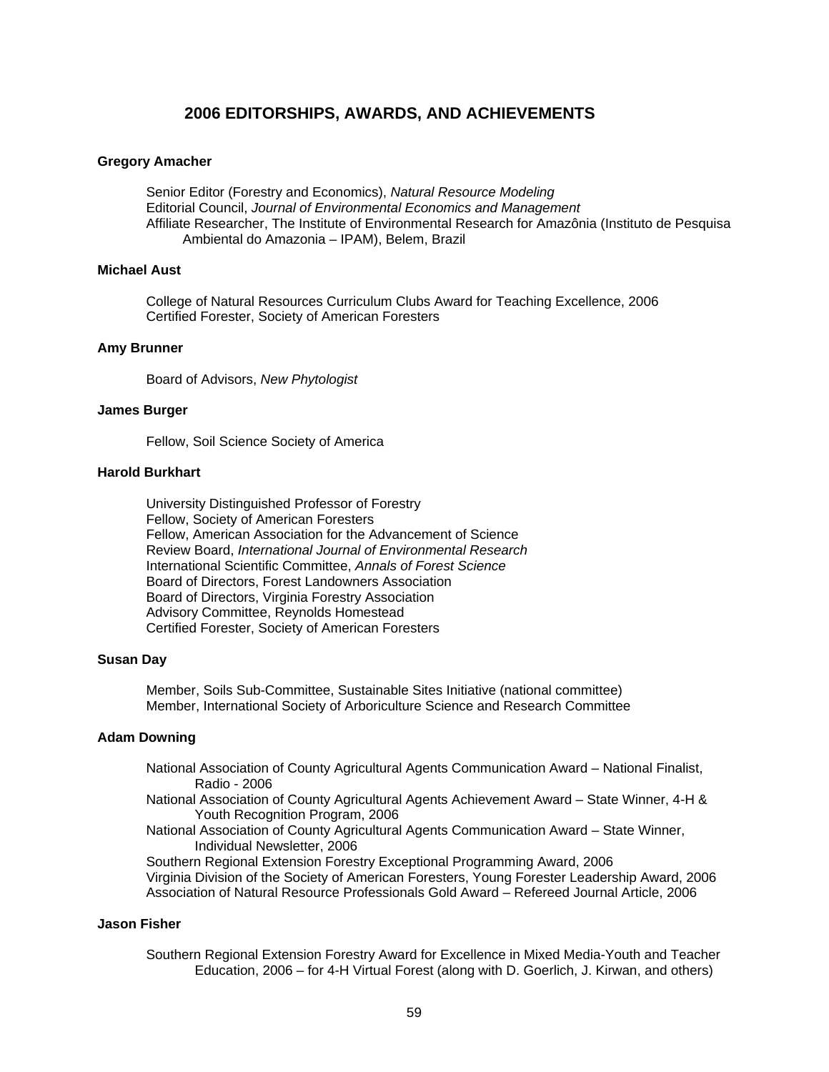# 2006 EDITORSHIPS, AWARDS, AND ACHIEVEMENTS

**Gregory Amacher**

Senior Editor (Forestry and Economics), *Natural Resource Modeling*
Editorial Council, *Journal of Environmental Economics and Management*
Affiliate Researcher, The Institute of Environmental Research for Amazônia (Instituto de Pesquisa Ambiental do Amazonia – IPAM), Belem, Brazil

**Michael Aust**

College of Natural Resources Curriculum Clubs Award for Teaching Excellence, 2006
Certified Forester, Society of American Foresters

**Amy Brunner**

Board of Advisors, *New Phytologist*

**James Burger**

Fellow, Soil Science Society of America

**Harold Burkhart**

University Distinguished Professor of Forestry
Fellow, Society of American Foresters
Fellow, American Association for the Advancement of Science
Review Board, *International Journal of Environmental Research*
International Scientific Committee, *Annals of Forest Science*
Board of Directors, Forest Landowners Association
Board of Directors, Virginia Forestry Association
Advisory Committee, Reynolds Homestead
Certified Forester, Society of American Foresters

**Susan Day**

Member, Soils Sub-Committee, Sustainable Sites Initiative (national committee)
Member, International Society of Arboriculture Science and Research Committee

**Adam Downing**

National Association of County Agricultural Agents Communication Award – National Finalist, Radio - 2006
National Association of County Agricultural Agents Achievement Award – State Winner, 4-H & Youth Recognition Program, 2006
National Association of County Agricultural Agents Communication Award – State Winner, Individual Newsletter, 2006
Southern Regional Extension Forestry Exceptional Programming Award, 2006
Virginia Division of the Society of American Foresters, Young Forester Leadership Award, 2006
Association of Natural Resource Professionals Gold Award – Refereed Journal Article, 2006

**Jason Fisher**

Southern Regional Extension Forestry Award for Excellence in Mixed Media-Youth and Teacher Education, 2006 – for 4-H Virtual Forest (along with D. Goerlich, J. Kirwan, and others)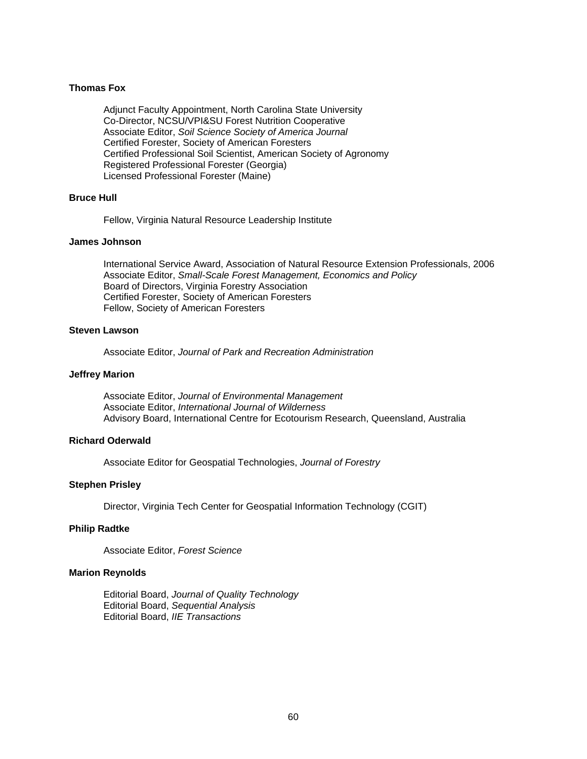**Thomas Fox**

Adjunct Faculty Appointment, North Carolina State University  
Co-Director, NCSU/VPI&SU Forest Nutrition Cooperative  
Associate Editor, *Soil Science Society of America Journal*  
Certified Forester, Society of American Foresters  
Certified Professional Soil Scientist, American Society of Agronomy  
Registered Professional Forester (Georgia)  
Licensed Professional Forester (Maine)

**Bruce Hull**

Fellow, Virginia Natural Resource Leadership Institute

**James Johnson**

International Service Award, Association of Natural Resource Extension Professionals, 2006  
Associate Editor, *Small-Scale Forest Management, Economics and Policy*  
Board of Directors, Virginia Forestry Association  
Certified Forester, Society of American Foresters  
Fellow, Society of American Foresters

**Steven Lawson**

Associate Editor, *Journal of Park and Recreation Administration*

**Jeffrey Marion**

Associate Editor, *Journal of Environmental Management*  
Associate Editor, *International Journal of Wilderness*  
Advisory Board, International Centre for Ecotourism Research, Queensland, Australia

**Richard Oderwald**

Associate Editor for Geospatial Technologies, *Journal of Forestry*

**Stephen Prisley**

Director, Virginia Tech Center for Geospatial Information Technology (CGIT)

**Philip Radtke**

Associate Editor, *Forest Science*

**Marion Reynolds**

Editorial Board, *Journal of Quality Technology*  
Editorial Board, *Sequential Analysis*  
Editorial Board, *IIE Transactions*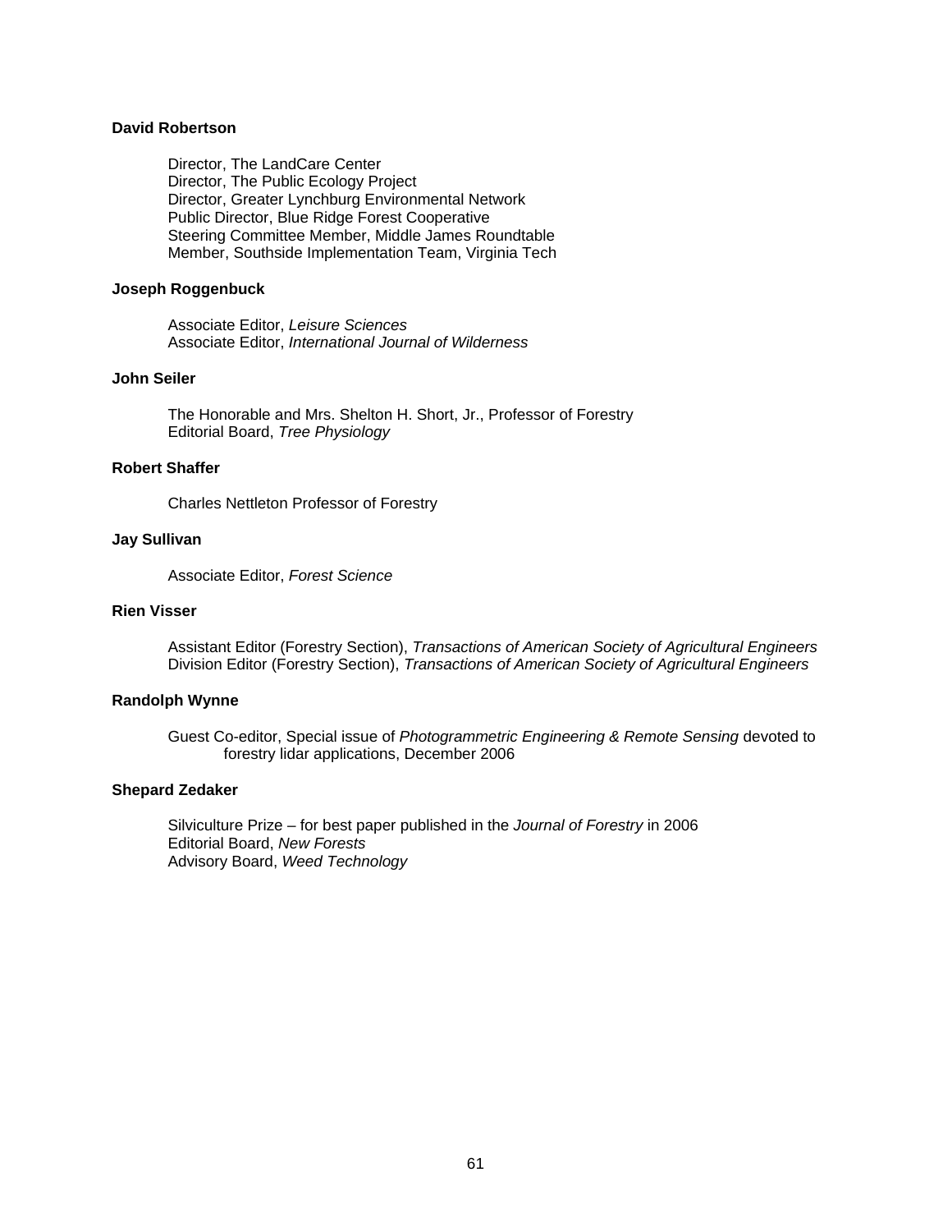**David Robertson**

Director, The LandCare Center
Director, The Public Ecology Project
Director, Greater Lynchburg Environmental Network
Public Director, Blue Ridge Forest Cooperative
Steering Committee Member, Middle James Roundtable
Member, Southside Implementation Team, Virginia Tech

**Joseph Roggenbuck**

Associate Editor, *Leisure Sciences*
Associate Editor, *International Journal of Wilderness*

**John Seiler**

The Honorable and Mrs. Shelton H. Short, Jr., Professor of Forestry
Editorial Board, *Tree Physiology*

**Robert Shaffer**

Charles Nettleton Professor of Forestry

**Jay Sullivan**

Associate Editor, *Forest Science*

**Rien Visser**

Assistant Editor (Forestry Section), *Transactions of American Society of Agricultural Engineers*
Division Editor (Forestry Section), *Transactions of American Society of Agricultural Engineers*

**Randolph Wynne**

Guest Co-editor, Special issue of *Photogrammetric Engineering & Remote Sensing* devoted to forestry lidar applications, December 2006

**Shepard Zedaker**

Silviculture Prize – for best paper published in the *Journal of Forestry* in 2006
Editorial Board, *New Forests*
Advisory Board, *Weed Technology*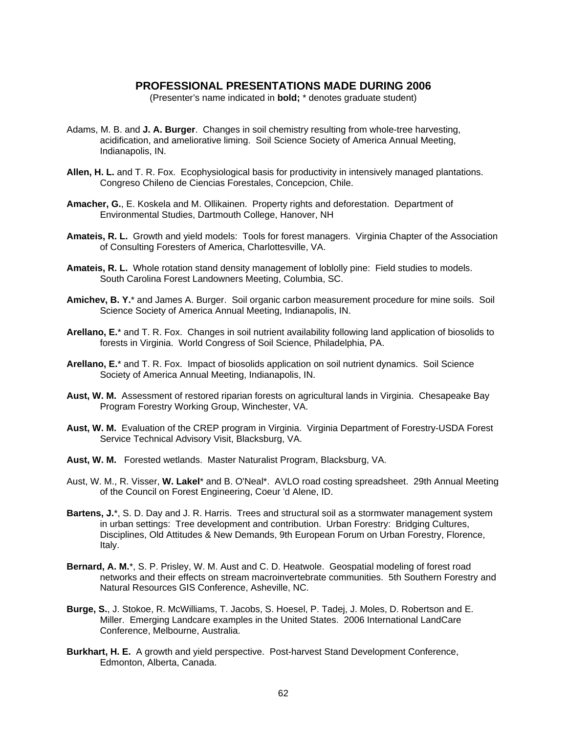## PROFESSIONAL PRESENTATIONS MADE DURING 2006

(Presenter's name indicated in **bold;** * denotes graduate student)

Adams, M. B. and **J. A. Burger**. Changes in soil chemistry resulting from whole-tree harvesting, acidification, and ameliorative liming. Soil Science Society of America Annual Meeting, Indianapolis, IN.

**Allen, H. L.** and T. R. Fox. Ecophysiological basis for productivity in intensively managed plantations. Congreso Chileno de Ciencias Forestales, Concepcion, Chile.

**Amacher, G.**, E. Koskela and M. Ollikainen. Property rights and deforestation. Department of Environmental Studies, Dartmouth College, Hanover, NH

**Amateis, R. L.** Growth and yield models: Tools for forest managers. Virginia Chapter of the Association of Consulting Foresters of America, Charlottesville, VA.

**Amateis, R. L.** Whole rotation stand density management of loblolly pine: Field studies to models. South Carolina Forest Landowners Meeting, Columbia, SC.

**Amichev, B. Y.*** and James A. Burger. Soil organic carbon measurement procedure for mine soils. Soil Science Society of America Annual Meeting, Indianapolis, IN.

**Arellano, E.*** and T. R. Fox. Changes in soil nutrient availability following land application of biosolids to forests in Virginia. World Congress of Soil Science, Philadelphia, PA.

**Arellano, E.*** and T. R. Fox. Impact of biosolids application on soil nutrient dynamics. Soil Science Society of America Annual Meeting, Indianapolis, IN.

**Aust, W. M.** Assessment of restored riparian forests on agricultural lands in Virginia. Chesapeake Bay Program Forestry Working Group, Winchester, VA.

**Aust, W. M.** Evaluation of the CREP program in Virginia. Virginia Department of Forestry-USDA Forest Service Technical Advisory Visit, Blacksburg, VA.

**Aust, W. M.** Forested wetlands. Master Naturalist Program, Blacksburg, VA.

Aust, W. M., R. Visser, **W. Lakel*** and B. O'Neal*. AVLO road costing spreadsheet. 29th Annual Meeting of the Council on Forest Engineering, Coeur 'd Alene, ID.

**Bartens, J.***, S. D. Day and J. R. Harris. Trees and structural soil as a stormwater management system in urban settings: Tree development and contribution. Urban Forestry: Bridging Cultures, Disciplines, Old Attitudes & New Demands, 9th European Forum on Urban Forestry, Florence, Italy.

**Bernard, A. M.***, S. P. Prisley, W. M. Aust and C. D. Heatwole. Geospatial modeling of forest road networks and their effects on stream macroinvertebrate communities. 5th Southern Forestry and Natural Resources GIS Conference, Asheville, NC.

**Burge, S.**, J. Stokoe, R. McWilliams, T. Jacobs, S. Hoesel, P. Tadej, J. Moles, D. Robertson and E. Miller. Emerging Landcare examples in the United States. 2006 International LandCare Conference, Melbourne, Australia.

**Burkhart, H. E.** A growth and yield perspective. Post-harvest Stand Development Conference, Edmonton, Alberta, Canada.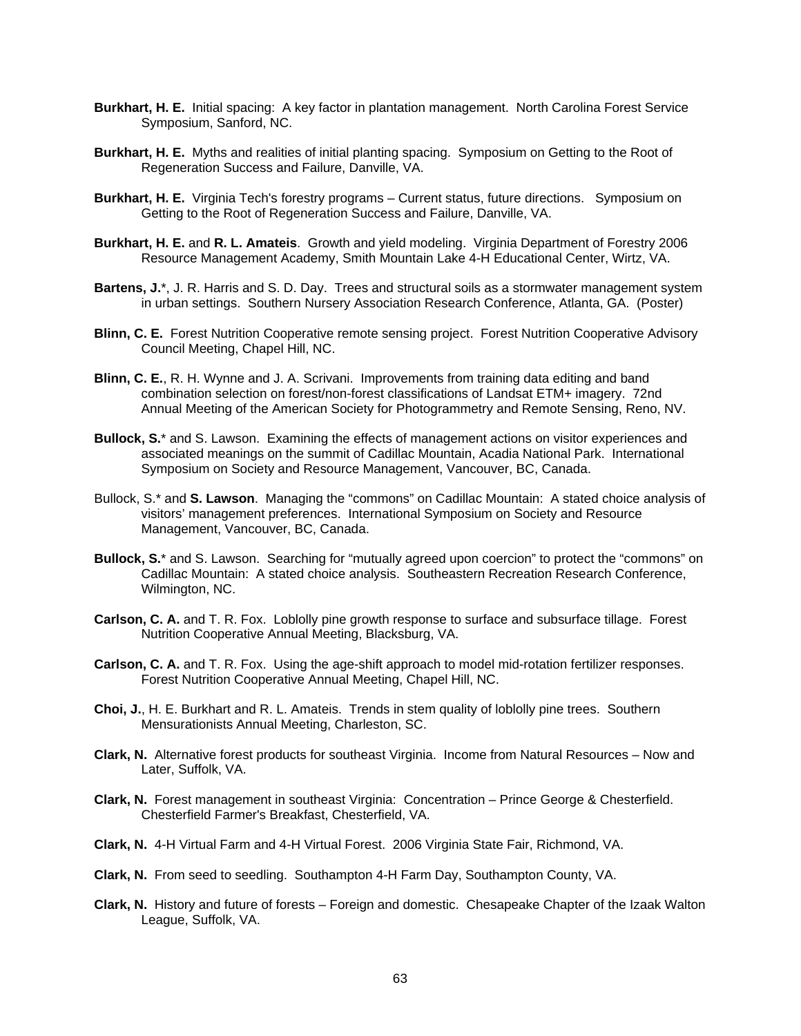**Burkhart, H. E.** Initial spacing: A key factor in plantation management. North Carolina Forest Service Symposium, Sanford, NC.

**Burkhart, H. E.** Myths and realities of initial planting spacing. Symposium on Getting to the Root of Regeneration Success and Failure, Danville, VA.

**Burkhart, H. E.** Virginia Tech's forestry programs – Current status, future directions. Symposium on Getting to the Root of Regeneration Success and Failure, Danville, VA.

**Burkhart, H. E.** and **R. L. Amateis**. Growth and yield modeling. Virginia Department of Forestry 2006 Resource Management Academy, Smith Mountain Lake 4-H Educational Center, Wirtz, VA.

**Bartens, J.***, J. R. Harris and S. D. Day. Trees and structural soils as a stormwater management system in urban settings. Southern Nursery Association Research Conference, Atlanta, GA. (Poster)

**Blinn, C. E.** Forest Nutrition Cooperative remote sensing project. Forest Nutrition Cooperative Advisory Council Meeting, Chapel Hill, NC.

**Blinn, C. E.**, R. H. Wynne and J. A. Scrivani. Improvements from training data editing and band combination selection on forest/non-forest classifications of Landsat ETM+ imagery. 72nd Annual Meeting of the American Society for Photogrammetry and Remote Sensing, Reno, NV.

**Bullock, S.*** and S. Lawson. Examining the effects of management actions on visitor experiences and associated meanings on the summit of Cadillac Mountain, Acadia National Park. International Symposium on Society and Resource Management, Vancouver, BC, Canada.

Bullock, S.* and **S. Lawson**. Managing the "commons" on Cadillac Mountain: A stated choice analysis of visitors' management preferences. International Symposium on Society and Resource Management, Vancouver, BC, Canada.

**Bullock, S.*** and S. Lawson. Searching for "mutually agreed upon coercion" to protect the "commons" on Cadillac Mountain: A stated choice analysis. Southeastern Recreation Research Conference, Wilmington, NC.

**Carlson, C. A.** and T. R. Fox. Loblolly pine growth response to surface and subsurface tillage. Forest Nutrition Cooperative Annual Meeting, Blacksburg, VA.

**Carlson, C. A.** and T. R. Fox. Using the age-shift approach to model mid-rotation fertilizer responses. Forest Nutrition Cooperative Annual Meeting, Chapel Hill, NC.

**Choi, J.**, H. E. Burkhart and R. L. Amateis. Trends in stem quality of loblolly pine trees. Southern Mensurationists Annual Meeting, Charleston, SC.

**Clark, N.** Alternative forest products for southeast Virginia. Income from Natural Resources – Now and Later, Suffolk, VA.

**Clark, N.** Forest management in southeast Virginia: Concentration – Prince George & Chesterfield. Chesterfield Farmer's Breakfast, Chesterfield, VA.

**Clark, N.** 4-H Virtual Farm and 4-H Virtual Forest. 2006 Virginia State Fair, Richmond, VA.

**Clark, N.** From seed to seedling. Southampton 4-H Farm Day, Southampton County, VA.

**Clark, N.** History and future of forests – Foreign and domestic. Chesapeake Chapter of the Izaak Walton League, Suffolk, VA.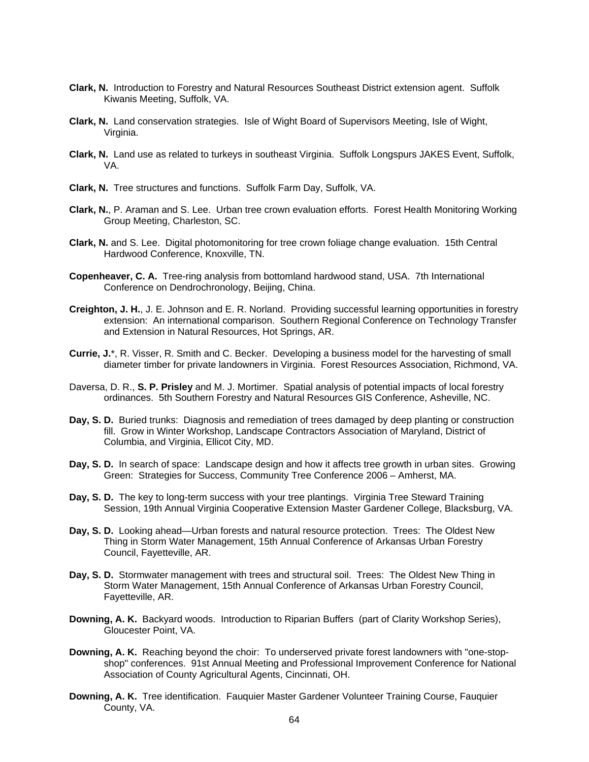**Clark, N.** Introduction to Forestry and Natural Resources Southeast District extension agent. Suffolk Kiwanis Meeting, Suffolk, VA.

**Clark, N.** Land conservation strategies. Isle of Wight Board of Supervisors Meeting, Isle of Wight, Virginia.

**Clark, N.** Land use as related to turkeys in southeast Virginia. Suffolk Longspurs JAKES Event, Suffolk, VA.

**Clark, N.** Tree structures and functions. Suffolk Farm Day, Suffolk, VA.

**Clark, N.**, P. Araman and S. Lee. Urban tree crown evaluation efforts. Forest Health Monitoring Working Group Meeting, Charleston, SC.

**Clark, N.** and S. Lee. Digital photomonitoring for tree crown foliage change evaluation. 15th Central Hardwood Conference, Knoxville, TN.

**Copenheaver, C. A.** Tree-ring analysis from bottomland hardwood stand, USA. 7th International Conference on Dendrochronology, Beijing, China.

**Creighton, J. H.**, J. E. Johnson and E. R. Norland. Providing successful learning opportunities in forestry extension: An international comparison. Southern Regional Conference on Technology Transfer and Extension in Natural Resources, Hot Springs, AR.

**Currie, J.***, R. Visser, R. Smith and C. Becker. Developing a business model for the harvesting of small diameter timber for private landowners in Virginia. Forest Resources Association, Richmond, VA.

Daversa, D. R., **S. P. Prisley** and M. J. Mortimer. Spatial analysis of potential impacts of local forestry ordinances. 5th Southern Forestry and Natural Resources GIS Conference, Asheville, NC.

**Day, S. D.** Buried trunks: Diagnosis and remediation of trees damaged by deep planting or construction fill. Grow in Winter Workshop, Landscape Contractors Association of Maryland, District of Columbia, and Virginia, Ellicot City, MD.

**Day, S. D.** In search of space: Landscape design and how it affects tree growth in urban sites. Growing Green: Strategies for Success, Community Tree Conference 2006 – Amherst, MA.

**Day, S. D.** The key to long-term success with your tree plantings. Virginia Tree Steward Training Session, 19th Annual Virginia Cooperative Extension Master Gardener College, Blacksburg, VA.

**Day, S. D.** Looking ahead—Urban forests and natural resource protection. Trees: The Oldest New Thing in Storm Water Management, 15th Annual Conference of Arkansas Urban Forestry Council, Fayetteville, AR.

**Day, S. D.** Stormwater management with trees and structural soil. Trees: The Oldest New Thing in Storm Water Management, 15th Annual Conference of Arkansas Urban Forestry Council, Fayetteville, AR.

**Downing, A. K.** Backyard woods. Introduction to Riparian Buffers (part of Clarity Workshop Series), Gloucester Point, VA.

**Downing, A. K.** Reaching beyond the choir: To underserved private forest landowners with "one-stop-shop" conferences. 91st Annual Meeting and Professional Improvement Conference for National Association of County Agricultural Agents, Cincinnati, OH.

**Downing, A. K.** Tree identification. Fauquier Master Gardener Volunteer Training Course, Fauquier County, VA.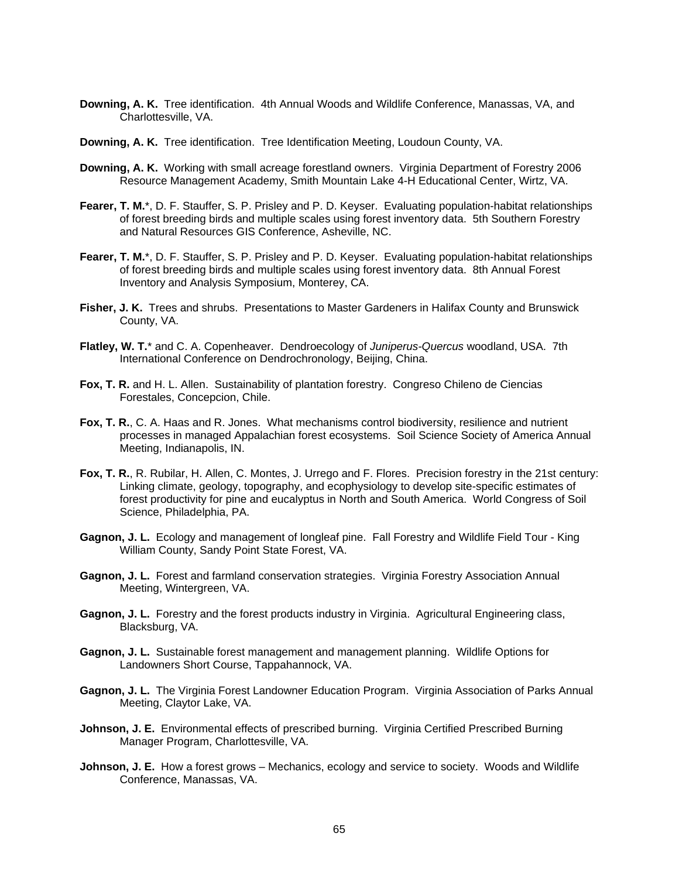**Downing, A. K.** Tree identification. 4th Annual Woods and Wildlife Conference, Manassas, VA, and Charlottesville, VA.

**Downing, A. K.** Tree identification. Tree Identification Meeting, Loudoun County, VA.

**Downing, A. K.** Working with small acreage forestland owners. Virginia Department of Forestry 2006 Resource Management Academy, Smith Mountain Lake 4-H Educational Center, Wirtz, VA.

**Fearer, T. M.***, D. F. Stauffer, S. P. Prisley and P. D. Keyser. Evaluating population-habitat relationships of forest breeding birds and multiple scales using forest inventory data. 5th Southern Forestry and Natural Resources GIS Conference, Asheville, NC.

**Fearer, T. M.***, D. F. Stauffer, S. P. Prisley and P. D. Keyser. Evaluating population-habitat relationships of forest breeding birds and multiple scales using forest inventory data. 8th Annual Forest Inventory and Analysis Symposium, Monterey, CA.

**Fisher, J. K.** Trees and shrubs. Presentations to Master Gardeners in Halifax County and Brunswick County, VA.

**Flatley, W. T.*** and C. A. Copenheaver. Dendroecology of *Juniperus-Quercus* woodland, USA. 7th International Conference on Dendrochronology, Beijing, China.

**Fox, T. R.** and H. L. Allen. Sustainability of plantation forestry. Congreso Chileno de Ciencias Forestales, Concepcion, Chile.

**Fox, T. R.**, C. A. Haas and R. Jones. What mechanisms control biodiversity, resilience and nutrient processes in managed Appalachian forest ecosystems. Soil Science Society of America Annual Meeting, Indianapolis, IN.

**Fox, T. R.**, R. Rubilar, H. Allen, C. Montes, J. Urrego and F. Flores. Precision forestry in the 21st century: Linking climate, geology, topography, and ecophysiology to develop site-specific estimates of forest productivity for pine and eucalyptus in North and South America. World Congress of Soil Science, Philadelphia, PA.

**Gagnon, J. L.** Ecology and management of longleaf pine. Fall Forestry and Wildlife Field Tour - King William County, Sandy Point State Forest, VA.

**Gagnon, J. L.** Forest and farmland conservation strategies. Virginia Forestry Association Annual Meeting, Wintergreen, VA.

**Gagnon, J. L.** Forestry and the forest products industry in Virginia. Agricultural Engineering class, Blacksburg, VA.

**Gagnon, J. L.** Sustainable forest management and management planning. Wildlife Options for Landowners Short Course, Tappahannock, VA.

**Gagnon, J. L.** The Virginia Forest Landowner Education Program. Virginia Association of Parks Annual Meeting, Claytor Lake, VA.

**Johnson, J. E.** Environmental effects of prescribed burning. Virginia Certified Prescribed Burning Manager Program, Charlottesville, VA.

**Johnson, J. E.** How a forest grows – Mechanics, ecology and service to society. Woods and Wildlife Conference, Manassas, VA.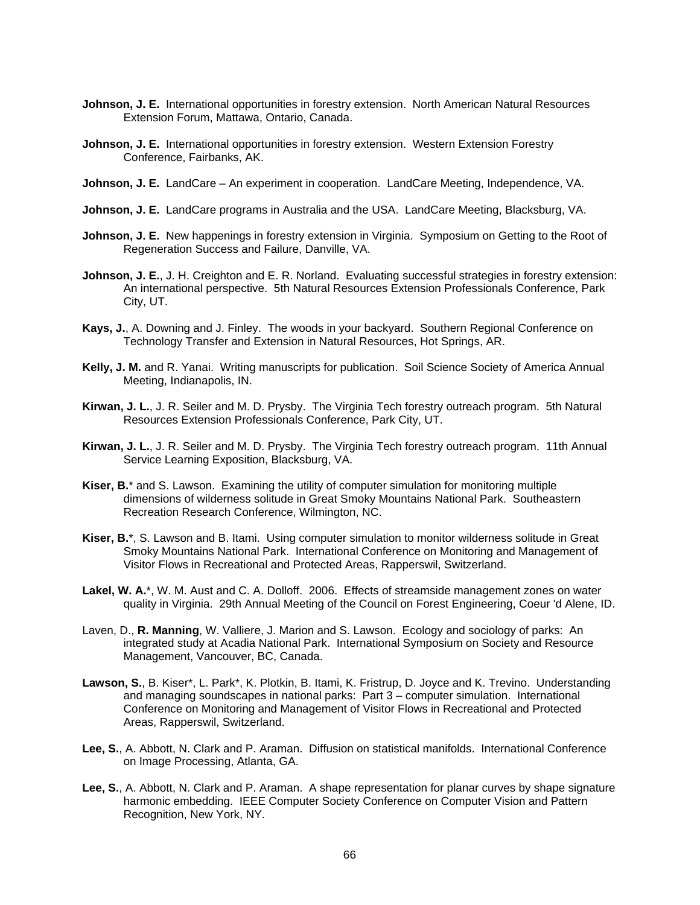**Johnson, J. E.** International opportunities in forestry extension. North American Natural Resources Extension Forum, Mattawa, Ontario, Canada.

**Johnson, J. E.** International opportunities in forestry extension. Western Extension Forestry Conference, Fairbanks, AK.

**Johnson, J. E.** LandCare – An experiment in cooperation. LandCare Meeting, Independence, VA.

**Johnson, J. E.** LandCare programs in Australia and the USA. LandCare Meeting, Blacksburg, VA.

**Johnson, J. E.** New happenings in forestry extension in Virginia. Symposium on Getting to the Root of Regeneration Success and Failure, Danville, VA.

**Johnson, J. E.**, J. H. Creighton and E. R. Norland. Evaluating successful strategies in forestry extension: An international perspective. 5th Natural Resources Extension Professionals Conference, Park City, UT.

**Kays, J.**, A. Downing and J. Finley. The woods in your backyard. Southern Regional Conference on Technology Transfer and Extension in Natural Resources, Hot Springs, AR.

**Kelly, J. M.** and R. Yanai. Writing manuscripts for publication. Soil Science Society of America Annual Meeting, Indianapolis, IN.

**Kirwan, J. L.**, J. R. Seiler and M. D. Prysby. The Virginia Tech forestry outreach program. 5th Natural Resources Extension Professionals Conference, Park City, UT.

**Kirwan, J. L.**, J. R. Seiler and M. D. Prysby. The Virginia Tech forestry outreach program. 11th Annual Service Learning Exposition, Blacksburg, VA.

**Kiser, B.*** and S. Lawson. Examining the utility of computer simulation for monitoring multiple dimensions of wilderness solitude in Great Smoky Mountains National Park. Southeastern Recreation Research Conference, Wilmington, NC.

**Kiser, B.***, S. Lawson and B. Itami. Using computer simulation to monitor wilderness solitude in Great Smoky Mountains National Park. International Conference on Monitoring and Management of Visitor Flows in Recreational and Protected Areas, Rapperswil, Switzerland.

**Lakel, W. A.***, W. M. Aust and C. A. Dolloff. 2006. Effects of streamside management zones on water quality in Virginia. 29th Annual Meeting of the Council on Forest Engineering, Coeur 'd Alene, ID.

Laven, D., **R. Manning**, W. Valliere, J. Marion and S. Lawson. Ecology and sociology of parks: An integrated study at Acadia National Park. International Symposium on Society and Resource Management, Vancouver, BC, Canada.

**Lawson, S.**, B. Kiser*, L. Park*, K. Plotkin, B. Itami, K. Fristrup, D. Joyce and K. Trevino. Understanding and managing soundscapes in national parks: Part 3 – computer simulation. International Conference on Monitoring and Management of Visitor Flows in Recreational and Protected Areas, Rapperswil, Switzerland.

**Lee, S.**, A. Abbott, N. Clark and P. Araman. Diffusion on statistical manifolds. International Conference on Image Processing, Atlanta, GA.

**Lee, S.**, A. Abbott, N. Clark and P. Araman. A shape representation for planar curves by shape signature harmonic embedding. IEEE Computer Society Conference on Computer Vision and Pattern Recognition, New York, NY.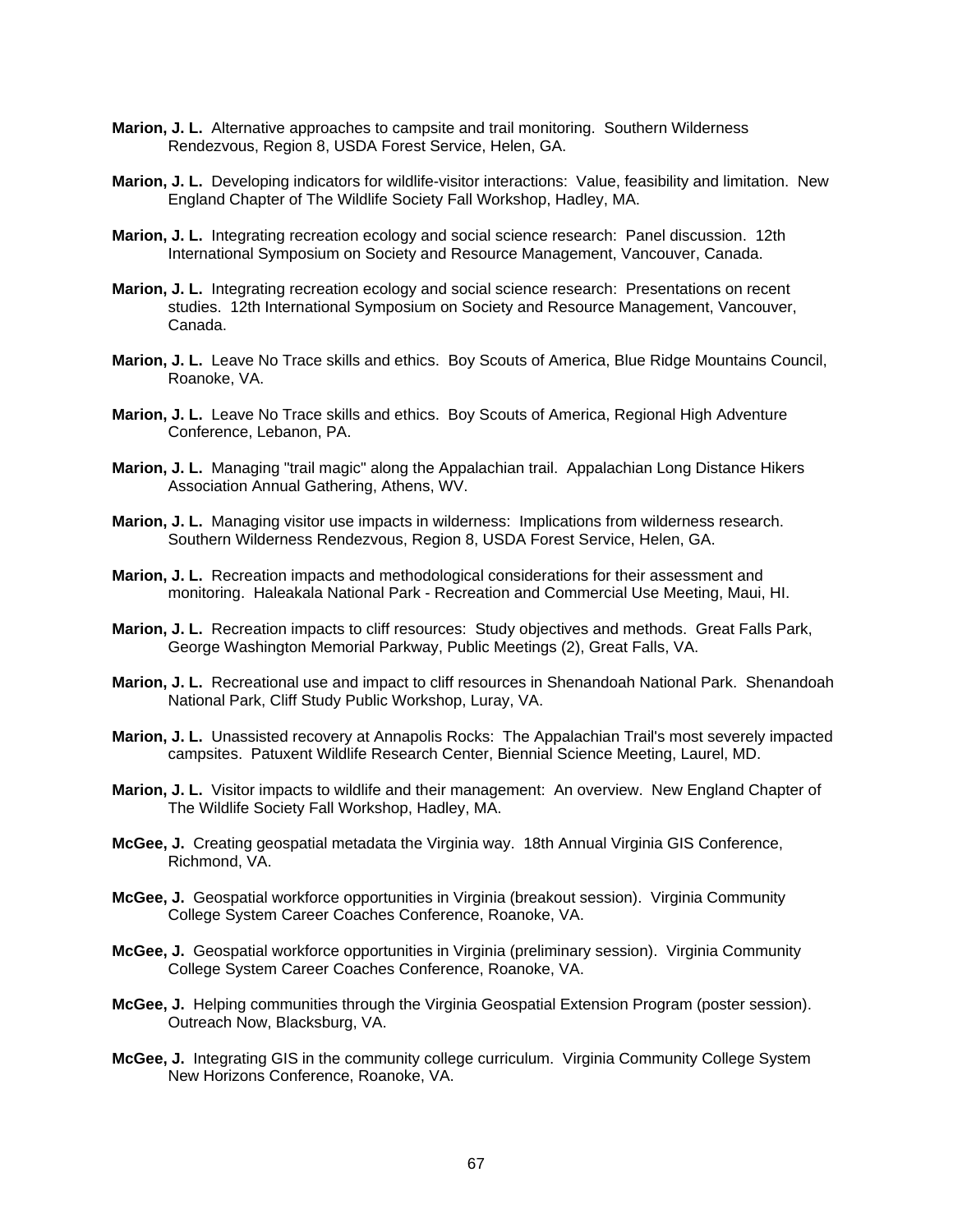**Marion, J. L.** Alternative approaches to campsite and trail monitoring. Southern Wilderness Rendezvous, Region 8, USDA Forest Service, Helen, GA.

**Marion, J. L.** Developing indicators for wildlife-visitor interactions: Value, feasibility and limitation. New England Chapter of The Wildlife Society Fall Workshop, Hadley, MA.

**Marion, J. L.** Integrating recreation ecology and social science research: Panel discussion. 12th International Symposium on Society and Resource Management, Vancouver, Canada.

**Marion, J. L.** Integrating recreation ecology and social science research: Presentations on recent studies. 12th International Symposium on Society and Resource Management, Vancouver, Canada.

**Marion, J. L.** Leave No Trace skills and ethics. Boy Scouts of America, Blue Ridge Mountains Council, Roanoke, VA.

**Marion, J. L.** Leave No Trace skills and ethics. Boy Scouts of America, Regional High Adventure Conference, Lebanon, PA.

**Marion, J. L.** Managing "trail magic" along the Appalachian trail. Appalachian Long Distance Hikers Association Annual Gathering, Athens, WV.

**Marion, J. L.** Managing visitor use impacts in wilderness: Implications from wilderness research. Southern Wilderness Rendezvous, Region 8, USDA Forest Service, Helen, GA.

**Marion, J. L.** Recreation impacts and methodological considerations for their assessment and monitoring. Haleakala National Park - Recreation and Commercial Use Meeting, Maui, HI.

**Marion, J. L.** Recreation impacts to cliff resources: Study objectives and methods. Great Falls Park, George Washington Memorial Parkway, Public Meetings (2), Great Falls, VA.

**Marion, J. L.** Recreational use and impact to cliff resources in Shenandoah National Park. Shenandoah National Park, Cliff Study Public Workshop, Luray, VA.

**Marion, J. L.** Unassisted recovery at Annapolis Rocks: The Appalachian Trail's most severely impacted campsites. Patuxent Wildlife Research Center, Biennial Science Meeting, Laurel, MD.

**Marion, J. L.** Visitor impacts to wildlife and their management: An overview. New England Chapter of The Wildlife Society Fall Workshop, Hadley, MA.

**McGee, J.** Creating geospatial metadata the Virginia way. 18th Annual Virginia GIS Conference, Richmond, VA.

**McGee, J.** Geospatial workforce opportunities in Virginia (breakout session). Virginia Community College System Career Coaches Conference, Roanoke, VA.

**McGee, J.** Geospatial workforce opportunities in Virginia (preliminary session). Virginia Community College System Career Coaches Conference, Roanoke, VA.

**McGee, J.** Helping communities through the Virginia Geospatial Extension Program (poster session). Outreach Now, Blacksburg, VA.

**McGee, J.** Integrating GIS in the community college curriculum. Virginia Community College System New Horizons Conference, Roanoke, VA.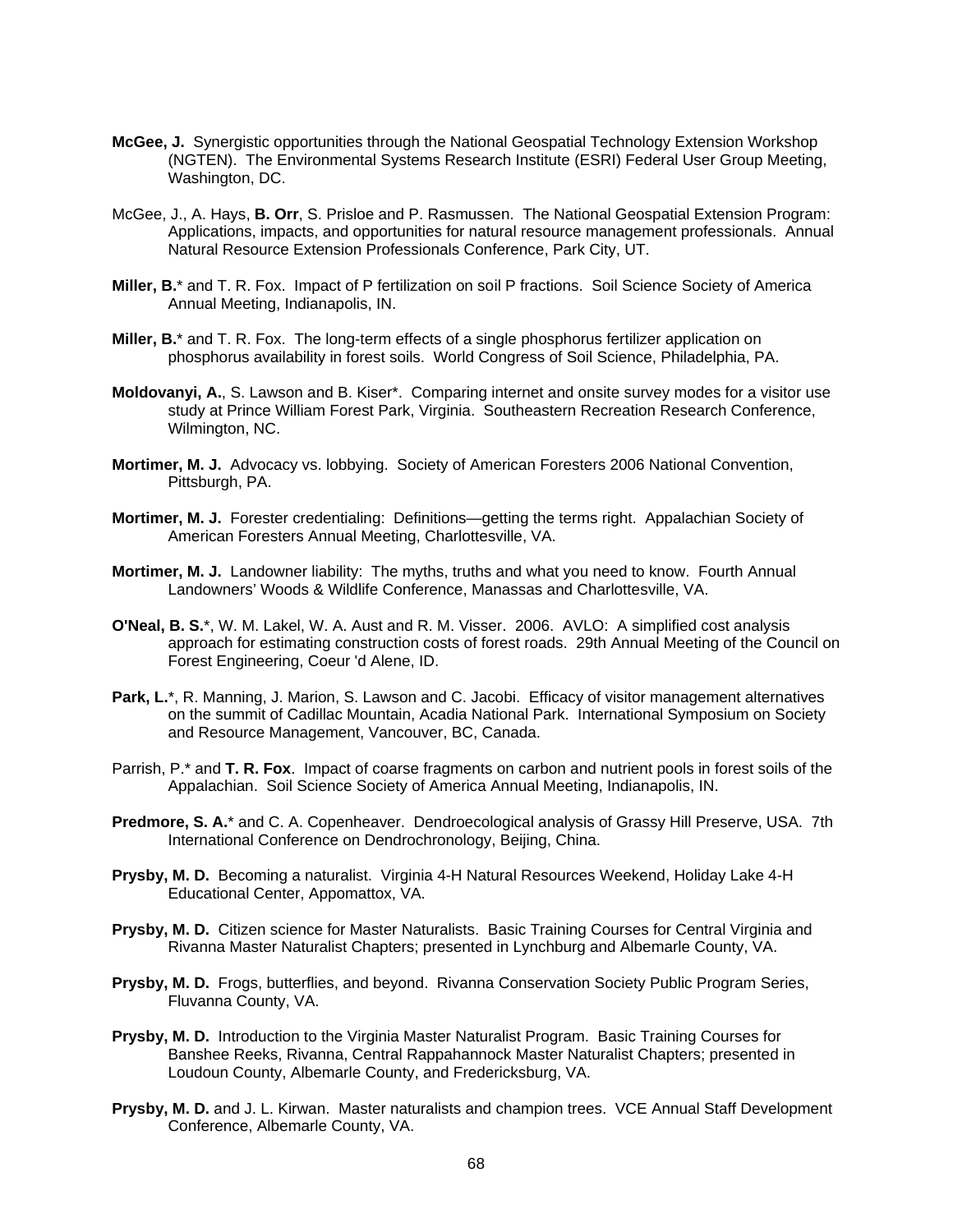**McGee, J.** Synergistic opportunities through the National Geospatial Technology Extension Workshop (NGTEN). The Environmental Systems Research Institute (ESRI) Federal User Group Meeting, Washington, DC.

McGee, J., A. Hays, **B. Orr**, S. Prisloe and P. Rasmussen. The National Geospatial Extension Program: Applications, impacts, and opportunities for natural resource management professionals. Annual Natural Resource Extension Professionals Conference, Park City, UT.

**Miller, B.*** and T. R. Fox. Impact of P fertilization on soil P fractions. Soil Science Society of America Annual Meeting, Indianapolis, IN.

**Miller, B.*** and T. R. Fox. The long-term effects of a single phosphorus fertilizer application on phosphorus availability in forest soils. World Congress of Soil Science, Philadelphia, PA.

**Moldovanyi, A.**, S. Lawson and B. Kiser*. Comparing internet and onsite survey modes for a visitor use study at Prince William Forest Park, Virginia. Southeastern Recreation Research Conference, Wilmington, NC.

**Mortimer, M. J.** Advocacy vs. lobbying. Society of American Foresters 2006 National Convention, Pittsburgh, PA.

**Mortimer, M. J.** Forester credentialing: Definitions—getting the terms right. Appalachian Society of American Foresters Annual Meeting, Charlottesville, VA.

**Mortimer, M. J.** Landowner liability: The myths, truths and what you need to know. Fourth Annual Landowners' Woods & Wildlife Conference, Manassas and Charlottesville, VA.

**O'Neal, B. S.***, W. M. Lakel, W. A. Aust and R. M. Visser. 2006. AVLO: A simplified cost analysis approach for estimating construction costs of forest roads. 29th Annual Meeting of the Council on Forest Engineering, Coeur 'd Alene, ID.

**Park, L.***, R. Manning, J. Marion, S. Lawson and C. Jacobi. Efficacy of visitor management alternatives on the summit of Cadillac Mountain, Acadia National Park. International Symposium on Society and Resource Management, Vancouver, BC, Canada.

Parrish, P.* and **T. R. Fox**. Impact of coarse fragments on carbon and nutrient pools in forest soils of the Appalachian. Soil Science Society of America Annual Meeting, Indianapolis, IN.

**Predmore, S. A.*** and C. A. Copenheaver. Dendroecological analysis of Grassy Hill Preserve, USA. 7th International Conference on Dendrochronology, Beijing, China.

**Prysby, M. D.** Becoming a naturalist. Virginia 4-H Natural Resources Weekend, Holiday Lake 4-H Educational Center, Appomattox, VA.

**Prysby, M. D.** Citizen science for Master Naturalists. Basic Training Courses for Central Virginia and Rivanna Master Naturalist Chapters; presented in Lynchburg and Albemarle County, VA.

**Prysby, M. D.** Frogs, butterflies, and beyond. Rivanna Conservation Society Public Program Series, Fluvanna County, VA.

**Prysby, M. D.** Introduction to the Virginia Master Naturalist Program. Basic Training Courses for Banshee Reeks, Rivanna, Central Rappahannock Master Naturalist Chapters; presented in Loudoun County, Albemarle County, and Fredericksburg, VA.

**Prysby, M. D.** and J. L. Kirwan. Master naturalists and champion trees. VCE Annual Staff Development Conference, Albemarle County, VA.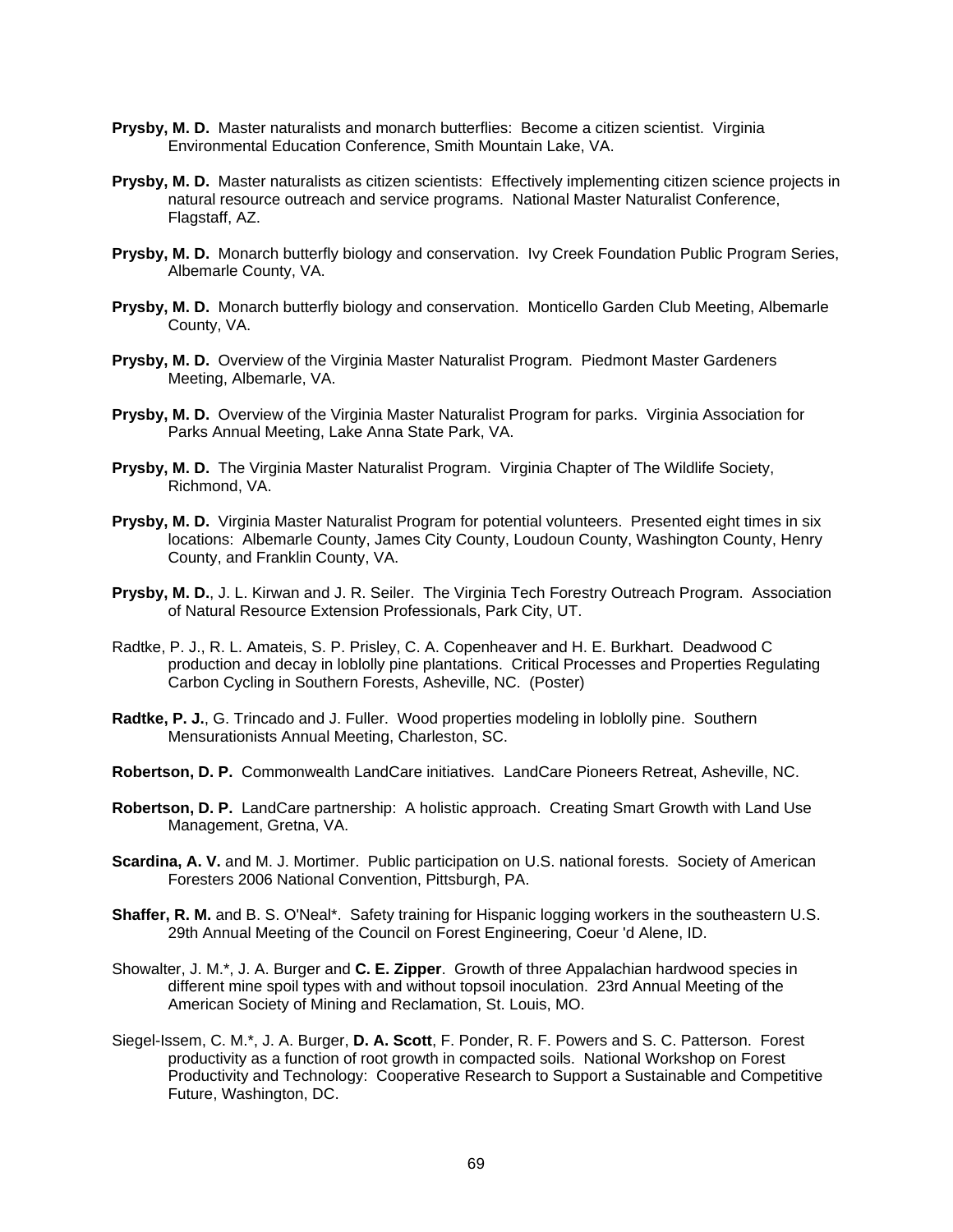**Prysby, M. D.** Master naturalists and monarch butterflies: Become a citizen scientist. Virginia Environmental Education Conference, Smith Mountain Lake, VA.

**Prysby, M. D.** Master naturalists as citizen scientists: Effectively implementing citizen science projects in natural resource outreach and service programs. National Master Naturalist Conference, Flagstaff, AZ.

**Prysby, M. D.** Monarch butterfly biology and conservation. Ivy Creek Foundation Public Program Series, Albemarle County, VA.

**Prysby, M. D.** Monarch butterfly biology and conservation. Monticello Garden Club Meeting, Albemarle County, VA.

**Prysby, M. D.** Overview of the Virginia Master Naturalist Program. Piedmont Master Gardeners Meeting, Albemarle, VA.

**Prysby, M. D.** Overview of the Virginia Master Naturalist Program for parks. Virginia Association for Parks Annual Meeting, Lake Anna State Park, VA.

**Prysby, M. D.** The Virginia Master Naturalist Program. Virginia Chapter of The Wildlife Society, Richmond, VA.

**Prysby, M. D.** Virginia Master Naturalist Program for potential volunteers. Presented eight times in six locations: Albemarle County, James City County, Loudoun County, Washington County, Henry County, and Franklin County, VA.

**Prysby, M. D.**, J. L. Kirwan and J. R. Seiler. The Virginia Tech Forestry Outreach Program. Association of Natural Resource Extension Professionals, Park City, UT.

Radtke, P. J., R. L. Amateis, S. P. Prisley, C. A. Copenheaver and H. E. Burkhart. Deadwood C production and decay in loblolly pine plantations. Critical Processes and Properties Regulating Carbon Cycling in Southern Forests, Asheville, NC. (Poster)

**Radtke, P. J.**, G. Trincado and J. Fuller. Wood properties modeling in loblolly pine. Southern Mensurationists Annual Meeting, Charleston, SC.

**Robertson, D. P.** Commonwealth LandCare initiatives. LandCare Pioneers Retreat, Asheville, NC.

**Robertson, D. P.** LandCare partnership: A holistic approach. Creating Smart Growth with Land Use Management, Gretna, VA.

**Scardina, A. V.** and M. J. Mortimer. Public participation on U.S. national forests. Society of American Foresters 2006 National Convention, Pittsburgh, PA.

**Shaffer, R. M.** and B. S. O'Neal*. Safety training for Hispanic logging workers in the southeastern U.S. 29th Annual Meeting of the Council on Forest Engineering, Coeur 'd Alene, ID.

Showalter, J. M.*, J. A. Burger and **C. E. Zipper**. Growth of three Appalachian hardwood species in different mine spoil types with and without topsoil inoculation. 23rd Annual Meeting of the American Society of Mining and Reclamation, St. Louis, MO.

Siegel-Issem, C. M.*, J. A. Burger, **D. A. Scott**, F. Ponder, R. F. Powers and S. C. Patterson. Forest productivity as a function of root growth in compacted soils. National Workshop on Forest Productivity and Technology: Cooperative Research to Support a Sustainable and Competitive Future, Washington, DC.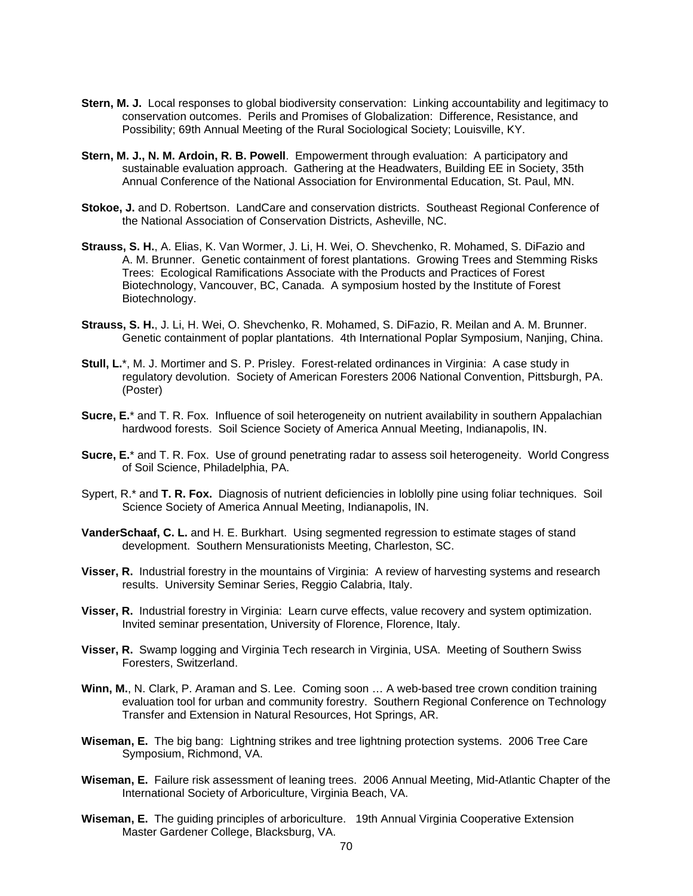**Stern, M. J.** Local responses to global biodiversity conservation: Linking accountability and legitimacy to conservation outcomes. Perils and Promises of Globalization: Difference, Resistance, and Possibility; 69th Annual Meeting of the Rural Sociological Society; Louisville, KY.

**Stern, M. J., N. M. Ardoin, R. B. Powell**. Empowerment through evaluation: A participatory and sustainable evaluation approach. Gathering at the Headwaters, Building EE in Society, 35th Annual Conference of the National Association for Environmental Education, St. Paul, MN.

**Stokoe, J.** and D. Robertson. LandCare and conservation districts. Southeast Regional Conference of the National Association of Conservation Districts, Asheville, NC.

**Strauss, S. H.**, A. Elias, K. Van Wormer, J. Li, H. Wei, O. Shevchenko, R. Mohamed, S. DiFazio and A. M. Brunner. Genetic containment of forest plantations. Growing Trees and Stemming Risks Trees: Ecological Ramifications Associate with the Products and Practices of Forest Biotechnology, Vancouver, BC, Canada. A symposium hosted by the Institute of Forest Biotechnology.

**Strauss, S. H.**, J. Li, H. Wei, O. Shevchenko, R. Mohamed, S. DiFazio, R. Meilan and A. M. Brunner. Genetic containment of poplar plantations. 4th International Poplar Symposium, Nanjing, China.

**Stull, L.**\*, M. J. Mortimer and S. P. Prisley. Forest-related ordinances in Virginia: A case study in regulatory devolution. Society of American Foresters 2006 National Convention, Pittsburgh, PA. (Poster)

**Sucre, E.**\* and T. R. Fox. Influence of soil heterogeneity on nutrient availability in southern Appalachian hardwood forests. Soil Science Society of America Annual Meeting, Indianapolis, IN.

**Sucre, E.**\* and T. R. Fox. Use of ground penetrating radar to assess soil heterogeneity. World Congress of Soil Science, Philadelphia, PA.

Sypert, R.\* and **T. R. Fox.** Diagnosis of nutrient deficiencies in loblolly pine using foliar techniques. Soil Science Society of America Annual Meeting, Indianapolis, IN.

**VanderSchaaf, C. L.** and H. E. Burkhart. Using segmented regression to estimate stages of stand development. Southern Mensurationists Meeting, Charleston, SC.

**Visser, R.** Industrial forestry in the mountains of Virginia: A review of harvesting systems and research results. University Seminar Series, Reggio Calabria, Italy.

**Visser, R.** Industrial forestry in Virginia: Learn curve effects, value recovery and system optimization. Invited seminar presentation, University of Florence, Florence, Italy.

**Visser, R.** Swamp logging and Virginia Tech research in Virginia, USA. Meeting of Southern Swiss Foresters, Switzerland.

**Winn, M.**, N. Clark, P. Araman and S. Lee. Coming soon … A web-based tree crown condition training evaluation tool for urban and community forestry. Southern Regional Conference on Technology Transfer and Extension in Natural Resources, Hot Springs, AR.

**Wiseman, E.** The big bang: Lightning strikes and tree lightning protection systems. 2006 Tree Care Symposium, Richmond, VA.

**Wiseman, E.** Failure risk assessment of leaning trees. 2006 Annual Meeting, Mid-Atlantic Chapter of the International Society of Arboriculture, Virginia Beach, VA.

**Wiseman, E.** The guiding principles of arboriculture. 19th Annual Virginia Cooperative Extension Master Gardener College, Blacksburg, VA.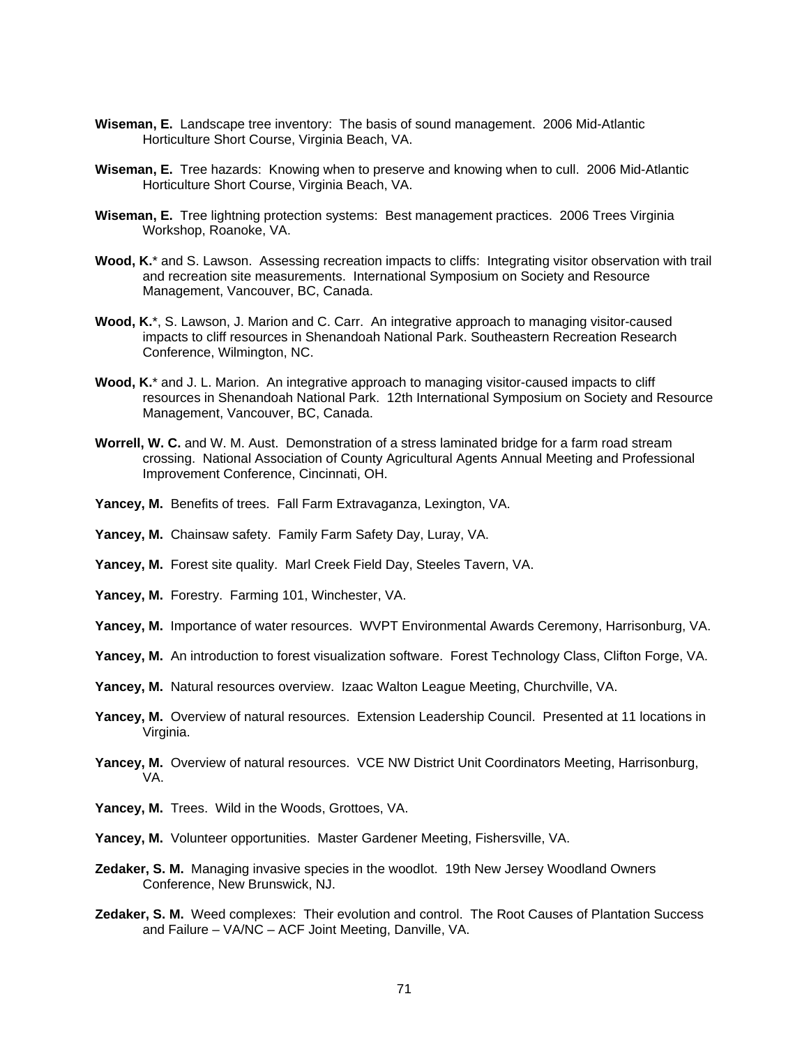**Wiseman, E.** Landscape tree inventory: The basis of sound management. 2006 Mid-Atlantic Horticulture Short Course, Virginia Beach, VA.

**Wiseman, E.** Tree hazards: Knowing when to preserve and knowing when to cull. 2006 Mid-Atlantic Horticulture Short Course, Virginia Beach, VA.

**Wiseman, E.** Tree lightning protection systems: Best management practices. 2006 Trees Virginia Workshop, Roanoke, VA.

**Wood, K.*** and S. Lawson. Assessing recreation impacts to cliffs: Integrating visitor observation with trail and recreation site measurements. International Symposium on Society and Resource Management, Vancouver, BC, Canada.

**Wood, K.***, S. Lawson, J. Marion and C. Carr. An integrative approach to managing visitor-caused impacts to cliff resources in Shenandoah National Park. Southeastern Recreation Research Conference, Wilmington, NC.

**Wood, K.*** and J. L. Marion. An integrative approach to managing visitor-caused impacts to cliff resources in Shenandoah National Park. 12th International Symposium on Society and Resource Management, Vancouver, BC, Canada.

**Worrell, W. C.** and W. M. Aust. Demonstration of a stress laminated bridge for a farm road stream crossing. National Association of County Agricultural Agents Annual Meeting and Professional Improvement Conference, Cincinnati, OH.

**Yancey, M.** Benefits of trees. Fall Farm Extravaganza, Lexington, VA.

**Yancey, M.** Chainsaw safety. Family Farm Safety Day, Luray, VA.

**Yancey, M.** Forest site quality. Marl Creek Field Day, Steeles Tavern, VA.

**Yancey, M.** Forestry. Farming 101, Winchester, VA.

**Yancey, M.** Importance of water resources. WVPT Environmental Awards Ceremony, Harrisonburg, VA.

**Yancey, M.** An introduction to forest visualization software. Forest Technology Class, Clifton Forge, VA.

**Yancey, M.** Natural resources overview. Izaac Walton League Meeting, Churchville, VA.

**Yancey, M.** Overview of natural resources. Extension Leadership Council. Presented at 11 locations in Virginia.

**Yancey, M.** Overview of natural resources. VCE NW District Unit Coordinators Meeting, Harrisonburg, VA.

**Yancey, M.** Trees. Wild in the Woods, Grottoes, VA.

**Yancey, M.** Volunteer opportunities. Master Gardener Meeting, Fishersville, VA.

**Zedaker, S. M.** Managing invasive species in the woodlot. 19th New Jersey Woodland Owners Conference, New Brunswick, NJ.

**Zedaker, S. M.** Weed complexes: Their evolution and control. The Root Causes of Plantation Success and Failure – VA/NC – ACF Joint Meeting, Danville, VA.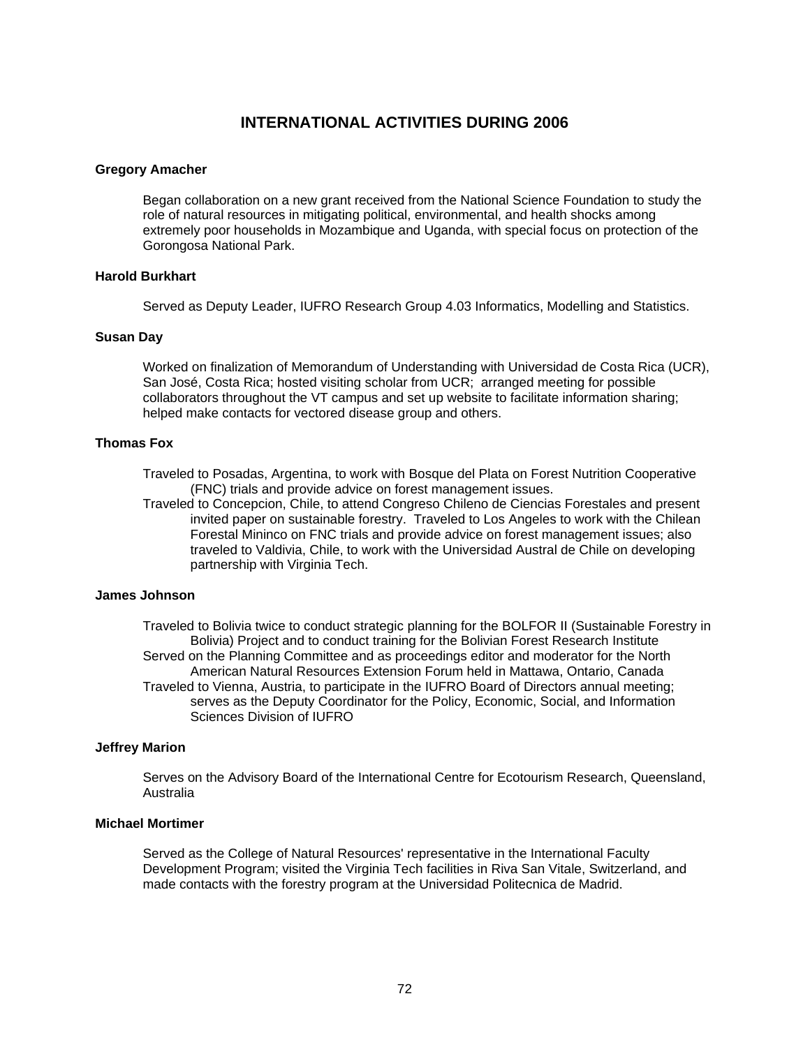# INTERNATIONAL ACTIVITIES DURING 2006

**Gregory Amacher**

Began collaboration on a new grant received from the National Science Foundation to study the role of natural resources in mitigating political, environmental, and health shocks among extremely poor households in Mozambique and Uganda, with special focus on protection of the Gorongosa National Park.

**Harold Burkhart**

Served as Deputy Leader, IUFRO Research Group 4.03 Informatics, Modelling and Statistics.

**Susan Day**

Worked on finalization of Memorandum of Understanding with Universidad de Costa Rica (UCR), San José, Costa Rica; hosted visiting scholar from UCR; arranged meeting for possible collaborators throughout the VT campus and set up website to facilitate information sharing; helped make contacts for vectored disease group and others.

**Thomas Fox**

Traveled to Posadas, Argentina, to work with Bosque del Plata on Forest Nutrition Cooperative (FNC) trials and provide advice on forest management issues.

Traveled to Concepcion, Chile, to attend Congreso Chileno de Ciencias Forestales and present invited paper on sustainable forestry. Traveled to Los Angeles to work with the Chilean Forestal Mininco on FNC trials and provide advice on forest management issues; also traveled to Valdivia, Chile, to work with the Universidad Austral de Chile on developing partnership with Virginia Tech.

**James Johnson**

Traveled to Bolivia twice to conduct strategic planning for the BOLFOR II (Sustainable Forestry in Bolivia) Project and to conduct training for the Bolivian Forest Research Institute

Served on the Planning Committee and as proceedings editor and moderator for the North American Natural Resources Extension Forum held in Mattawa, Ontario, Canada

Traveled to Vienna, Austria, to participate in the IUFRO Board of Directors annual meeting; serves as the Deputy Coordinator for the Policy, Economic, Social, and Information Sciences Division of IUFRO

**Jeffrey Marion**

Serves on the Advisory Board of the International Centre for Ecotourism Research, Queensland, Australia

**Michael Mortimer**

Served as the College of Natural Resources' representative in the International Faculty Development Program; visited the Virginia Tech facilities in Riva San Vitale, Switzerland, and made contacts with the forestry program at the Universidad Politecnica de Madrid.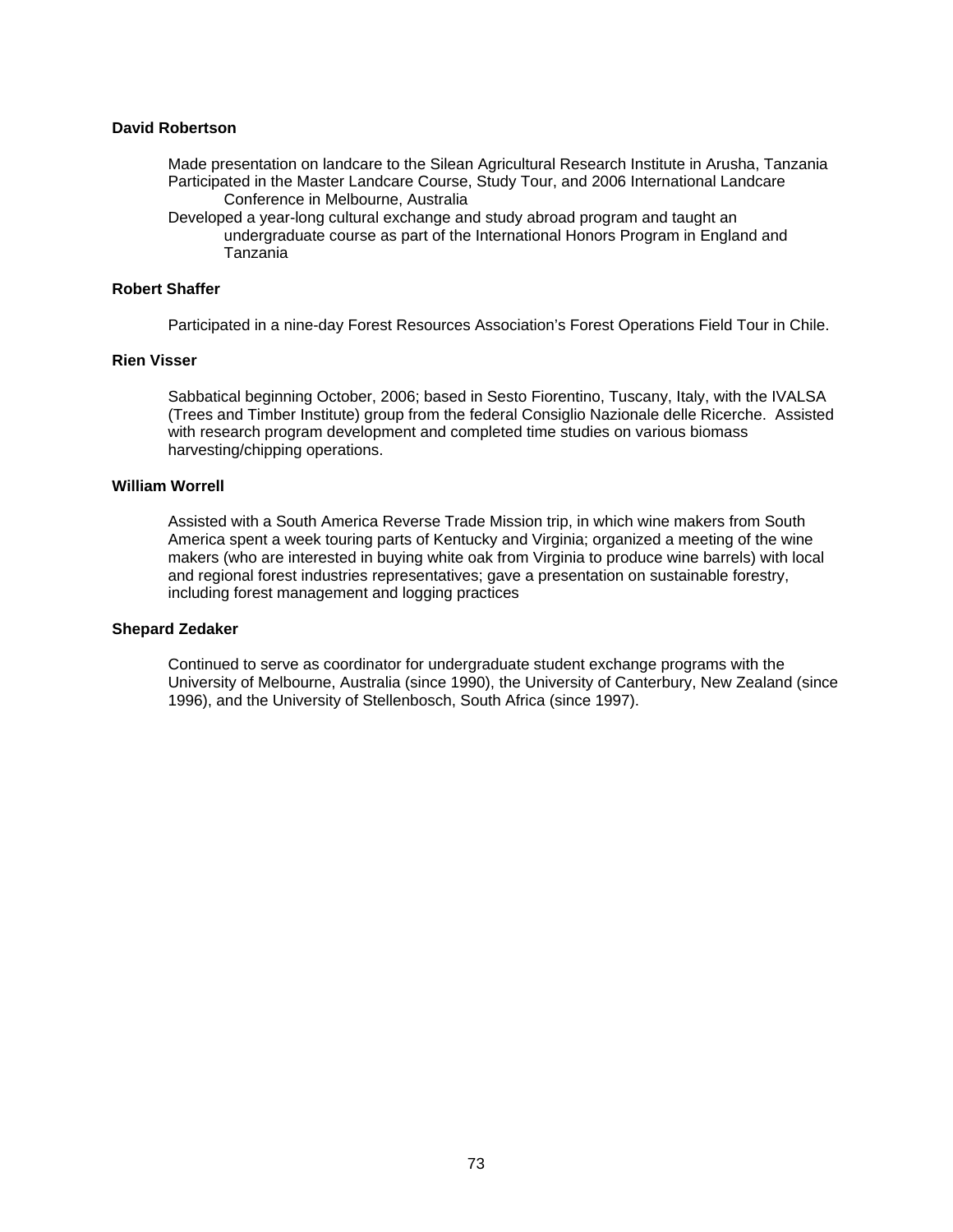**David Robertson**

Made presentation on landcare to the Silean Agricultural Research Institute in Arusha, Tanzania
Participated in the Master Landcare Course, Study Tour, and 2006 International Landcare Conference in Melbourne, Australia
Developed a year-long cultural exchange and study abroad program and taught an undergraduate course as part of the International Honors Program in England and Tanzania

**Robert Shaffer**

Participated in a nine-day Forest Resources Association's Forest Operations Field Tour in Chile.

**Rien Visser**

Sabbatical beginning October, 2006; based in Sesto Fiorentino, Tuscany, Italy, with the IVALSA (Trees and Timber Institute) group from the federal Consiglio Nazionale delle Ricerche. Assisted with research program development and completed time studies on various biomass harvesting/chipping operations.

**William Worrell**

Assisted with a South America Reverse Trade Mission trip, in which wine makers from South America spent a week touring parts of Kentucky and Virginia; organized a meeting of the wine makers (who are interested in buying white oak from Virginia to produce wine barrels) with local and regional forest industries representatives; gave a presentation on sustainable forestry, including forest management and logging practices

**Shepard Zedaker**

Continued to serve as coordinator for undergraduate student exchange programs with the University of Melbourne, Australia (since 1990), the University of Canterbury, New Zealand (since 1996), and the University of Stellenbosch, South Africa (since 1997).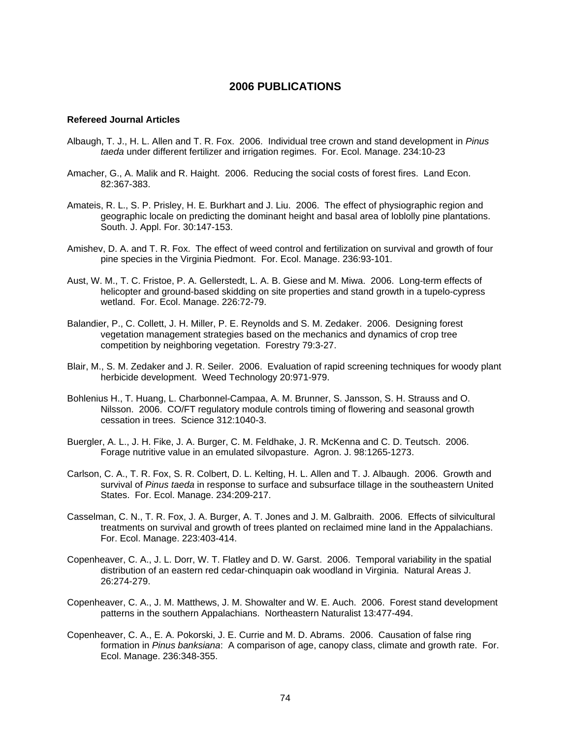# 2006 PUBLICATIONS

**Refereed Journal Articles**

Albaugh, T. J., H. L. Allen and T. R. Fox. 2006. Individual tree crown and stand development in *Pinus taeda* under different fertilizer and irrigation regimes. For. Ecol. Manage. 234:10-23

Amacher, G., A. Malik and R. Haight. 2006. Reducing the social costs of forest fires. Land Econ. 82:367-383.

Amateis, R. L., S. P. Prisley, H. E. Burkhart and J. Liu. 2006. The effect of physiographic region and geographic locale on predicting the dominant height and basal area of loblolly pine plantations. South. J. Appl. For. 30:147-153.

Amishev, D. A. and T. R. Fox. The effect of weed control and fertilization on survival and growth of four pine species in the Virginia Piedmont. For. Ecol. Manage. 236:93-101.

Aust, W. M., T. C. Fristoe, P. A. Gellerstedt, L. A. B. Giese and M. Miwa. 2006. Long-term effects of helicopter and ground-based skidding on site properties and stand growth in a tupelo-cypress wetland. For. Ecol. Manage. 226:72-79.

Balandier, P., C. Collett, J. H. Miller, P. E. Reynolds and S. M. Zedaker. 2006. Designing forest vegetation management strategies based on the mechanics and dynamics of crop tree competition by neighboring vegetation. Forestry 79:3-27.

Blair, M., S. M. Zedaker and J. R. Seiler. 2006. Evaluation of rapid screening techniques for woody plant herbicide development. Weed Technology 20:971-979.

Bohlenius H., T. Huang, L. Charbonnel-Campaa, A. M. Brunner, S. Jansson, S. H. Strauss and O. Nilsson. 2006. CO/FT regulatory module controls timing of flowering and seasonal growth cessation in trees. Science 312:1040-3.

Buergler, A. L., J. H. Fike, J. A. Burger, C. M. Feldhake, J. R. McKenna and C. D. Teutsch. 2006. Forage nutritive value in an emulated silvopasture. Agron. J. 98:1265-1273.

Carlson, C. A., T. R. Fox, S. R. Colbert, D. L. Kelting, H. L. Allen and T. J. Albaugh. 2006. Growth and survival of *Pinus taeda* in response to surface and subsurface tillage in the southeastern United States. For. Ecol. Manage. 234:209-217.

Casselman, C. N., T. R. Fox, J. A. Burger, A. T. Jones and J. M. Galbraith. 2006. Effects of silvicultural treatments on survival and growth of trees planted on reclaimed mine land in the Appalachians. For. Ecol. Manage. 223:403-414.

Copenheaver, C. A., J. L. Dorr, W. T. Flatley and D. W. Garst. 2006. Temporal variability in the spatial distribution of an eastern red cedar-chinquapin oak woodland in Virginia. Natural Areas J. 26:274-279.

Copenheaver, C. A., J. M. Matthews, J. M. Showalter and W. E. Auch. 2006. Forest stand development patterns in the southern Appalachians. Northeastern Naturalist 13:477-494.

Copenheaver, C. A., E. A. Pokorski, J. E. Currie and M. D. Abrams. 2006. Causation of false ring formation in *Pinus banksiana*: A comparison of age, canopy class, climate and growth rate. For. Ecol. Manage. 236:348-355.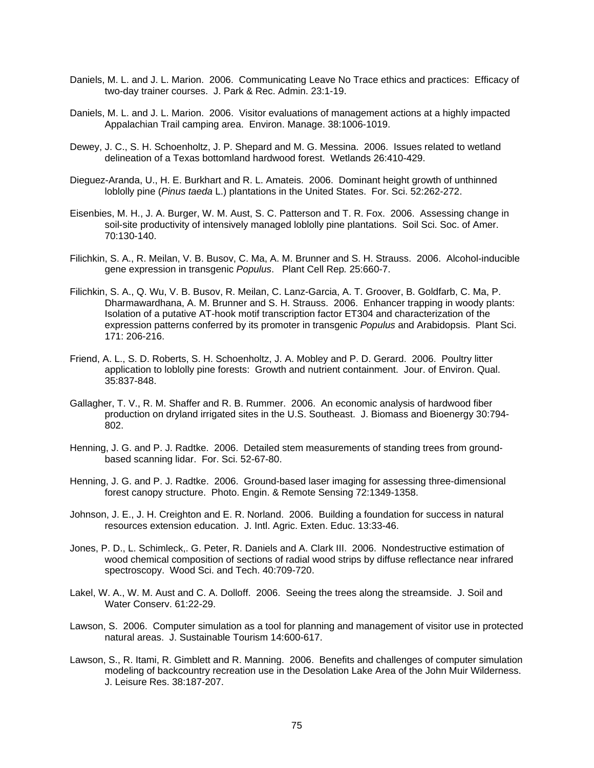Daniels, M. L. and J. L. Marion. 2006. Communicating Leave No Trace ethics and practices: Efficacy of two-day trainer courses. J. Park & Rec. Admin. 23:1-19.

Daniels, M. L. and J. L. Marion. 2006. Visitor evaluations of management actions at a highly impacted Appalachian Trail camping area. Environ. Manage. 38:1006-1019.

Dewey, J. C., S. H. Schoenholtz, J. P. Shepard and M. G. Messina. 2006. Issues related to wetland delineation of a Texas bottomland hardwood forest. Wetlands 26:410-429.

Dieguez-Aranda, U., H. E. Burkhart and R. L. Amateis. 2006. Dominant height growth of unthinned loblolly pine (*Pinus taeda* L.) plantations in the United States. For. Sci. 52:262-272.

Eisenbies, M. H., J. A. Burger, W. M. Aust, S. C. Patterson and T. R. Fox. 2006. Assessing change in soil-site productivity of intensively managed loblolly pine plantations. Soil Sci. Soc. of Amer. 70:130-140.

Filichkin, S. A., R. Meilan, V. B. Busov, C. Ma, A. M. Brunner and S. H. Strauss. 2006. Alcohol-inducible gene expression in transgenic *Populus*. Plant Cell Rep*.* 25:660-7.

Filichkin, S. A., Q. Wu, V. B. Busov, R. Meilan, C. Lanz-Garcia, A. T. Groover, B. Goldfarb, C. Ma, P. Dharmawardhana, A. M. Brunner and S. H. Strauss. 2006. Enhancer trapping in woody plants: Isolation of a putative AT-hook motif transcription factor ET304 and characterization of the expression patterns conferred by its promoter in transgenic *Populus* and Arabidopsis. Plant Sci. 171: 206-216.

Friend, A. L., S. D. Roberts, S. H. Schoenholtz, J. A. Mobley and P. D. Gerard. 2006. Poultry litter application to loblolly pine forests: Growth and nutrient containment. Jour. of Environ. Qual. 35:837-848.

Gallagher, T. V., R. M. Shaffer and R. B. Rummer. 2006. An economic analysis of hardwood fiber production on dryland irrigated sites in the U.S. Southeast. J. Biomass and Bioenergy 30:794-802.

Henning, J. G. and P. J. Radtke. 2006. Detailed stem measurements of standing trees from ground-based scanning lidar. For. Sci. 52-67-80.

Henning, J. G. and P. J. Radtke. 2006. Ground-based laser imaging for assessing three-dimensional forest canopy structure. Photo. Engin. & Remote Sensing 72:1349-1358.

Johnson, J. E., J. H. Creighton and E. R. Norland. 2006. Building a foundation for success in natural resources extension education. J. Intl. Agric. Exten. Educ. 13:33-46.

Jones, P. D., L. Schimleck,. G. Peter, R. Daniels and A. Clark III. 2006. Nondestructive estimation of wood chemical composition of sections of radial wood strips by diffuse reflectance near infrared spectroscopy. Wood Sci. and Tech. 40:709-720.

Lakel, W. A., W. M. Aust and C. A. Dolloff. 2006. Seeing the trees along the streamside. J. Soil and Water Conserv. 61:22-29.

Lawson, S. 2006. Computer simulation as a tool for planning and management of visitor use in protected natural areas. J. Sustainable Tourism 14:600-617.

Lawson, S., R. Itami, R. Gimblett and R. Manning. 2006. Benefits and challenges of computer simulation modeling of backcountry recreation use in the Desolation Lake Area of the John Muir Wilderness. J. Leisure Res. 38:187-207.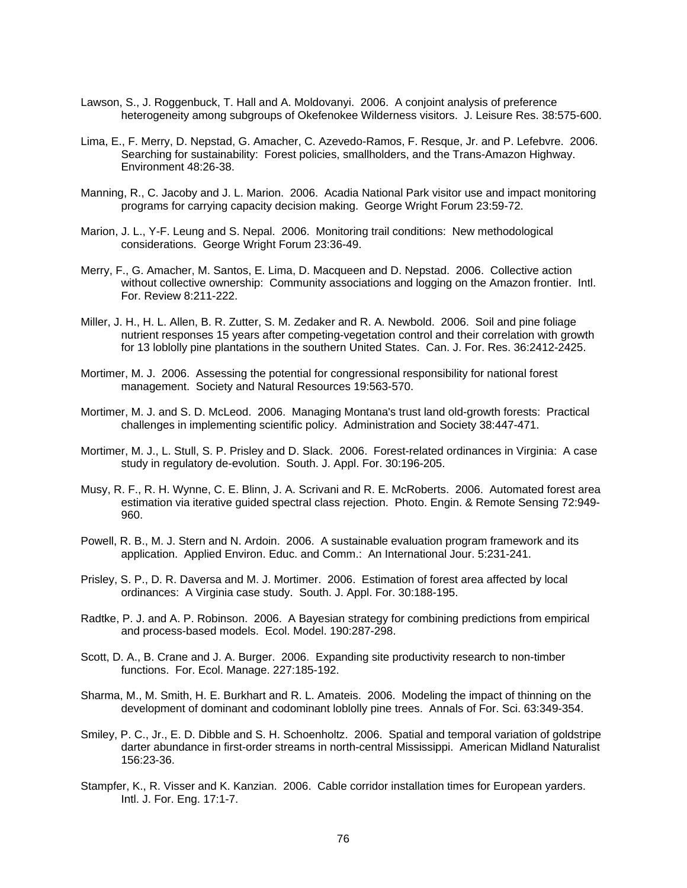Lawson, S., J. Roggenbuck, T. Hall and A. Moldovanyi. 2006. A conjoint analysis of preference heterogeneity among subgroups of Okefenokee Wilderness visitors. J. Leisure Res. 38:575-600.

Lima, E., F. Merry, D. Nepstad, G. Amacher, C. Azevedo-Ramos, F. Resque, Jr. and P. Lefebvre. 2006. Searching for sustainability: Forest policies, smallholders, and the Trans-Amazon Highway. Environment 48:26-38.

Manning, R., C. Jacoby and J. L. Marion. 2006. Acadia National Park visitor use and impact monitoring programs for carrying capacity decision making. George Wright Forum 23:59-72.

Marion, J. L., Y-F. Leung and S. Nepal. 2006. Monitoring trail conditions: New methodological considerations. George Wright Forum 23:36-49.

Merry, F., G. Amacher, M. Santos, E. Lima, D. Macqueen and D. Nepstad. 2006. Collective action without collective ownership: Community associations and logging on the Amazon frontier. Intl. For. Review 8:211-222.

Miller, J. H., H. L. Allen, B. R. Zutter, S. M. Zedaker and R. A. Newbold. 2006. Soil and pine foliage nutrient responses 15 years after competing-vegetation control and their correlation with growth for 13 loblolly pine plantations in the southern United States. Can. J. For. Res. 36:2412-2425.

Mortimer, M. J. 2006. Assessing the potential for congressional responsibility for national forest management. Society and Natural Resources 19:563-570.

Mortimer, M. J. and S. D. McLeod. 2006. Managing Montana's trust land old-growth forests: Practical challenges in implementing scientific policy. Administration and Society 38:447-471.

Mortimer, M. J., L. Stull, S. P. Prisley and D. Slack. 2006. Forest-related ordinances in Virginia: A case study in regulatory de-evolution. South. J. Appl. For. 30:196-205.

Musy, R. F., R. H. Wynne, C. E. Blinn, J. A. Scrivani and R. E. McRoberts. 2006. Automated forest area estimation via iterative guided spectral class rejection. Photo. Engin. & Remote Sensing 72:949-960.

Powell, R. B., M. J. Stern and N. Ardoin. 2006. A sustainable evaluation program framework and its application. Applied Environ. Educ. and Comm.: An International Jour. 5:231-241.

Prisley, S. P., D. R. Daversa and M. J. Mortimer. 2006. Estimation of forest area affected by local ordinances: A Virginia case study. South. J. Appl. For. 30:188-195.

Radtke, P. J. and A. P. Robinson. 2006. A Bayesian strategy for combining predictions from empirical and process-based models. Ecol. Model. 190:287-298.

Scott, D. A., B. Crane and J. A. Burger. 2006. Expanding site productivity research to non-timber functions. For. Ecol. Manage. 227:185-192.

Sharma, M., M. Smith, H. E. Burkhart and R. L. Amateis. 2006. Modeling the impact of thinning on the development of dominant and codominant loblolly pine trees. Annals of For. Sci. 63:349-354.

Smiley, P. C., Jr., E. D. Dibble and S. H. Schoenholtz. 2006. Spatial and temporal variation of goldstripe darter abundance in first-order streams in north-central Mississippi. American Midland Naturalist 156:23-36.

Stampfer, K., R. Visser and K. Kanzian. 2006. Cable corridor installation times for European yarders. Intl. J. For. Eng. 17:1-7.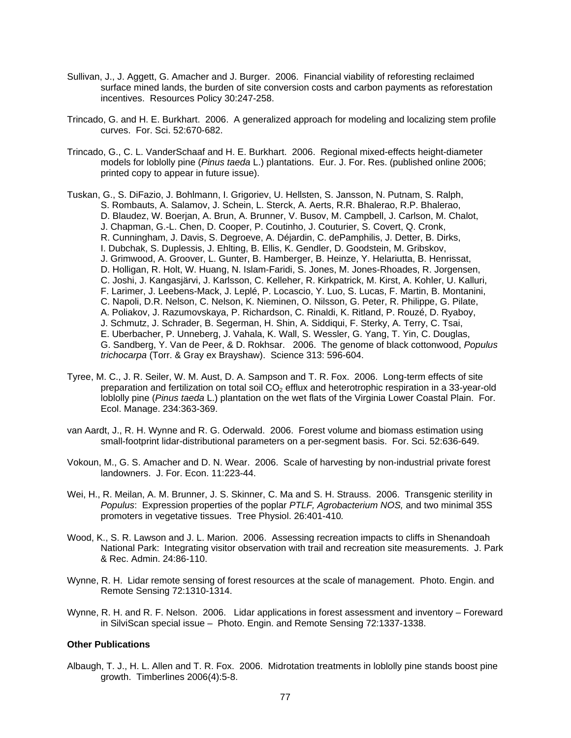Sullivan, J., J. Aggett, G. Amacher and J. Burger. 2006. Financial viability of reforesting reclaimed surface mined lands, the burden of site conversion costs and carbon payments as reforestation incentives. Resources Policy 30:247-258.

Trincado, G. and H. E. Burkhart. 2006. A generalized approach for modeling and localizing stem profile curves. For. Sci. 52:670-682.

Trincado, G., C. L. VanderSchaaf and H. E. Burkhart. 2006. Regional mixed-effects height-diameter models for loblolly pine (*Pinus taeda* L.) plantations. Eur. J. For. Res. (published online 2006; printed copy to appear in future issue).

Tuskan, G., S. DiFazio, J. Bohlmann, I. Grigoriev, U. Hellsten, S. Jansson, N. Putnam, S. Ralph, S. Rombauts, A. Salamov, J. Schein, L. Sterck, A. Aerts, R.R. Bhalerao, R.P. Bhalerao, D. Blaudez, W. Boerjan, A. Brun, A. Brunner, V. Busov, M. Campbell, J. Carlson, M. Chalot, J. Chapman, G.-L. Chen, D. Cooper, P. Coutinho, J. Couturier, S. Covert, Q. Cronk, R. Cunningham, J. Davis, S. Degroeve, A. Déjardin, C. dePamphilis, J. Detter, B. Dirks, I. Dubchak, S. Duplessis, J. Ehlting, B. Ellis, K. Gendler, D. Goodstein, M. Gribskov, J. Grimwood, A. Groover, L. Gunter, B. Hamberger, B. Heinze, Y. Helariutta, B. Henrissat, D. Holligan, R. Holt, W. Huang, N. Islam-Faridi, S. Jones, M. Jones-Rhoades, R. Jorgensen, C. Joshi, J. Kangasjärvi, J. Karlsson, C. Kelleher, R. Kirkpatrick, M. Kirst, A. Kohler, U. Kalluri, F. Larimer, J. Leebens-Mack, J. Leplé, P. Locascio, Y. Luo, S. Lucas, F. Martin, B. Montanini, C. Napoli, D.R. Nelson, C. Nelson, K. Nieminen, O. Nilsson, G. Peter, R. Philippe, G. Pilate, A. Poliakov, J. Razumovskaya, P. Richardson, C. Rinaldi, K. Ritland, P. Rouzé, D. Ryaboy, J. Schmutz, J. Schrader, B. Segerman, H. Shin, A. Siddiqui, F. Sterky, A. Terry, C. Tsai, E. Uberbacher, P. Unneberg, J. Vahala, K. Wall, S. Wessler, G. Yang, T. Yin, C. Douglas, G. Sandberg, Y. Van de Peer, & D. Rokhsar. 2006. The genome of black cottonwood, *Populus trichocarpa* (Torr. & Gray ex Brayshaw). Science 313: 596-604.

Tyree, M. C., J. R. Seiler, W. M. Aust, D. A. Sampson and T. R. Fox. 2006. Long-term effects of site preparation and fertilization on total soil $CO_2$ efflux and heterotrophic respiration in a 33-year-old loblolly pine (*Pinus taeda* L.) plantation on the wet flats of the Virginia Lower Coastal Plain. For. Ecol. Manage. 234:363-369.

van Aardt, J., R. H. Wynne and R. G. Oderwald. 2006. Forest volume and biomass estimation using small-footprint lidar-distributional parameters on a per-segment basis. For. Sci. 52:636-649.

Vokoun, M., G. S. Amacher and D. N. Wear. 2006. Scale of harvesting by non-industrial private forest landowners. J. For. Econ. 11:223-44.

Wei, H., R. Meilan, A. M. Brunner, J. S. Skinner, C. Ma and S. H. Strauss. 2006. Transgenic sterility in *Populus*: Expression properties of the poplar *PTLF, Agrobacterium NOS,* and two minimal 35S promoters in vegetative tissues. Tree Physiol. 26:401-410*.*

Wood, K., S. R. Lawson and J. L. Marion. 2006. Assessing recreation impacts to cliffs in Shenandoah National Park: Integrating visitor observation with trail and recreation site measurements. J. Park & Rec. Admin. 24:86-110.

Wynne, R. H. Lidar remote sensing of forest resources at the scale of management. Photo. Engin. and Remote Sensing 72:1310-1314.

Wynne, R. H. and R. F. Nelson. 2006. Lidar applications in forest assessment and inventory – Foreward in SilviScan special issue – Photo. Engin. and Remote Sensing 72:1337-1338.

**Other Publications**

Albaugh, T. J., H. L. Allen and T. R. Fox. 2006. Midrotation treatments in loblolly pine stands boost pine growth. Timberlines 2006(4):5-8.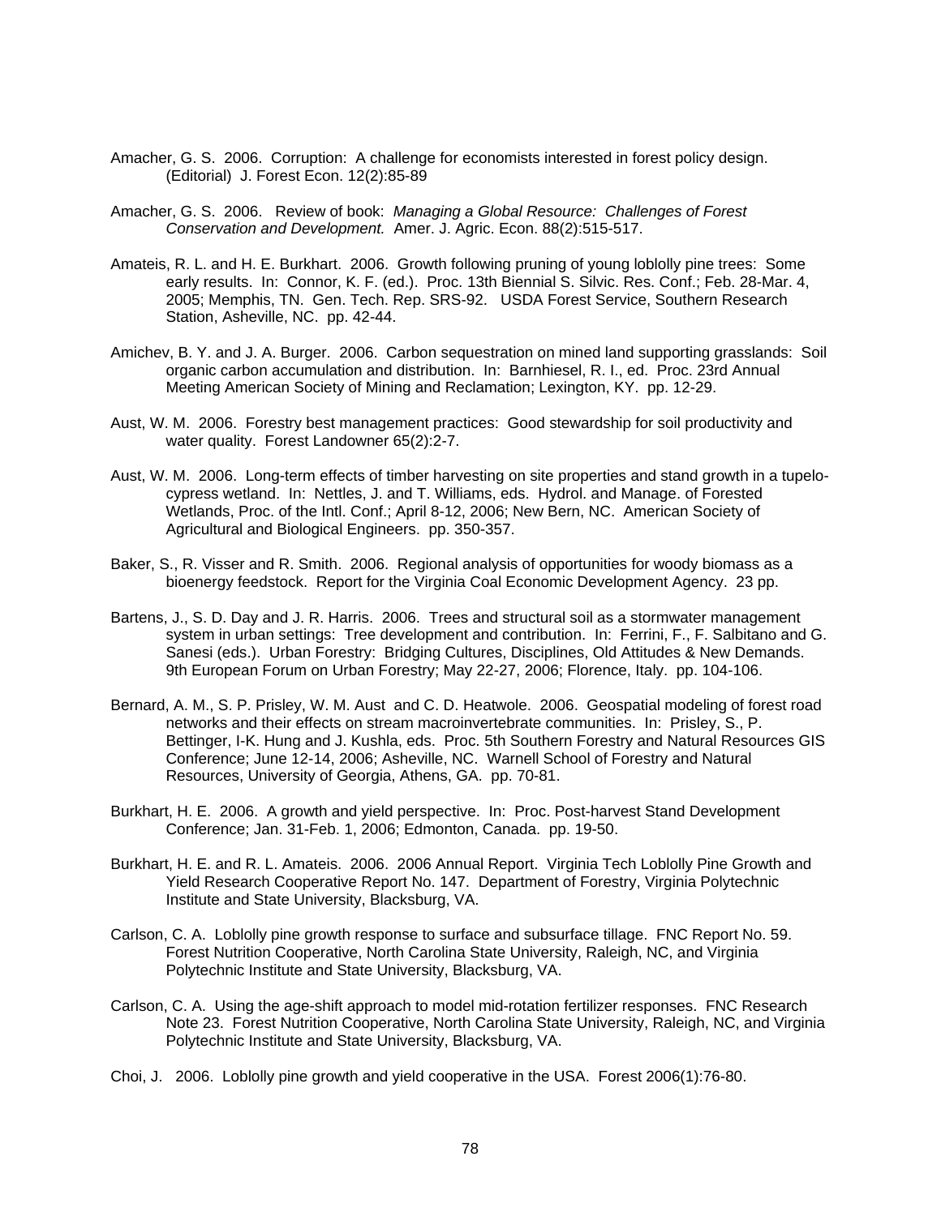Amacher, G. S. 2006. Corruption: A challenge for economists interested in forest policy design. (Editorial) J. Forest Econ. 12(2):85-89

Amacher, G. S. 2006. Review of book: *Managing a Global Resource: Challenges of Forest Conservation and Development.* Amer. J. Agric. Econ. 88(2):515-517.

Amateis, R. L. and H. E. Burkhart. 2006. Growth following pruning of young loblolly pine trees: Some early results. In: Connor, K. F. (ed.). Proc. 13th Biennial S. Silvic. Res. Conf.; Feb. 28-Mar. 4, 2005; Memphis, TN. Gen. Tech. Rep. SRS-92. USDA Forest Service, Southern Research Station, Asheville, NC. pp. 42-44.

Amichev, B. Y. and J. A. Burger. 2006. Carbon sequestration on mined land supporting grasslands: Soil organic carbon accumulation and distribution. In: Barnhiesel, R. I., ed. Proc. 23rd Annual Meeting American Society of Mining and Reclamation; Lexington, KY. pp. 12-29.

Aust, W. M. 2006. Forestry best management practices: Good stewardship for soil productivity and water quality. Forest Landowner 65(2):2-7.

Aust, W. M. 2006. Long-term effects of timber harvesting on site properties and stand growth in a tupelo-cypress wetland. In: Nettles, J. and T. Williams, eds. Hydrol. and Manage. of Forested Wetlands, Proc. of the Intl. Conf.; April 8-12, 2006; New Bern, NC. American Society of Agricultural and Biological Engineers. pp. 350-357.

Baker, S., R. Visser and R. Smith. 2006. Regional analysis of opportunities for woody biomass as a bioenergy feedstock. Report for the Virginia Coal Economic Development Agency. 23 pp.

Bartens, J., S. D. Day and J. R. Harris. 2006. Trees and structural soil as a stormwater management system in urban settings: Tree development and contribution. In: Ferrini, F., F. Salbitano and G. Sanesi (eds.). Urban Forestry: Bridging Cultures, Disciplines, Old Attitudes & New Demands. 9th European Forum on Urban Forestry; May 22-27, 2006; Florence, Italy. pp. 104-106.

Bernard, A. M., S. P. Prisley, W. M. Aust and C. D. Heatwole. 2006. Geospatial modeling of forest road networks and their effects on stream macroinvertebrate communities. In: Prisley, S., P. Bettinger, I-K. Hung and J. Kushla, eds. Proc. 5th Southern Forestry and Natural Resources GIS Conference; June 12-14, 2006; Asheville, NC. Warnell School of Forestry and Natural Resources, University of Georgia, Athens, GA. pp. 70-81.

Burkhart, H. E. 2006. A growth and yield perspective. In: Proc. Post-harvest Stand Development Conference; Jan. 31-Feb. 1, 2006; Edmonton, Canada. pp. 19-50.

Burkhart, H. E. and R. L. Amateis. 2006. 2006 Annual Report. Virginia Tech Loblolly Pine Growth and Yield Research Cooperative Report No. 147. Department of Forestry, Virginia Polytechnic Institute and State University, Blacksburg, VA.

Carlson, C. A. Loblolly pine growth response to surface and subsurface tillage. FNC Report No. 59. Forest Nutrition Cooperative, North Carolina State University, Raleigh, NC, and Virginia Polytechnic Institute and State University, Blacksburg, VA.

Carlson, C. A. Using the age-shift approach to model mid-rotation fertilizer responses. FNC Research Note 23. Forest Nutrition Cooperative, North Carolina State University, Raleigh, NC, and Virginia Polytechnic Institute and State University, Blacksburg, VA.

Choi, J. 2006. Loblolly pine growth and yield cooperative in the USA. Forest 2006(1):76-80.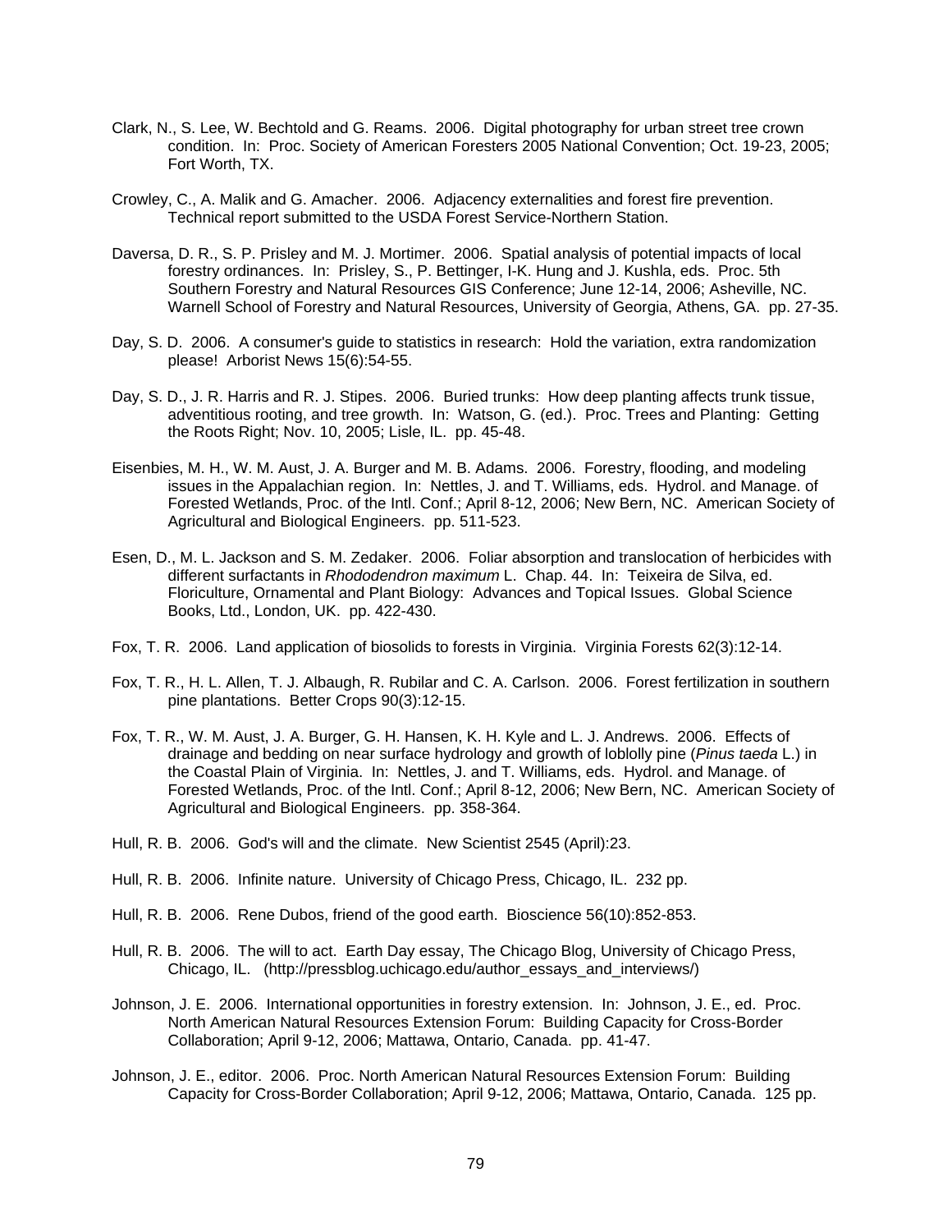Clark, N., S. Lee, W. Bechtold and G. Reams. 2006. Digital photography for urban street tree crown condition. In: Proc. Society of American Foresters 2005 National Convention; Oct. 19-23, 2005; Fort Worth, TX.

Crowley, C., A. Malik and G. Amacher. 2006. Adjacency externalities and forest fire prevention. Technical report submitted to the USDA Forest Service-Northern Station.

Daversa, D. R., S. P. Prisley and M. J. Mortimer. 2006. Spatial analysis of potential impacts of local forestry ordinances. In: Prisley, S., P. Bettinger, I-K. Hung and J. Kushla, eds. Proc. 5th Southern Forestry and Natural Resources GIS Conference; June 12-14, 2006; Asheville, NC. Warnell School of Forestry and Natural Resources, University of Georgia, Athens, GA. pp. 27-35.

Day, S. D. 2006. A consumer's guide to statistics in research: Hold the variation, extra randomization please! Arborist News 15(6):54-55.

Day, S. D., J. R. Harris and R. J. Stipes. 2006. Buried trunks: How deep planting affects trunk tissue, adventitious rooting, and tree growth. In: Watson, G. (ed.). Proc. Trees and Planting: Getting the Roots Right; Nov. 10, 2005; Lisle, IL. pp. 45-48.

Eisenbies, M. H., W. M. Aust, J. A. Burger and M. B. Adams. 2006. Forestry, flooding, and modeling issues in the Appalachian region. In: Nettles, J. and T. Williams, eds. Hydrol. and Manage. of Forested Wetlands, Proc. of the Intl. Conf.; April 8-12, 2006; New Bern, NC. American Society of Agricultural and Biological Engineers. pp. 511-523.

Esen, D., M. L. Jackson and S. M. Zedaker. 2006. Foliar absorption and translocation of herbicides with different surfactants in *Rhododendron maximum* L. Chap. 44. In: Teixeira de Silva, ed. Floriculture, Ornamental and Plant Biology: Advances and Topical Issues. Global Science Books, Ltd., London, UK. pp. 422-430.

Fox, T. R. 2006. Land application of biosolids to forests in Virginia. Virginia Forests 62(3):12-14.

Fox, T. R., H. L. Allen, T. J. Albaugh, R. Rubilar and C. A. Carlson. 2006. Forest fertilization in southern pine plantations. Better Crops 90(3):12-15.

Fox, T. R., W. M. Aust, J. A. Burger, G. H. Hansen, K. H. Kyle and L. J. Andrews. 2006. Effects of drainage and bedding on near surface hydrology and growth of loblolly pine (*Pinus taeda* L.) in the Coastal Plain of Virginia. In: Nettles, J. and T. Williams, eds. Hydrol. and Manage. of Forested Wetlands, Proc. of the Intl. Conf.; April 8-12, 2006; New Bern, NC. American Society of Agricultural and Biological Engineers. pp. 358-364.

Hull, R. B. 2006. God's will and the climate. New Scientist 2545 (April):23.

Hull, R. B. 2006. Infinite nature. University of Chicago Press, Chicago, IL. 232 pp.

Hull, R. B. 2006. Rene Dubos, friend of the good earth. Bioscience 56(10):852-853.

Hull, R. B. 2006. The will to act. Earth Day essay, The Chicago Blog, University of Chicago Press, Chicago, IL. (http://pressblog.uchicago.edu/author_essays_and_interviews/)

Johnson, J. E. 2006. International opportunities in forestry extension. In: Johnson, J. E., ed. Proc. North American Natural Resources Extension Forum: Building Capacity for Cross-Border Collaboration; April 9-12, 2006; Mattawa, Ontario, Canada. pp. 41-47.

Johnson, J. E., editor. 2006. Proc. North American Natural Resources Extension Forum: Building Capacity for Cross-Border Collaboration; April 9-12, 2006; Mattawa, Ontario, Canada. 125 pp.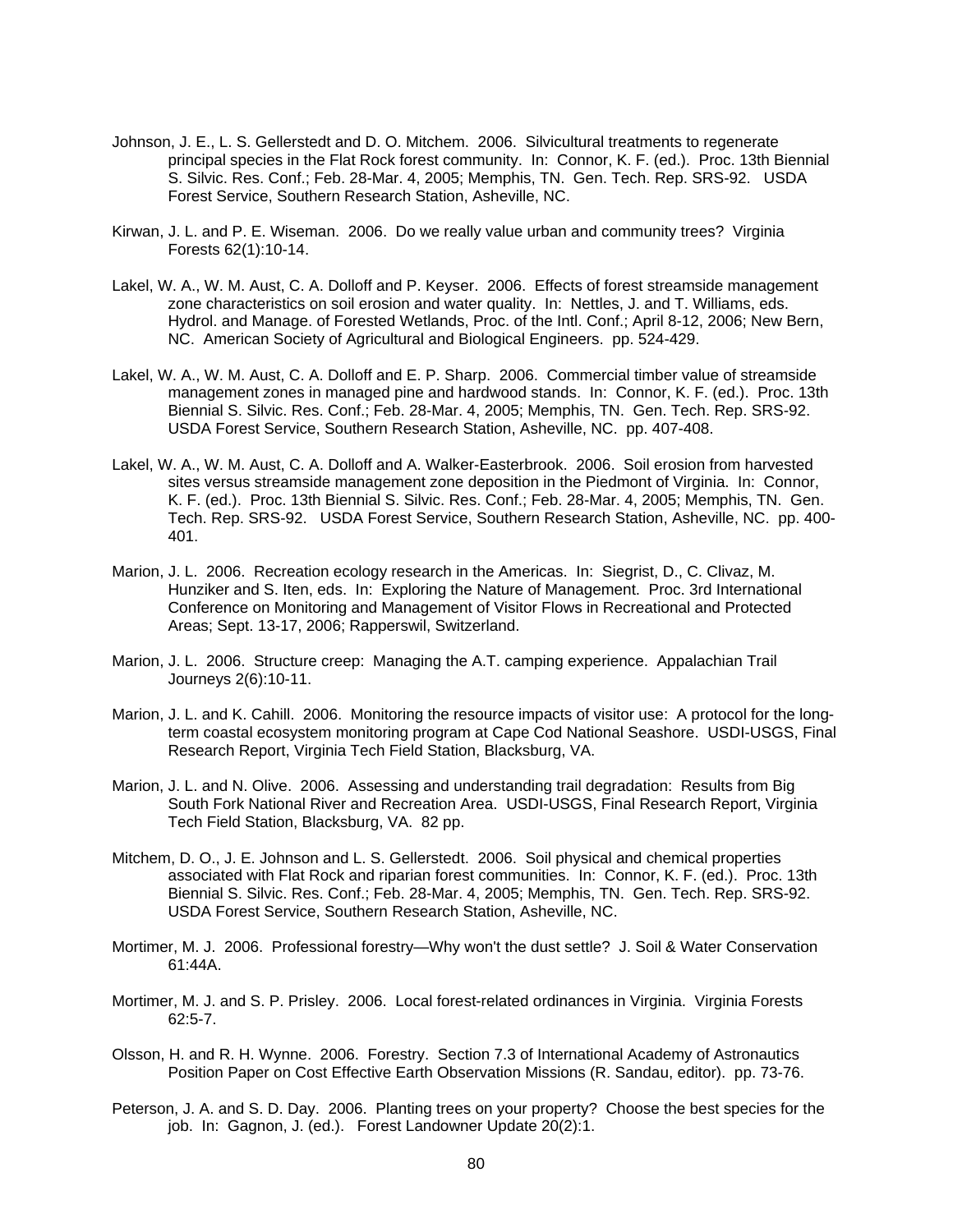Johnson, J. E., L. S. Gellerstedt and D. O. Mitchem. 2006. Silvicultural treatments to regenerate principal species in the Flat Rock forest community. In: Connor, K. F. (ed.). Proc. 13th Biennial S. Silvic. Res. Conf.; Feb. 28-Mar. 4, 2005; Memphis, TN. Gen. Tech. Rep. SRS-92. USDA Forest Service, Southern Research Station, Asheville, NC.

Kirwan, J. L. and P. E. Wiseman. 2006. Do we really value urban and community trees? Virginia Forests 62(1):10-14.

Lakel, W. A., W. M. Aust, C. A. Dolloff and P. Keyser. 2006. Effects of forest streamside management zone characteristics on soil erosion and water quality. In: Nettles, J. and T. Williams, eds. Hydrol. and Manage. of Forested Wetlands, Proc. of the Intl. Conf.; April 8-12, 2006; New Bern, NC. American Society of Agricultural and Biological Engineers. pp. 524-429.

Lakel, W. A., W. M. Aust, C. A. Dolloff and E. P. Sharp. 2006. Commercial timber value of streamside management zones in managed pine and hardwood stands. In: Connor, K. F. (ed.). Proc. 13th Biennial S. Silvic. Res. Conf.; Feb. 28-Mar. 4, 2005; Memphis, TN. Gen. Tech. Rep. SRS-92. USDA Forest Service, Southern Research Station, Asheville, NC. pp. 407-408.

Lakel, W. A., W. M. Aust, C. A. Dolloff and A. Walker-Easterbrook. 2006. Soil erosion from harvested sites versus streamside management zone deposition in the Piedmont of Virginia. In: Connor, K. F. (ed.). Proc. 13th Biennial S. Silvic. Res. Conf.; Feb. 28-Mar. 4, 2005; Memphis, TN. Gen. Tech. Rep. SRS-92. USDA Forest Service, Southern Research Station, Asheville, NC. pp. 400-401.

Marion, J. L. 2006. Recreation ecology research in the Americas. In: Siegrist, D., C. Clivaz, M. Hunziker and S. Iten, eds. In: Exploring the Nature of Management. Proc. 3rd International Conference on Monitoring and Management of Visitor Flows in Recreational and Protected Areas; Sept. 13-17, 2006; Rapperswil, Switzerland.

Marion, J. L. 2006. Structure creep: Managing the A.T. camping experience. Appalachian Trail Journeys 2(6):10-11.

Marion, J. L. and K. Cahill. 2006. Monitoring the resource impacts of visitor use: A protocol for the long-term coastal ecosystem monitoring program at Cape Cod National Seashore. USDI-USGS, Final Research Report, Virginia Tech Field Station, Blacksburg, VA.

Marion, J. L. and N. Olive. 2006. Assessing and understanding trail degradation: Results from Big South Fork National River and Recreation Area. USDI-USGS, Final Research Report, Virginia Tech Field Station, Blacksburg, VA. 82 pp.

Mitchem, D. O., J. E. Johnson and L. S. Gellerstedt. 2006. Soil physical and chemical properties associated with Flat Rock and riparian forest communities. In: Connor, K. F. (ed.). Proc. 13th Biennial S. Silvic. Res. Conf.; Feb. 28-Mar. 4, 2005; Memphis, TN. Gen. Tech. Rep. SRS-92. USDA Forest Service, Southern Research Station, Asheville, NC.

Mortimer, M. J. 2006. Professional forestry—Why won't the dust settle? J. Soil & Water Conservation 61:44A.

Mortimer, M. J. and S. P. Prisley. 2006. Local forest-related ordinances in Virginia. Virginia Forests 62:5-7.

Olsson, H. and R. H. Wynne. 2006. Forestry. Section 7.3 of International Academy of Astronautics Position Paper on Cost Effective Earth Observation Missions (R. Sandau, editor). pp. 73-76.

Peterson, J. A. and S. D. Day. 2006. Planting trees on your property? Choose the best species for the job. In: Gagnon, J. (ed.). Forest Landowner Update 20(2):1.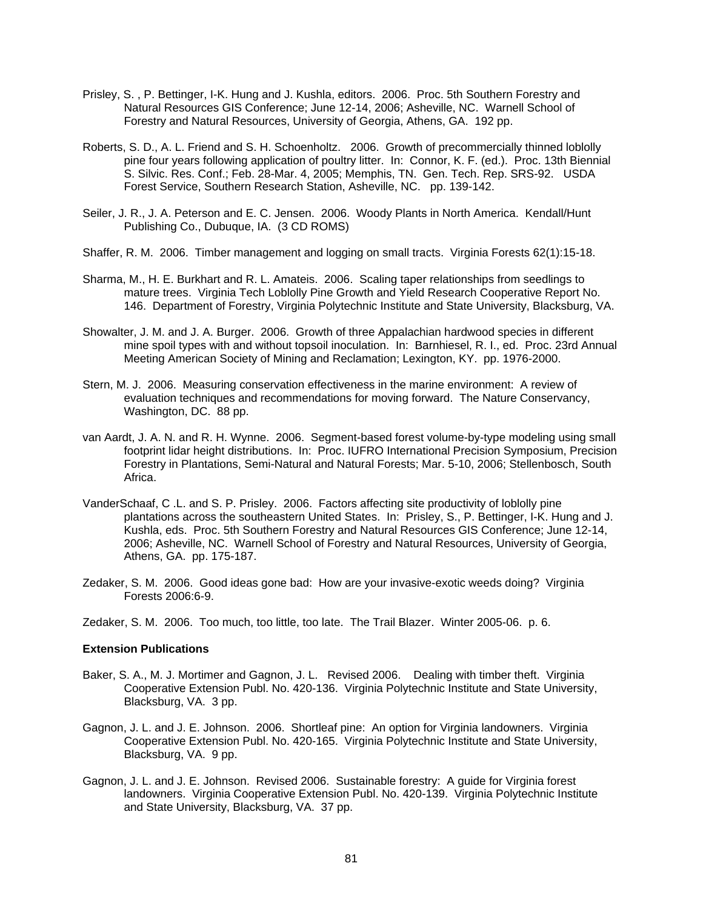Prisley, S. , P. Bettinger, I-K. Hung and J. Kushla, editors. 2006. Proc. 5th Southern Forestry and Natural Resources GIS Conference; June 12-14, 2006; Asheville, NC. Warnell School of Forestry and Natural Resources, University of Georgia, Athens, GA. 192 pp.

Roberts, S. D., A. L. Friend and S. H. Schoenholtz. 2006. Growth of precommercially thinned loblolly pine four years following application of poultry litter. In: Connor, K. F. (ed.). Proc. 13th Biennial S. Silvic. Res. Conf.; Feb. 28-Mar. 4, 2005; Memphis, TN. Gen. Tech. Rep. SRS-92. USDA Forest Service, Southern Research Station, Asheville, NC. pp. 139-142.

Seiler, J. R., J. A. Peterson and E. C. Jensen. 2006. Woody Plants in North America. Kendall/Hunt Publishing Co., Dubuque, IA. (3 CD ROMS)

Shaffer, R. M. 2006. Timber management and logging on small tracts. Virginia Forests 62(1):15-18.

Sharma, M., H. E. Burkhart and R. L. Amateis. 2006. Scaling taper relationships from seedlings to mature trees. Virginia Tech Loblolly Pine Growth and Yield Research Cooperative Report No. 146. Department of Forestry, Virginia Polytechnic Institute and State University, Blacksburg, VA.

Showalter, J. M. and J. A. Burger. 2006. Growth of three Appalachian hardwood species in different mine spoil types with and without topsoil inoculation. In: Barnhiesel, R. I., ed. Proc. 23rd Annual Meeting American Society of Mining and Reclamation; Lexington, KY. pp. 1976-2000.

Stern, M. J. 2006. Measuring conservation effectiveness in the marine environment: A review of evaluation techniques and recommendations for moving forward. The Nature Conservancy, Washington, DC. 88 pp.

van Aardt, J. A. N. and R. H. Wynne. 2006. Segment-based forest volume-by-type modeling using small footprint lidar height distributions. In: Proc. IUFRO International Precision Symposium, Precision Forestry in Plantations, Semi-Natural and Natural Forests; Mar. 5-10, 2006; Stellenbosch, South Africa.

VanderSchaaf, C .L. and S. P. Prisley. 2006. Factors affecting site productivity of loblolly pine plantations across the southeastern United States. In: Prisley, S., P. Bettinger, I-K. Hung and J. Kushla, eds. Proc. 5th Southern Forestry and Natural Resources GIS Conference; June 12-14, 2006; Asheville, NC. Warnell School of Forestry and Natural Resources, University of Georgia, Athens, GA. pp. 175-187.

Zedaker, S. M. 2006. Good ideas gone bad: How are your invasive-exotic weeds doing? Virginia Forests 2006:6-9.

Zedaker, S. M. 2006. Too much, too little, too late. The Trail Blazer. Winter 2005-06. p. 6.

**Extension Publications**

Baker, S. A., M. J. Mortimer and Gagnon, J. L. Revised 2006. Dealing with timber theft. Virginia Cooperative Extension Publ. No. 420-136. Virginia Polytechnic Institute and State University, Blacksburg, VA. 3 pp.

Gagnon, J. L. and J. E. Johnson. 2006. Shortleaf pine: An option for Virginia landowners. Virginia Cooperative Extension Publ. No. 420-165. Virginia Polytechnic Institute and State University, Blacksburg, VA. 9 pp.

Gagnon, J. L. and J. E. Johnson. Revised 2006. Sustainable forestry: A guide for Virginia forest landowners. Virginia Cooperative Extension Publ. No. 420-139. Virginia Polytechnic Institute and State University, Blacksburg, VA. 37 pp.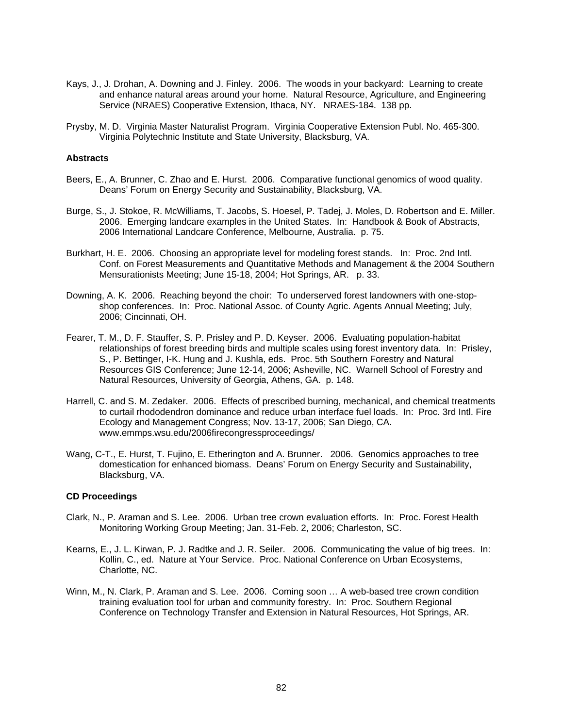Kays, J., J. Drohan, A. Downing and J. Finley. 2006. The woods in your backyard: Learning to create and enhance natural areas around your home. Natural Resource, Agriculture, and Engineering Service (NRAES) Cooperative Extension, Ithaca, NY. NRAES-184. 138 pp.

Prysby, M. D. Virginia Master Naturalist Program. Virginia Cooperative Extension Publ. No. 465-300. Virginia Polytechnic Institute and State University, Blacksburg, VA.

**Abstracts**

Beers, E., A. Brunner, C. Zhao and E. Hurst. 2006. Comparative functional genomics of wood quality. Deans' Forum on Energy Security and Sustainability, Blacksburg, VA.

Burge, S., J. Stokoe, R. McWilliams, T. Jacobs, S. Hoesel, P. Tadej, J. Moles, D. Robertson and E. Miller. 2006. Emerging landcare examples in the United States. In: Handbook & Book of Abstracts, 2006 International Landcare Conference, Melbourne, Australia. p. 75.

Burkhart, H. E. 2006. Choosing an appropriate level for modeling forest stands. In: Proc. 2nd Intl. Conf. on Forest Measurements and Quantitative Methods and Management & the 2004 Southern Mensurationists Meeting; June 15-18, 2004; Hot Springs, AR. p. 33.

Downing, A. K. 2006. Reaching beyond the choir: To underserved forest landowners with one-stop-shop conferences. In: Proc. National Assoc. of County Agric. Agents Annual Meeting; July, 2006; Cincinnati, OH.

Fearer, T. M., D. F. Stauffer, S. P. Prisley and P. D. Keyser. 2006. Evaluating population-habitat relationships of forest breeding birds and multiple scales using forest inventory data. In: Prisley, S., P. Bettinger, I-K. Hung and J. Kushla, eds. Proc. 5th Southern Forestry and Natural Resources GIS Conference; June 12-14, 2006; Asheville, NC. Warnell School of Forestry and Natural Resources, University of Georgia, Athens, GA. p. 148.

Harrell, C. and S. M. Zedaker. 2006. Effects of prescribed burning, mechanical, and chemical treatments to curtail rhododendron dominance and reduce urban interface fuel loads. In: Proc. 3rd Intl. Fire Ecology and Management Congress; Nov. 13-17, 2006; San Diego, CA. www.emmps.wsu.edu/2006firecongressproceedings/

Wang, C-T., E. Hurst, T. Fujino, E. Etherington and A. Brunner. 2006. Genomics approaches to tree domestication for enhanced biomass. Deans' Forum on Energy Security and Sustainability, Blacksburg, VA.

**CD Proceedings**

Clark, N., P. Araman and S. Lee. 2006. Urban tree crown evaluation efforts. In: Proc. Forest Health Monitoring Working Group Meeting; Jan. 31-Feb. 2, 2006; Charleston, SC.

Kearns, E., J. L. Kirwan, P. J. Radtke and J. R. Seiler. 2006. Communicating the value of big trees. In: Kollin, C., ed. Nature at Your Service. Proc. National Conference on Urban Ecosystems, Charlotte, NC.

Winn, M., N. Clark, P. Araman and S. Lee. 2006. Coming soon … A web-based tree crown condition training evaluation tool for urban and community forestry. In: Proc. Southern Regional Conference on Technology Transfer and Extension in Natural Resources, Hot Springs, AR.